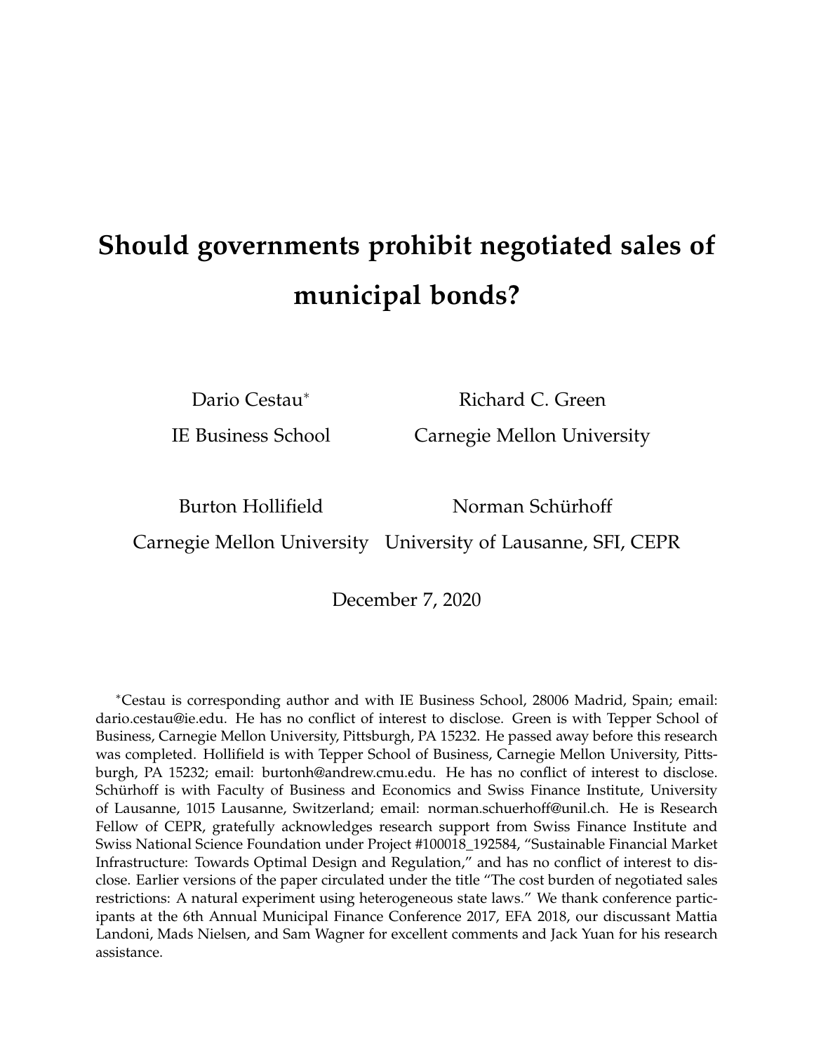# Should governments prohibit negotiated sales of municipal bonds?

Dario Cestau*
IE Business School

Richard C. Green
Carnegie Mellon University

Burton Hollifield
Carnegie Mellon University

Norman Schürhoff
University of Lausanne, SFI, CEPR

December 7, 2020

*Cestau is corresponding author and with IE Business School, 28006 Madrid, Spain; email: dario.cestau@ie.edu. He has no conflict of interest to disclose. Green is with Tepper School of Business, Carnegie Mellon University, Pittsburgh, PA 15232. He passed away before this research was completed. Hollifield is with Tepper School of Business, Carnegie Mellon University, Pittsburgh, PA 15232; email: burtonh@andrew.cmu.edu. He has no conflict of interest to disclose. Schürhoff is with Faculty of Business and Economics and Swiss Finance Institute, University of Lausanne, 1015 Lausanne, Switzerland; email: norman.schuerhoff@unil.ch. He is Research Fellow of CEPR, gratefully acknowledges research support from Swiss Finance Institute and Swiss National Science Foundation under Project #100018_192584, "Sustainable Financial Market Infrastructure: Towards Optimal Design and Regulation," and has no conflict of interest to disclose. Earlier versions of the paper circulated under the title "The cost burden of negotiated sales restrictions: A natural experiment using heterogeneous state laws." We thank conference participants at the 6th Annual Municipal Finance Conference 2017, EFA 2018, our discussant Mattia Landoni, Mads Nielsen, and Sam Wagner for excellent comments and Jack Yuan for his research assistance.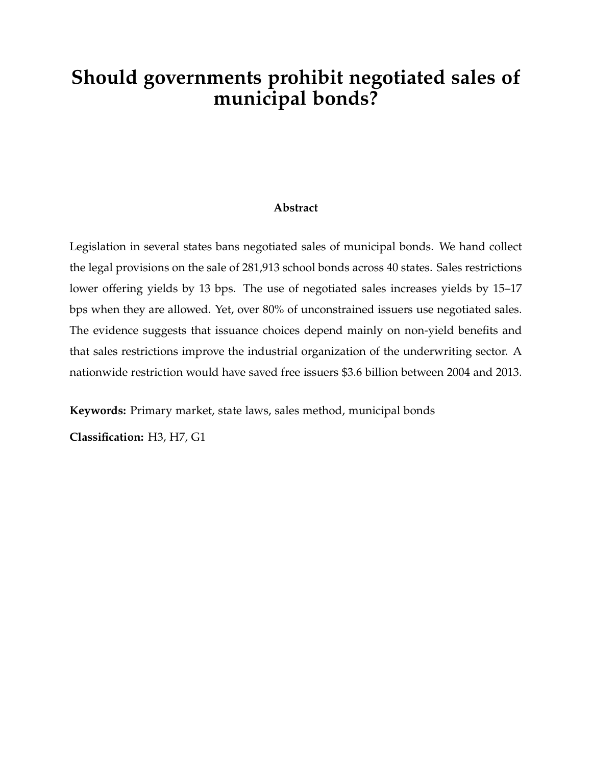# Should governments prohibit negotiated sales of municipal bonds?

**Abstract**

Legislation in several states bans negotiated sales of municipal bonds. We hand collect the legal provisions on the sale of 281,913 school bonds across 40 states. Sales restrictions lower offering yields by 13 bps. The use of negotiated sales increases yields by 15–17 bps when they are allowed. Yet, over 80% of unconstrained issuers use negotiated sales. The evidence suggests that issuance choices depend mainly on non-yield benefits and that sales restrictions improve the industrial organization of the underwriting sector. A nationwide restriction would have saved free issuers $3.6 billion between 2004 and 2013.

**Keywords:** Primary market, state laws, sales method, municipal bonds

**Classification:** H3, H7, G1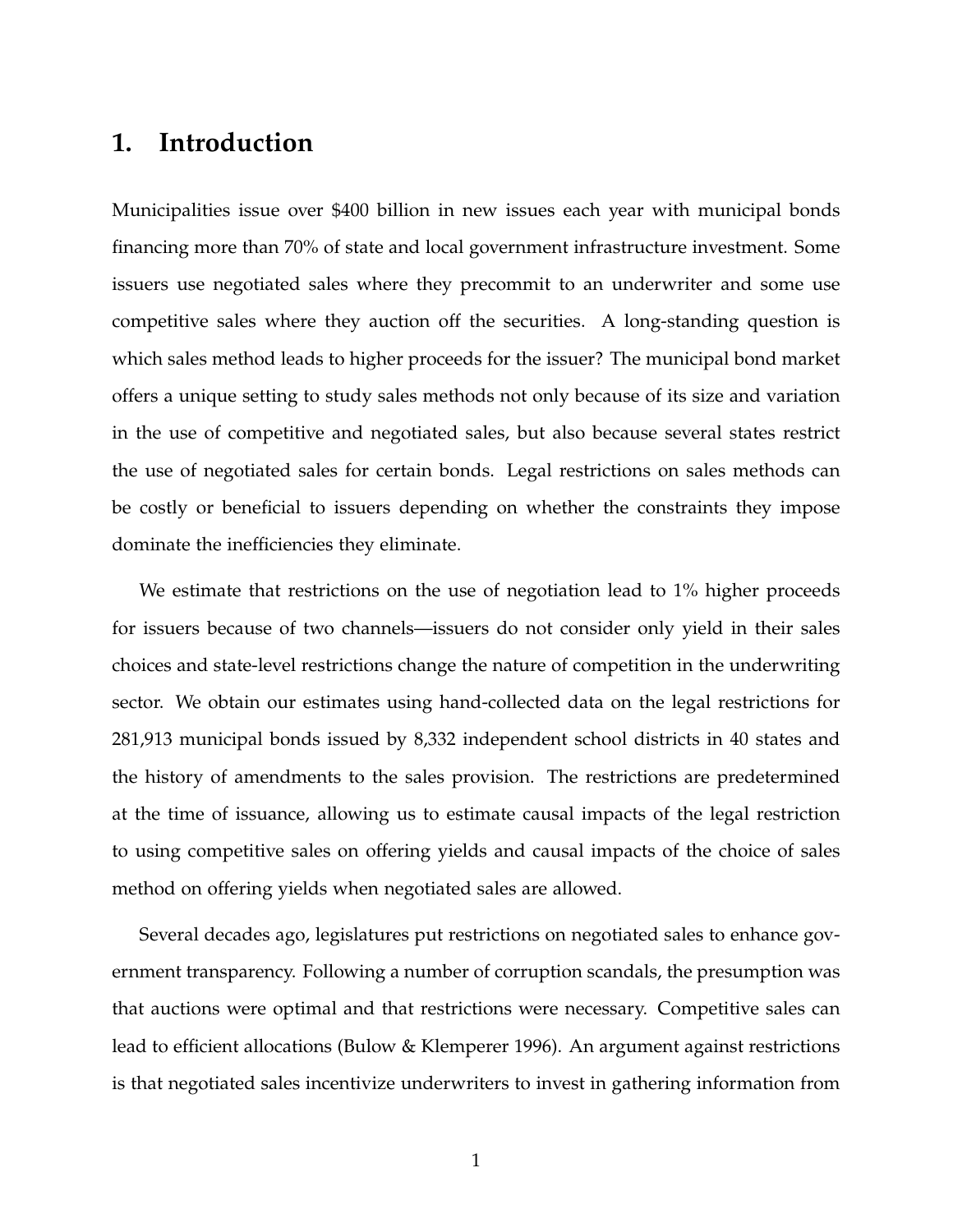# 1. Introduction

Municipalities issue over $400 billion in new issues each year with municipal bonds financing more than 70% of state and local government infrastructure investment. Some issuers use negotiated sales where they precommit to an underwriter and some use competitive sales where they auction off the securities. A long-standing question is which sales method leads to higher proceeds for the issuer? The municipal bond market offers a unique setting to study sales methods not only because of its size and variation in the use of competitive and negotiated sales, but also because several states restrict the use of negotiated sales for certain bonds. Legal restrictions on sales methods can be costly or beneficial to issuers depending on whether the constraints they impose dominate the inefficiencies they eliminate.

We estimate that restrictions on the use of negotiation lead to 1% higher proceeds for issuers because of two channels—issuers do not consider only yield in their sales choices and state-level restrictions change the nature of competition in the underwriting sector. We obtain our estimates using hand-collected data on the legal restrictions for 281,913 municipal bonds issued by 8,332 independent school districts in 40 states and the history of amendments to the sales provision. The restrictions are predetermined at the time of issuance, allowing us to estimate causal impacts of the legal restriction to using competitive sales on offering yields and causal impacts of the choice of sales method on offering yields when negotiated sales are allowed.

Several decades ago, legislatures put restrictions on negotiated sales to enhance government transparency. Following a number of corruption scandals, the presumption was that auctions were optimal and that restrictions were necessary. Competitive sales can lead to efficient allocations (Bulow & Klemperer 1996). An argument against restrictions is that negotiated sales incentivize underwriters to invest in gathering information from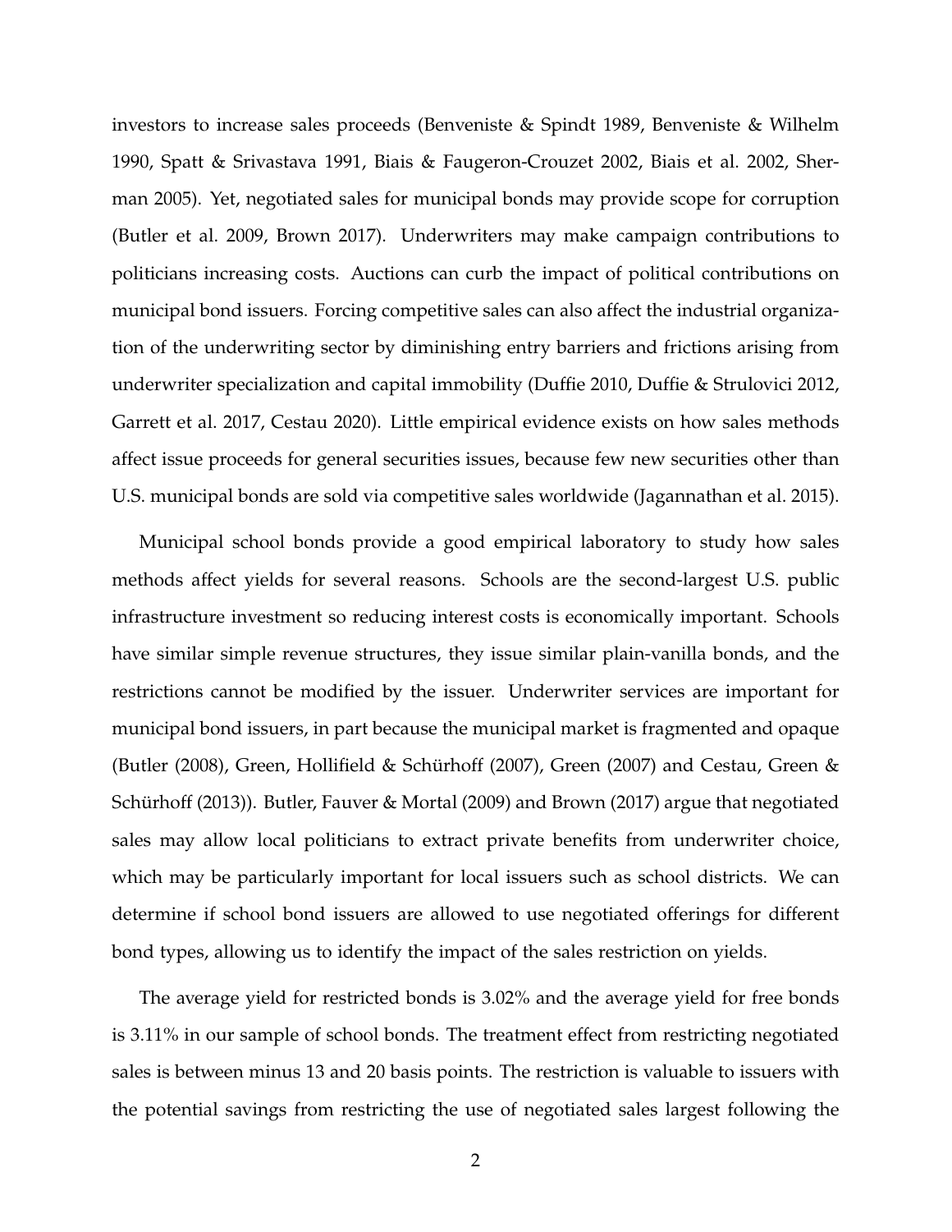investors to increase sales proceeds (Benveniste & Spindt 1989, Benveniste & Wilhelm 1990, Spatt & Srivastava 1991, Biais & Faugeron-Crouzet 2002, Biais et al. 2002, Sherman 2005). Yet, negotiated sales for municipal bonds may provide scope for corruption (Butler et al. 2009, Brown 2017). Underwriters may make campaign contributions to politicians increasing costs. Auctions can curb the impact of political contributions on municipal bond issuers. Forcing competitive sales can also affect the industrial organization of the underwriting sector by diminishing entry barriers and frictions arising from underwriter specialization and capital immobility (Duffie 2010, Duffie & Strulovici 2012, Garrett et al. 2017, Cestau 2020). Little empirical evidence exists on how sales methods affect issue proceeds for general securities issues, because few new securities other than U.S. municipal bonds are sold via competitive sales worldwide (Jagannathan et al. 2015).

Municipal school bonds provide a good empirical laboratory to study how sales methods affect yields for several reasons. Schools are the second-largest U.S. public infrastructure investment so reducing interest costs is economically important. Schools have similar simple revenue structures, they issue similar plain-vanilla bonds, and the restrictions cannot be modified by the issuer. Underwriter services are important for municipal bond issuers, in part because the municipal market is fragmented and opaque (Butler (2008), Green, Hollifield & Schürhoff (2007), Green (2007) and Cestau, Green & Schürhoff (2013)). Butler, Fauver & Mortal (2009) and Brown (2017) argue that negotiated sales may allow local politicians to extract private benefits from underwriter choice, which may be particularly important for local issuers such as school districts. We can determine if school bond issuers are allowed to use negotiated offerings for different bond types, allowing us to identify the impact of the sales restriction on yields.

The average yield for restricted bonds is 3.02% and the average yield for free bonds is 3.11% in our sample of school bonds. The treatment effect from restricting negotiated sales is between minus 13 and 20 basis points. The restriction is valuable to issuers with the potential savings from restricting the use of negotiated sales largest following the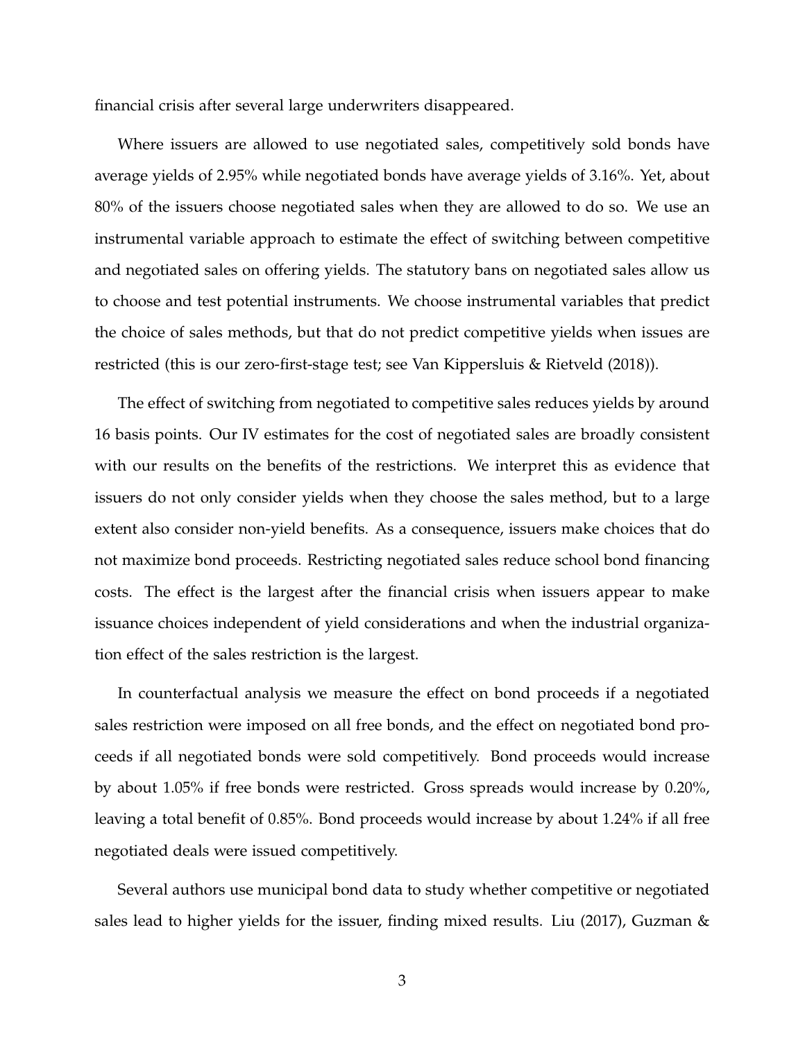financial crisis after several large underwriters disappeared.

Where issuers are allowed to use negotiated sales, competitively sold bonds have average yields of 2.95% while negotiated bonds have average yields of 3.16%. Yet, about 80% of the issuers choose negotiated sales when they are allowed to do so. We use an instrumental variable approach to estimate the effect of switching between competitive and negotiated sales on offering yields. The statutory bans on negotiated sales allow us to choose and test potential instruments. We choose instrumental variables that predict the choice of sales methods, but that do not predict competitive yields when issues are restricted (this is our zero-first-stage test; see Van Kippersluis & Rietveld (2018)).

The effect of switching from negotiated to competitive sales reduces yields by around 16 basis points. Our IV estimates for the cost of negotiated sales are broadly consistent with our results on the benefits of the restrictions. We interpret this as evidence that issuers do not only consider yields when they choose the sales method, but to a large extent also consider non-yield benefits. As a consequence, issuers make choices that do not maximize bond proceeds. Restricting negotiated sales reduce school bond financing costs. The effect is the largest after the financial crisis when issuers appear to make issuance choices independent of yield considerations and when the industrial organization effect of the sales restriction is the largest.

In counterfactual analysis we measure the effect on bond proceeds if a negotiated sales restriction were imposed on all free bonds, and the effect on negotiated bond proceeds if all negotiated bonds were sold competitively. Bond proceeds would increase by about 1.05% if free bonds were restricted. Gross spreads would increase by 0.20%, leaving a total benefit of 0.85%. Bond proceeds would increase by about 1.24% if all free negotiated deals were issued competitively.

Several authors use municipal bond data to study whether competitive or negotiated sales lead to higher yields for the issuer, finding mixed results. Liu (2017), Guzman &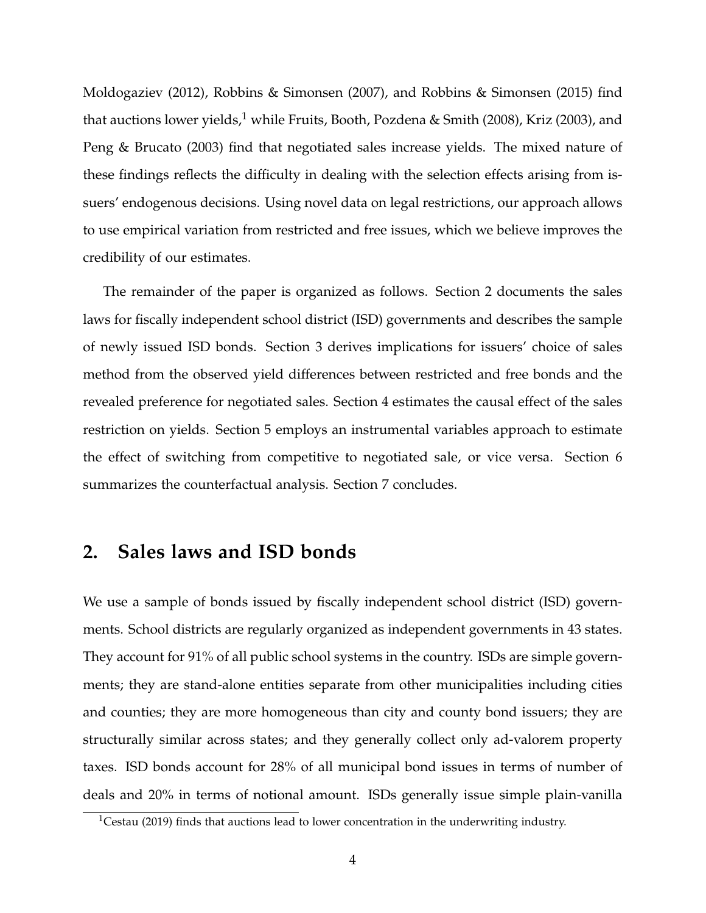Moldogaziev (2012), Robbins & Simonsen (2007), and Robbins & Simonsen (2015) find that auctions lower yields,[1] while Fruits, Booth, Pozdena & Smith (2008), Kriz (2003), and Peng & Brucato (2003) find that negotiated sales increase yields. The mixed nature of these findings reflects the difficulty in dealing with the selection effects arising from issuers' endogenous decisions. Using novel data on legal restrictions, our approach allows to use empirical variation from restricted and free issues, which we believe improves the credibility of our estimates.

The remainder of the paper is organized as follows. Section 2 documents the sales laws for fiscally independent school district (ISD) governments and describes the sample of newly issued ISD bonds. Section 3 derives implications for issuers' choice of sales method from the observed yield differences between restricted and free bonds and the revealed preference for negotiated sales. Section 4 estimates the causal effect of the sales restriction on yields. Section 5 employs an instrumental variables approach to estimate the effect of switching from competitive to negotiated sale, or vice versa. Section 6 summarizes the counterfactual analysis. Section 7 concludes.

## 2. Sales laws and ISD bonds

We use a sample of bonds issued by fiscally independent school district (ISD) governments. School districts are regularly organized as independent governments in 43 states. They account for 91% of all public school systems in the country. ISDs are simple governments; they are stand-alone entities separate from other municipalities including cities and counties; they are more homogeneous than city and county bond issuers; they are structurally similar across states; and they generally collect only ad-valorem property taxes. ISD bonds account for 28% of all municipal bond issues in terms of number of deals and 20% in terms of notional amount. ISDs generally issue simple plain-vanilla

[1] Cestau (2019) finds that auctions lead to lower concentration in the underwriting industry.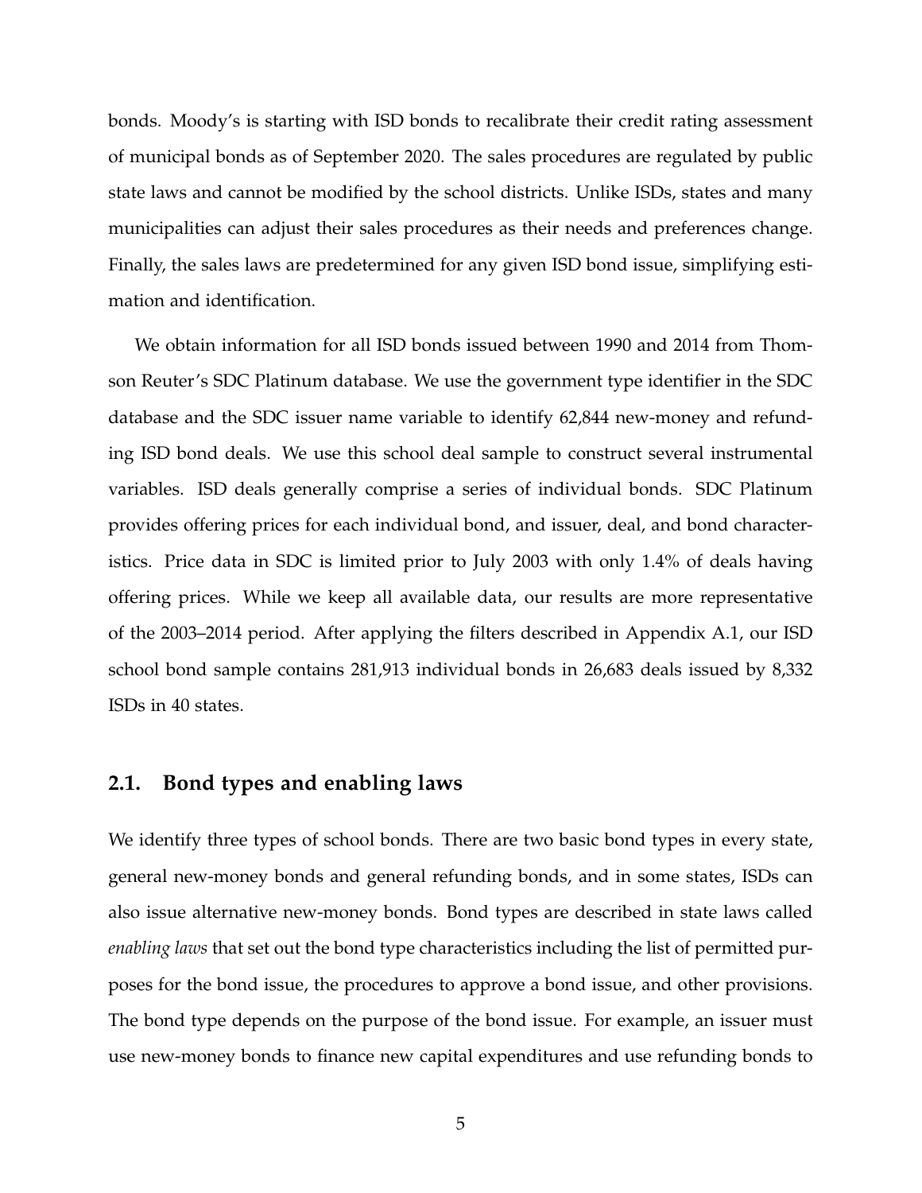bonds. Moody's is starting with ISD bonds to recalibrate their credit rating assessment of municipal bonds as of September 2020. The sales procedures are regulated by public state laws and cannot be modified by the school districts. Unlike ISDs, states and many municipalities can adjust their sales procedures as their needs and preferences change. Finally, the sales laws are predetermined for any given ISD bond issue, simplifying estimation and identification.

We obtain information for all ISD bonds issued between 1990 and 2014 from Thomson Reuter's SDC Platinum database. We use the government type identifier in the SDC database and the SDC issuer name variable to identify 62,844 new-money and refunding ISD bond deals. We use this school deal sample to construct several instrumental variables. ISD deals generally comprise a series of individual bonds. SDC Platinum provides offering prices for each individual bond, and issuer, deal, and bond characteristics. Price data in SDC is limited prior to July 2003 with only 1.4% of deals having offering prices. While we keep all available data, our results are more representative of the 2003–2014 period. After applying the filters described in Appendix A.1, our ISD school bond sample contains 281,913 individual bonds in 26,683 deals issued by 8,332 ISDs in 40 states.

## 2.1. Bond types and enabling laws

We identify three types of school bonds. There are two basic bond types in every state, general new-money bonds and general refunding bonds, and in some states, ISDs can also issue alternative new-money bonds. Bond types are described in state laws called *enabling laws* that set out the bond type characteristics including the list of permitted purposes for the bond issue, the procedures to approve a bond issue, and other provisions. The bond type depends on the purpose of the bond issue. For example, an issuer must use new-money bonds to finance new capital expenditures and use refunding bonds to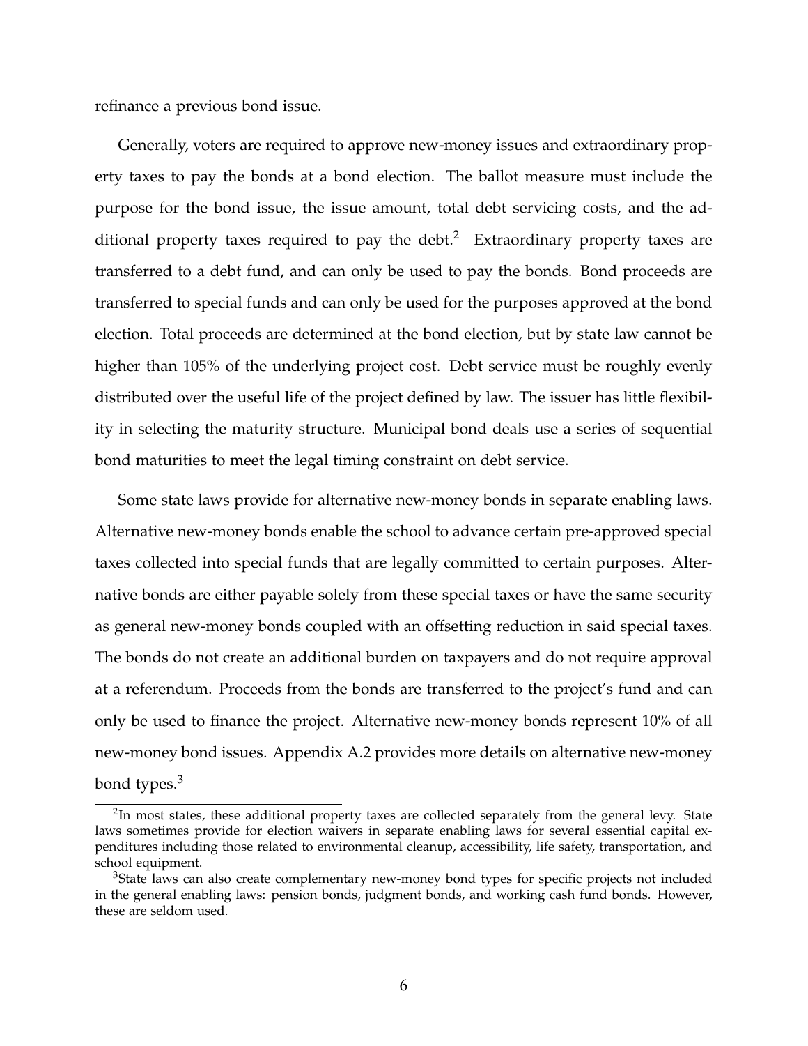refinance a previous bond issue.

Generally, voters are required to approve new-money issues and extraordinary property taxes to pay the bonds at a bond election. The ballot measure must include the purpose for the bond issue, the issue amount, total debt servicing costs, and the additional property taxes required to pay the debt.[2] Extraordinary property taxes are transferred to a debt fund, and can only be used to pay the bonds. Bond proceeds are transferred to special funds and can only be used for the purposes approved at the bond election. Total proceeds are determined at the bond election, but by state law cannot be higher than 105% of the underlying project cost. Debt service must be roughly evenly distributed over the useful life of the project defined by law. The issuer has little flexibility in selecting the maturity structure. Municipal bond deals use a series of sequential bond maturities to meet the legal timing constraint on debt service.

Some state laws provide for alternative new-money bonds in separate enabling laws. Alternative new-money bonds enable the school to advance certain pre-approved special taxes collected into special funds that are legally committed to certain purposes. Alternative bonds are either payable solely from these special taxes or have the same security as general new-money bonds coupled with an offsetting reduction in said special taxes. The bonds do not create an additional burden on taxpayers and do not require approval at a referendum. Proceeds from the bonds are transferred to the project's fund and can only be used to finance the project. Alternative new-money bonds represent 10% of all new-money bond issues. Appendix A.2 provides more details on alternative new-money bond types.[3]

[2] In most states, these additional property taxes are collected separately from the general levy. State laws sometimes provide for election waivers in separate enabling laws for several essential capital expenditures including those related to environmental cleanup, accessibility, life safety, transportation, and school equipment.

[3] State laws can also create complementary new-money bond types for specific projects not included in the general enabling laws: pension bonds, judgment bonds, and working cash fund bonds. However, these are seldom used.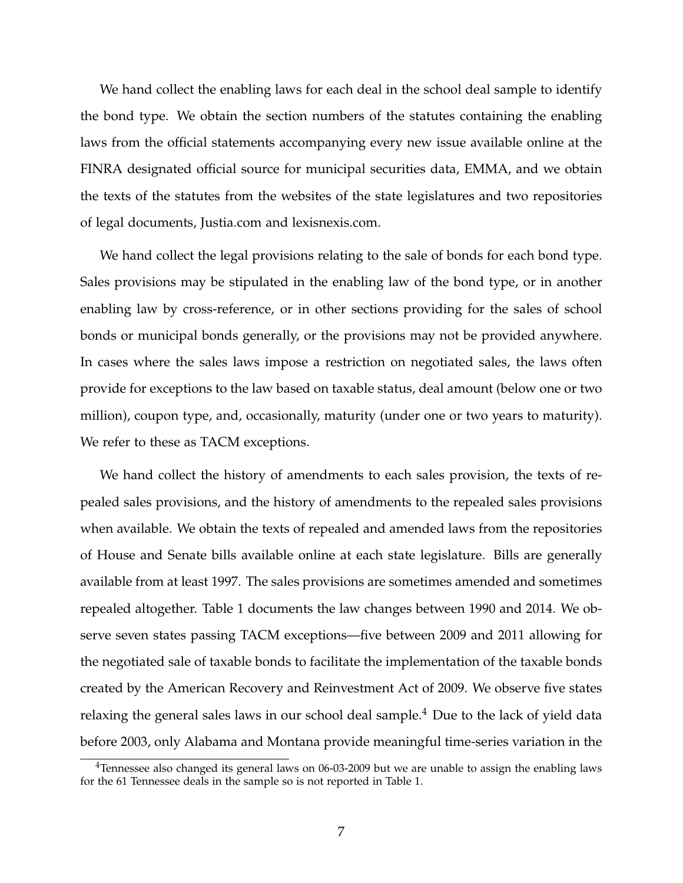We hand collect the enabling laws for each deal in the school deal sample to identify the bond type. We obtain the section numbers of the statutes containing the enabling laws from the official statements accompanying every new issue available online at the FINRA designated official source for municipal securities data, EMMA, and we obtain the texts of the statutes from the websites of the state legislatures and two repositories of legal documents, Justia.com and lexisnexis.com.

We hand collect the legal provisions relating to the sale of bonds for each bond type. Sales provisions may be stipulated in the enabling law of the bond type, or in another enabling law by cross-reference, or in other sections providing for the sales of school bonds or municipal bonds generally, or the provisions may not be provided anywhere. In cases where the sales laws impose a restriction on negotiated sales, the laws often provide for exceptions to the law based on taxable status, deal amount (below one or two million), coupon type, and, occasionally, maturity (under one or two years to maturity). We refer to these as TACM exceptions.

We hand collect the history of amendments to each sales provision, the texts of repealed sales provisions, and the history of amendments to the repealed sales provisions when available. We obtain the texts of repealed and amended laws from the repositories of House and Senate bills available online at each state legislature. Bills are generally available from at least 1997. The sales provisions are sometimes amended and sometimes repealed altogether. Table 1 documents the law changes between 1990 and 2014. We observe seven states passing TACM exceptions—five between 2009 and 2011 allowing for the negotiated sale of taxable bonds to facilitate the implementation of the taxable bonds created by the American Recovery and Reinvestment Act of 2009. We observe five states relaxing the general sales laws in our school deal sample.[4] Due to the lack of yield data before 2003, only Alabama and Montana provide meaningful time-series variation in the

[4] Tennessee also changed its general laws on 06-03-2009 but we are unable to assign the enabling laws for the 61 Tennessee deals in the sample so is not reported in Table 1.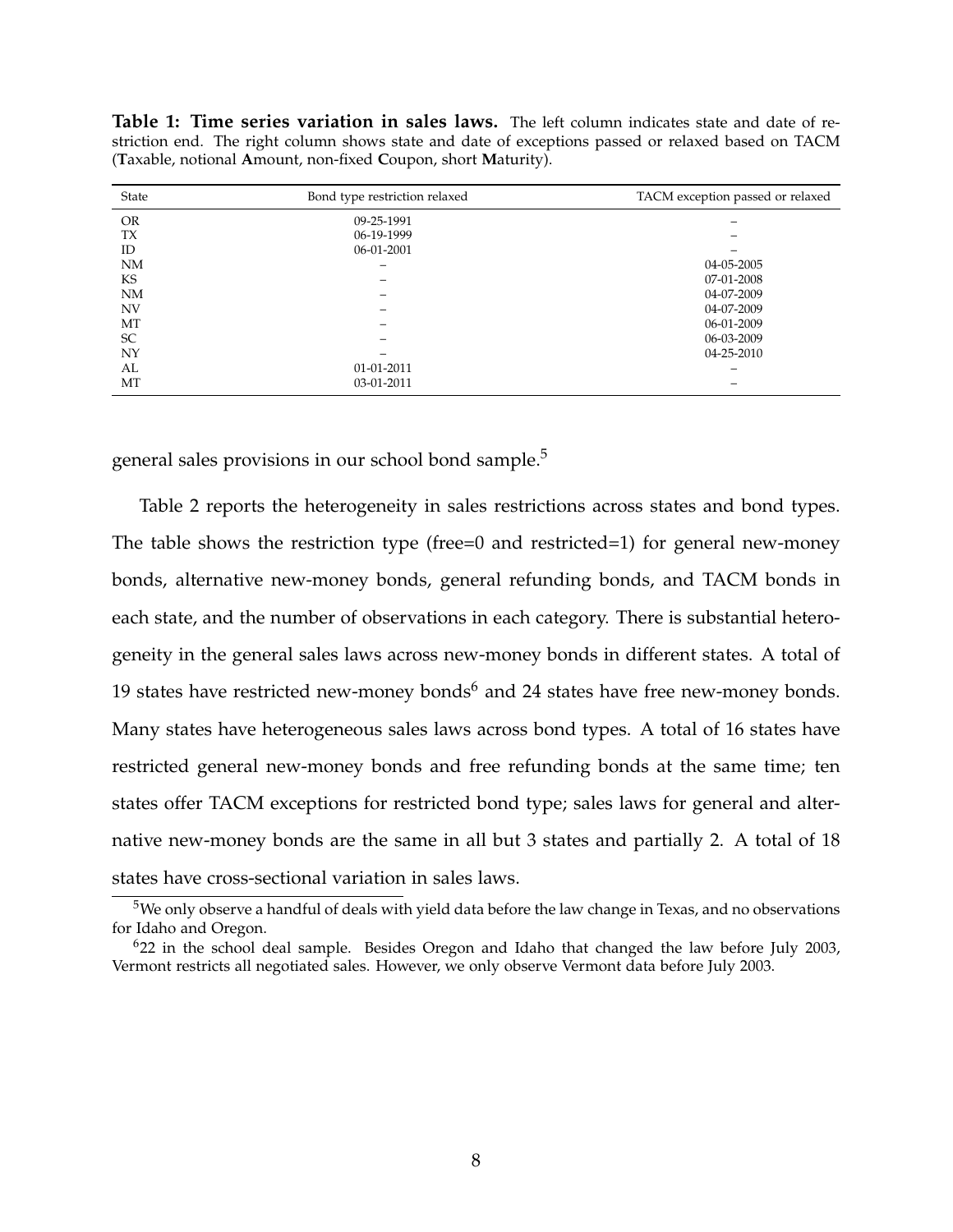**Table 1: Time series variation in sales laws.** The left column indicates state and date of restriction end. The right column shows state and date of exceptions passed or relaxed based on TACM (**T**axable, notional **A**mount, non-fixed **C**oupon, short **M**aturity).

| State | Bond type restriction relaxed | TACM exception passed or relaxed |
|---|---|---|
| OR | 09-25-1991 | – |
| TX | 06-19-1999 | – |
| ID | 06-01-2001 | – |
| NM | – | 04-05-2005 |
| KS | – | 07-01-2008 |
| NM | – | 04-07-2009 |
| NV | – | 04-07-2009 |
| MT | – | 06-01-2009 |
| SC | – | 06-03-2009 |
| NY | – | 04-25-2010 |
| AL | 01-01-2011 | – |
| MT | 03-01-2011 | – |

general sales provisions in our school bond sample.[5]

Table 2 reports the heterogeneity in sales restrictions across states and bond types. The table shows the restriction type (free=0 and restricted=1) for general new-money bonds, alternative new-money bonds, general refunding bonds, and TACM bonds in each state, and the number of observations in each category. There is substantial heterogeneity in the general sales laws across new-money bonds in different states. A total of 19 states have restricted new-money bonds[6] and 24 states have free new-money bonds. Many states have heterogeneous sales laws across bond types. A total of 16 states have restricted general new-money bonds and free refunding bonds at the same time; ten states offer TACM exceptions for restricted bond type; sales laws for general and alternative new-money bonds are the same in all but 3 states and partially 2. A total of 18 states have cross-sectional variation in sales laws.

[5] We only observe a handful of deals with yield data before the law change in Texas, and no observations for Idaho and Oregon.

[6] 22 in the school deal sample. Besides Oregon and Idaho that changed the law before July 2003, Vermont restricts all negotiated sales. However, we only observe Vermont data before July 2003.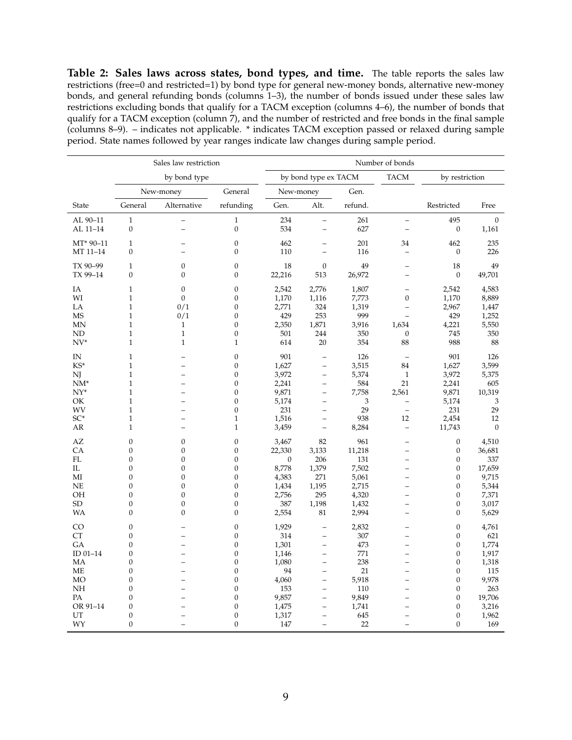**Table 2: Sales laws across states, bond types, and time.** The table reports the sales law restrictions (free=0 and restricted=1) by bond type for general new-money bonds, alternative new-money bonds, and general refunding bonds (columns 1–3), the number of bonds issued under these sales law restrictions excluding bonds that qualify for a TACM exception (columns 4–6), the number of bonds that qualify for a TACM exception (column 7), and the number of restricted and free bonds in the final sample (columns 8–9). – indicates not applicable. * indicates TACM exception passed or relaxed during sample period. State names followed by year ranges indicate law changes during sample period.

| | Sales law restriction | | | Number of bonds | | | | | |
|---|---|---|---|---|---|---|---|---|---|
| | by bond type | | | by bond type ex TACM | | | TACM | by restriction | |
| | New-money | | General | New-money | | Gen. | | | |
| State | General | Alternative | refunding | Gen. | Alt. | refund. | | Restricted | Free |
| AL 90–11 | 1 | – | 1 | 234 | – | 261 | – | 495 | 0 |
| AL 11–14 | 0 | – | 0 | 534 | – | 627 | – | 0 | 1,161 |
| MT* 90–11 | 1 | – | 0 | 462 | – | 201 | 34 | 462 | 235 |
| MT 11–14 | 0 | – | 0 | 110 | – | 116 | – | 0 | 226 |
| TX 90–99 | 1 | 0 | 0 | 18 | 0 | 49 | – | 18 | 49 |
| TX 99–14 | 0 | 0 | 0 | 22,216 | 513 | 26,972 | – | 0 | 49,701 |
| IA | 1 | 0 | 0 | 2,542 | 2,776 | 1,807 | – | 2,542 | 4,583 |
| WI | 1 | 0 | 0 | 1,170 | 1,116 | 7,773 | 0 | 1,170 | 8,889 |
| LA | 1 | 0/1 | 0 | 2,771 | 324 | 1,319 | – | 2,967 | 1,447 |
| MS | 1 | 0/1 | 0 | 429 | 253 | 999 | – | 429 | 1,252 |
| MN | 1 | 1 | 0 | 2,350 | 1,871 | 3,916 | 1,634 | 4,221 | 5,550 |
| ND | 1 | 1 | 0 | 501 | 244 | 350 | 0 | 745 | 350 |
| NV* | 1 | 1 | 1 | 614 | 20 | 354 | 88 | 988 | 88 |
| IN | 1 | – | 0 | 901 | – | 126 | – | 901 | 126 |
| KS* | 1 | – | 0 | 1,627 | – | 3,515 | 84 | 1,627 | 3,599 |
| NJ | 1 | – | 0 | 3,972 | – | 5,374 | 1 | 3,972 | 5,375 |
| NM* | 1 | – | 0 | 2,241 | – | 584 | 21 | 2,241 | 605 |
| NY* | 1 | – | 0 | 9,871 | – | 7,758 | 2,561 | 9,871 | 10,319 |
| OK | 1 | – | 0 | 5,174 | – | 3 | – | 5,174 | 3 |
| WV | 1 | – | 0 | 231 | – | 29 | – | 231 | 29 |
| SC* | 1 | – | 1 | 1,516 | – | 938 | 12 | 2,454 | 12 |
| AR | 1 | – | 1 | 3,459 | – | 8,284 | – | 11,743 | 0 |
| AZ | 0 | 0 | 0 | 3,467 | 82 | 961 | – | 0 | 4,510 |
| CA | 0 | 0 | 0 | 22,330 | 3,133 | 11,218 | – | 0 | 36,681 |
| FL | 0 | 0 | 0 | 0 | 206 | 131 | – | 0 | 337 |
| IL | 0 | 0 | 0 | 8,778 | 1,379 | 7,502 | – | 0 | 17,659 |
| MI | 0 | 0 | 0 | 4,383 | 271 | 5,061 | – | 0 | 9,715 |
| NE | 0 | 0 | 0 | 1,434 | 1,195 | 2,715 | – | 0 | 5,344 |
| OH | 0 | 0 | 0 | 2,756 | 295 | 4,320 | – | 0 | 7,371 |
| SD | 0 | 0 | 0 | 387 | 1,198 | 1,432 | – | 0 | 3,017 |
| WA | 0 | 0 | 0 | 2,554 | 81 | 2,994 | – | 0 | 5,629 |
| CO | 0 | – | 0 | 1,929 | – | 2,832 | – | 0 | 4,761 |
| CT | 0 | – | 0 | 314 | – | 307 | – | 0 | 621 |
| GA | 0 | – | 0 | 1,301 | – | 473 | – | 0 | 1,774 |
| ID 01–14 | 0 | – | 0 | 1,146 | – | 771 | – | 0 | 1,917 |
| MA | 0 | – | 0 | 1,080 | – | 238 | – | 0 | 1,318 |
| ME | 0 | – | 0 | 94 | – | 21 | – | 0 | 115 |
| MO | 0 | – | 0 | 4,060 | – | 5,918 | – | 0 | 9,978 |
| NH | 0 | – | 0 | 153 | – | 110 | – | 0 | 263 |
| PA | 0 | – | 0 | 9,857 | – | 9,849 | – | 0 | 19,706 |
| OR 91–14 | 0 | – | 0 | 1,475 | – | 1,741 | – | 0 | 3,216 |
| UT | 0 | – | 0 | 1,317 | – | 645 | – | 0 | 1,962 |
| WY | 0 | – | 0 | 147 | – | 22 | – | 0 | 169 |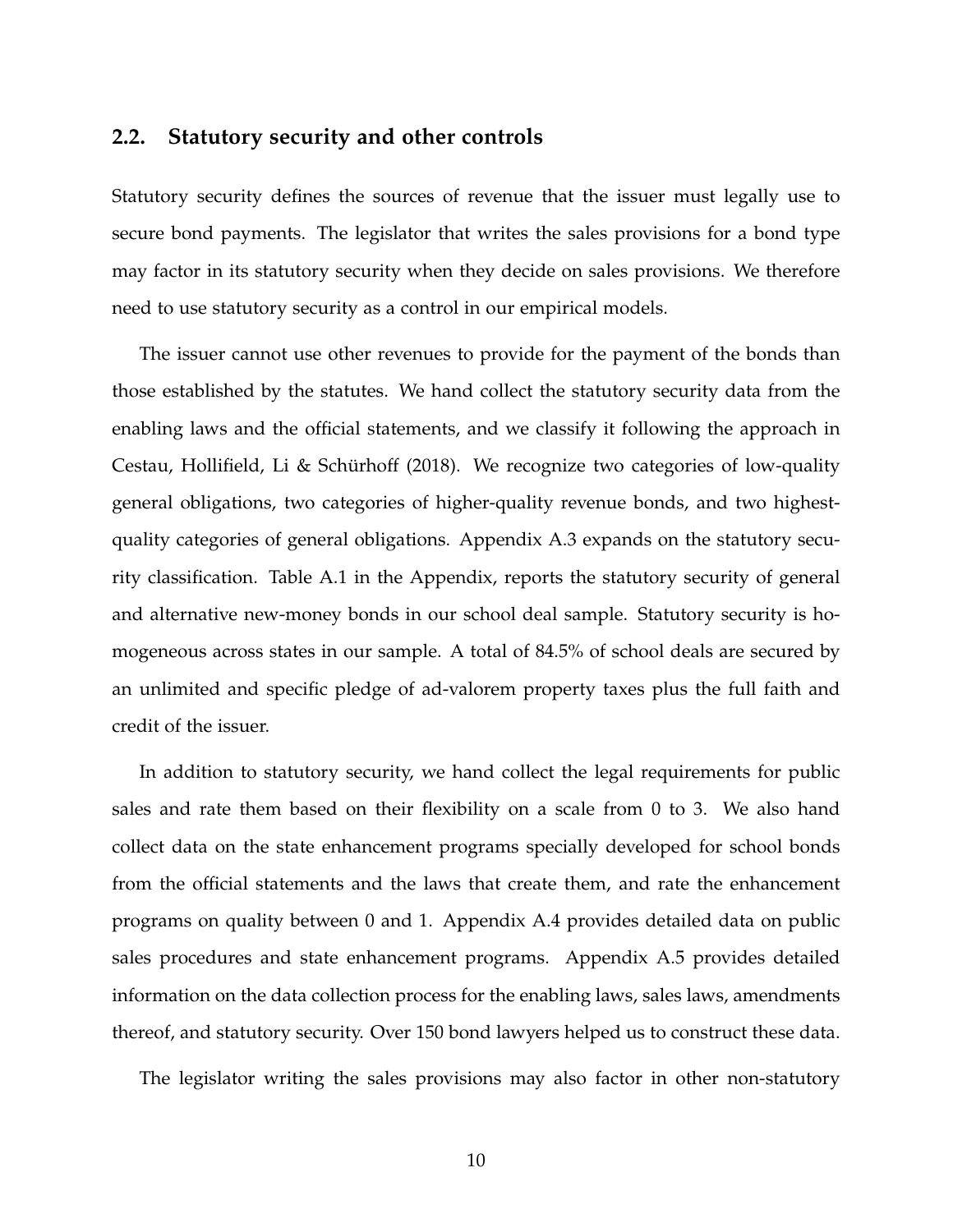## 2.2. Statutory security and other controls

Statutory security defines the sources of revenue that the issuer must legally use to secure bond payments. The legislator that writes the sales provisions for a bond type may factor in its statutory security when they decide on sales provisions. We therefore need to use statutory security as a control in our empirical models.

The issuer cannot use other revenues to provide for the payment of the bonds than those established by the statutes. We hand collect the statutory security data from the enabling laws and the official statements, and we classify it following the approach in Cestau, Hollifield, Li & Schürhoff (2018). We recognize two categories of low-quality general obligations, two categories of higher-quality revenue bonds, and two highest-quality categories of general obligations. Appendix A.3 expands on the statutory security classification. Table A.1 in the Appendix, reports the statutory security of general and alternative new-money bonds in our school deal sample. Statutory security is homogeneous across states in our sample. A total of 84.5% of school deals are secured by an unlimited and specific pledge of ad-valorem property taxes plus the full faith and credit of the issuer.

In addition to statutory security, we hand collect the legal requirements for public sales and rate them based on their flexibility on a scale from 0 to 3. We also hand collect data on the state enhancement programs specially developed for school bonds from the official statements and the laws that create them, and rate the enhancement programs on quality between 0 and 1. Appendix A.4 provides detailed data on public sales procedures and state enhancement programs. Appendix A.5 provides detailed information on the data collection process for the enabling laws, sales laws, amendments thereof, and statutory security. Over 150 bond lawyers helped us to construct these data.

The legislator writing the sales provisions may also factor in other non-statutory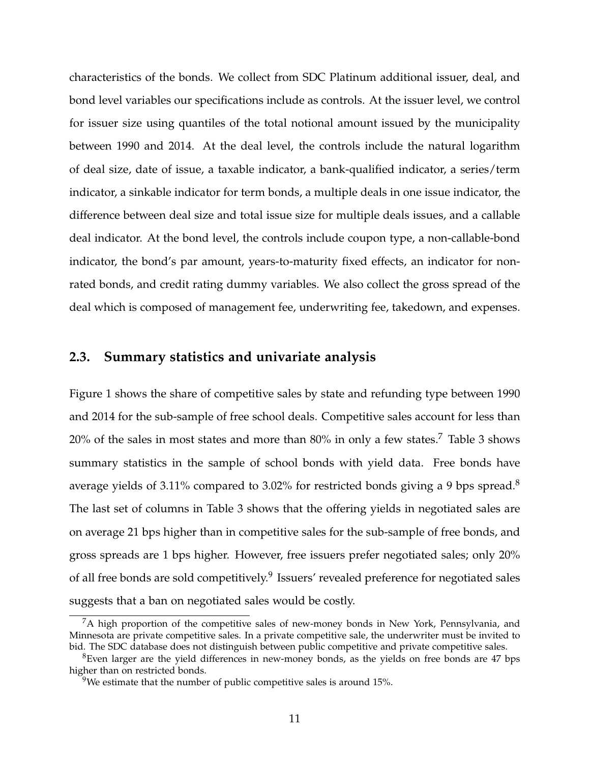characteristics of the bonds. We collect from SDC Platinum additional issuer, deal, and bond level variables our specifications include as controls. At the issuer level, we control for issuer size using quantiles of the total notional amount issued by the municipality between 1990 and 2014. At the deal level, the controls include the natural logarithm of deal size, date of issue, a taxable indicator, a bank-qualified indicator, a series/term indicator, a sinkable indicator for term bonds, a multiple deals in one issue indicator, the difference between deal size and total issue size for multiple deals issues, and a callable deal indicator. At the bond level, the controls include coupon type, a non-callable-bond indicator, the bond's par amount, years-to-maturity fixed effects, an indicator for non-rated bonds, and credit rating dummy variables. We also collect the gross spread of the deal which is composed of management fee, underwriting fee, takedown, and expenses.

## 2.3. Summary statistics and univariate analysis

Figure 1 shows the share of competitive sales by state and refunding type between 1990 and 2014 for the sub-sample of free school deals. Competitive sales account for less than 20% of the sales in most states and more than 80% in only a few states.[7] Table 3 shows summary statistics in the sample of school bonds with yield data. Free bonds have average yields of 3.11% compared to 3.02% for restricted bonds giving a 9 bps spread.[8] The last set of columns in Table 3 shows that the offering yields in negotiated sales are on average 21 bps higher than in competitive sales for the sub-sample of free bonds, and gross spreads are 1 bps higher. However, free issuers prefer negotiated sales; only 20% of all free bonds are sold competitively.[9] Issuers' revealed preference for negotiated sales suggests that a ban on negotiated sales would be costly.

[7] A high proportion of the competitive sales of new-money bonds in New York, Pennsylvania, and Minnesota are private competitive sales. In a private competitive sale, the underwriter must be invited to bid. The SDC database does not distinguish between public competitive and private competitive sales.

[8] Even larger are the yield differences in new-money bonds, as the yields on free bonds are 47 bps higher than on restricted bonds.

[9] We estimate that the number of public competitive sales is around 15%.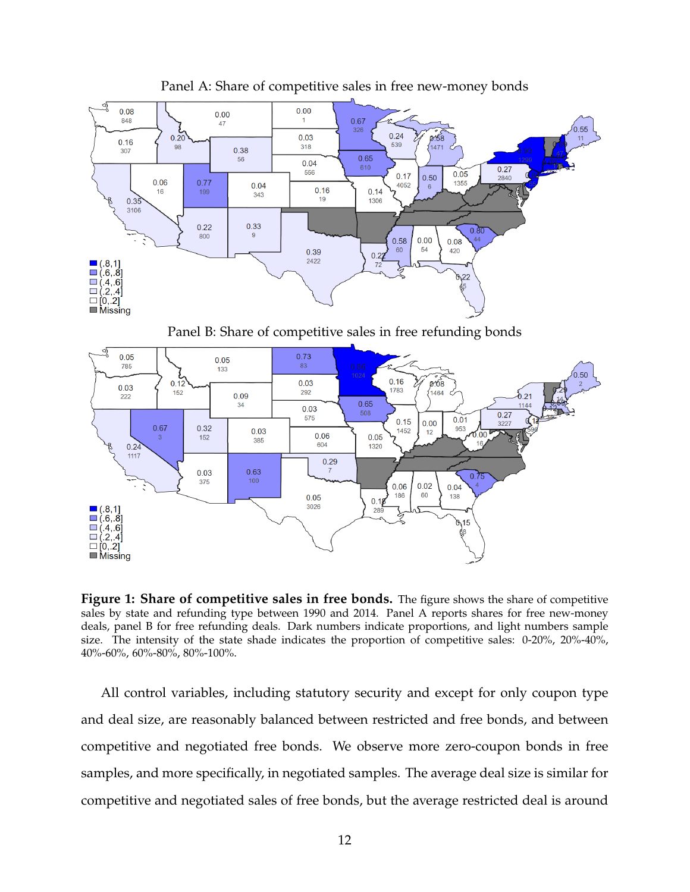Panel A: Share of competitive sales in free new-money bonds

Panel B: Share of competitive sales in free refunding bonds

**Figure 1: Share of competitive sales in free bonds.** The figure shows the share of competitive sales by state and refunding type between 1990 and 2014. Panel A reports shares for free new-money deals, panel B for free refunding deals. Dark numbers indicate proportions, and light numbers sample size. The intensity of the state shade indicates the proportion of competitive sales: 0-20%, 20%-40%, 40%-60%, 60%-80%, 80%-100%.

All control variables, including statutory security and except for only coupon type and deal size, are reasonably balanced between restricted and free bonds, and between competitive and negotiated free bonds. We observe more zero-coupon bonds in free samples, and more specifically, in negotiated samples. The average deal size is similar for competitive and negotiated sales of free bonds, but the average restricted deal is around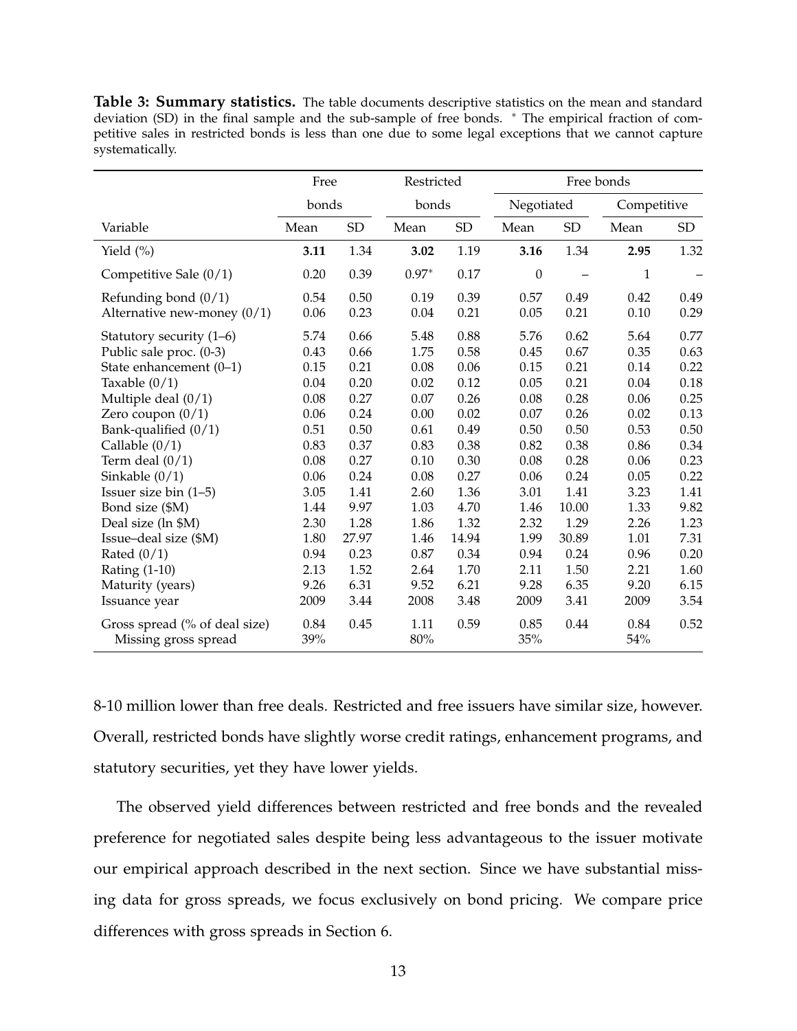**Table 3: Summary statistics.** The table documents descriptive statistics on the mean and standard deviation (SD) in the final sample and the sub-sample of free bonds. * The empirical fraction of competitive sales in restricted bonds is less than one due to some legal exceptions that we cannot capture systematically.

| | Free bonds | | Restricted bonds | | Free bonds | | | |
|---|---|---|---|---|---|---|---|---|
| | | | | | Negotiated | | Competitive | |
| Variable | Mean | SD | Mean | SD | Mean | SD | Mean | SD |
| Yield (%) | **3.11** | 1.34 | **3.02** | 1.19 | **3.16** | 1.34 | **2.95** | 1.32 |
| Competitive Sale (0/1) | 0.20 | 0.39 | 0.97* | 0.17 | 0 | – | 1 | – |
| Refunding bond (0/1) | 0.54 | 0.50 | 0.19 | 0.39 | 0.57 | 0.49 | 0.42 | 0.49 |
| Alternative new-money (0/1) | 0.06 | 0.23 | 0.04 | 0.21 | 0.05 | 0.21 | 0.10 | 0.29 |
| Statutory security (1–6) | 5.74 | 0.66 | 5.48 | 0.88 | 5.76 | 0.62 | 5.64 | 0.77 |
| Public sale proc. (0-3) | 0.43 | 0.66 | 1.75 | 0.58 | 0.45 | 0.67 | 0.35 | 0.63 |
| State enhancement (0–1) | 0.15 | 0.21 | 0.08 | 0.06 | 0.15 | 0.21 | 0.14 | 0.22 |
| Taxable (0/1) | 0.04 | 0.20 | 0.02 | 0.12 | 0.05 | 0.21 | 0.04 | 0.18 |
| Multiple deal (0/1) | 0.08 | 0.27 | 0.07 | 0.26 | 0.08 | 0.28 | 0.06 | 0.25 |
| Zero coupon (0/1) | 0.06 | 0.24 | 0.00 | 0.02 | 0.07 | 0.26 | 0.02 | 0.13 |
| Bank-qualified (0/1) | 0.51 | 0.50 | 0.61 | 0.49 | 0.50 | 0.50 | 0.53 | 0.50 |
| Callable (0/1) | 0.83 | 0.37 | 0.83 | 0.38 | 0.82 | 0.38 | 0.86 | 0.34 |
| Term deal (0/1) | 0.08 | 0.27 | 0.10 | 0.30 | 0.08 | 0.28 | 0.06 | 0.23 |
| Sinkable (0/1) | 0.06 | 0.24 | 0.08 | 0.27 | 0.06 | 0.24 | 0.05 | 0.22 |
| Issuer size bin (1–5) | 3.05 | 1.41 | 2.60 | 1.36 | 3.01 | 1.41 | 3.23 | 1.41 |
| Bond size ($M) | 1.44 | 9.97 | 1.03 | 4.70 | 1.46 | 10.00 | 1.33 | 9.82 |
| Deal size (ln $M) | 2.30 | 1.28 | 1.86 | 1.32 | 2.32 | 1.29 | 2.26 | 1.23 |
| Issue–deal size ($M) | 1.80 | 27.97 | 1.46 | 14.94 | 1.99 | 30.89 | 1.01 | 7.31 |
| Rated (0/1) | 0.94 | 0.23 | 0.87 | 0.34 | 0.94 | 0.24 | 0.96 | 0.20 |
| Rating (1-10) | 2.13 | 1.52 | 2.64 | 1.70 | 2.11 | 1.50 | 2.21 | 1.60 |
| Maturity (years) | 9.26 | 6.31 | 9.52 | 6.21 | 9.28 | 6.35 | 9.20 | 6.15 |
| Issuance year | 2009 | 3.44 | 2008 | 3.48 | 2009 | 3.41 | 2009 | 3.54 |
| Gross spread (% of deal size) | 0.84 | 0.45 | 1.11 | 0.59 | 0.85 | 0.44 | 0.84 | 0.52 |
| Missing gross spread | 39% | | 80% | | 35% | | 54% | |

8-10 million lower than free deals. Restricted and free issuers have similar size, however. Overall, restricted bonds have slightly worse credit ratings, enhancement programs, and statutory securities, yet they have lower yields.

The observed yield differences between restricted and free bonds and the revealed preference for negotiated sales despite being less advantageous to the issuer motivate our empirical approach described in the next section. Since we have substantial missing data for gross spreads, we focus exclusively on bond pricing. We compare price differences with gross spreads in Section 6.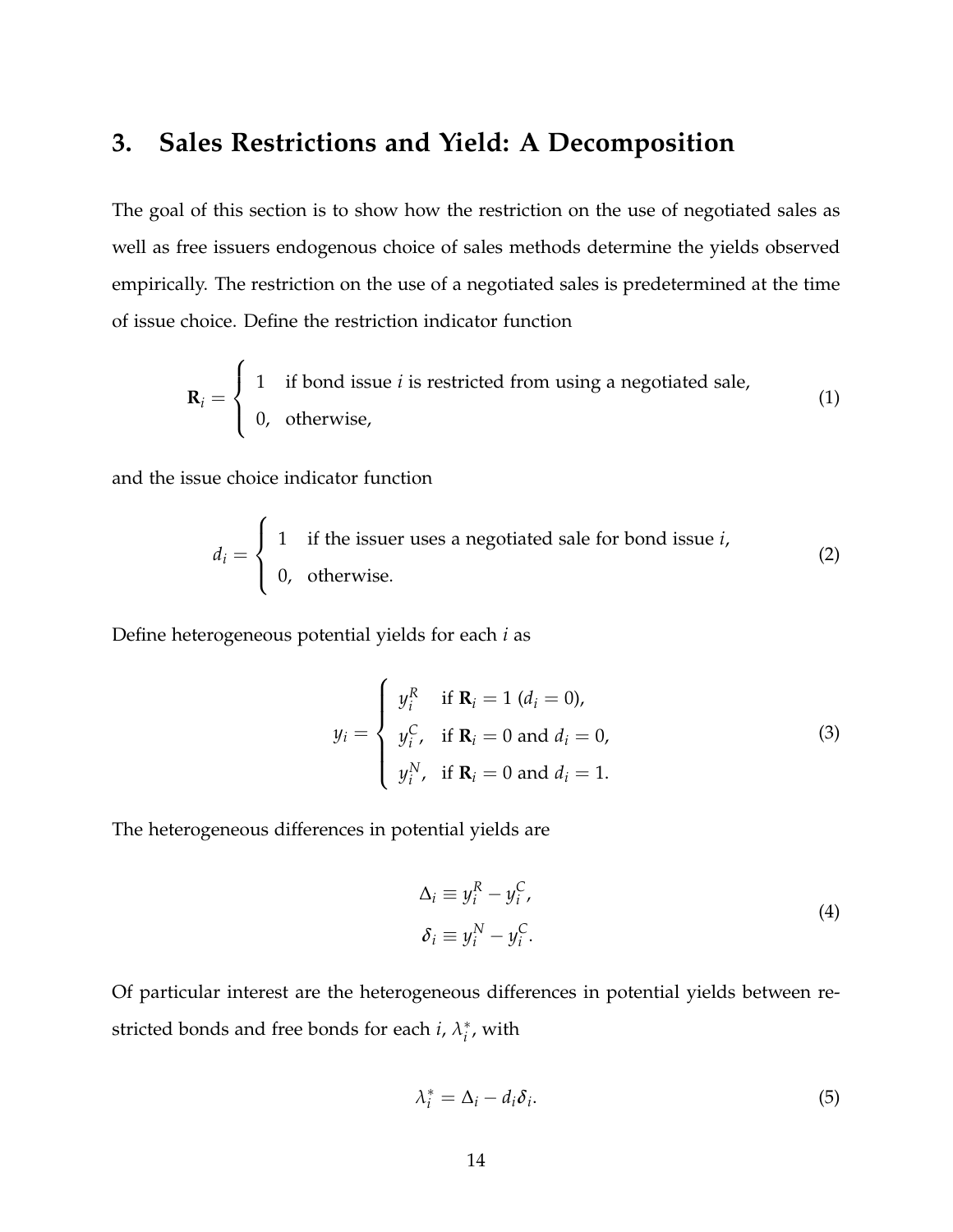## 3. Sales Restrictions and Yield: A Decomposition

The goal of this section is to show how the restriction on the use of negotiated sales as well as free issuers endogenous choice of sales methods determine the yields observed empirically. The restriction on the use of a negotiated sales is predetermined at the time of issue choice. Define the restriction indicator function

$$\mathbf{R}_i = \begin{cases} 1 & \text{if bond issue } i \text{ is restricted from using a negotiated sale,} \\ 0, & \text{otherwise,} \end{cases} \tag{1}$$

and the issue choice indicator function

$$d_i = \begin{cases} 1 & \text{if the issuer uses a negotiated sale for bond issue } i, \\ 0, & \text{otherwise.} \end{cases} \tag{2}$$

Define heterogeneous potential yields for each $i$ as

$$y_i = \begin{cases} y_i^R & \text{if } \mathbf{R}_i = 1 \ (d_i = 0), \\ y_i^C, & \text{if } \mathbf{R}_i = 0 \text{ and } d_i = 0, \\ y_i^N, & \text{if } \mathbf{R}_i = 0 \text{ and } d_i = 1. \end{cases} \tag{3}$$

The heterogeneous differences in potential yields are

$$\begin{aligned} \Delta_i &\equiv y_i^R - y_i^C, \\ \delta_i &\equiv y_i^N - y_i^C. \end{aligned} \tag{4}$$

Of particular interest are the heterogeneous differences in potential yields between restricted bonds and free bonds for each $i$, $\lambda_i^*$, with

$$\lambda_i^* = \Delta_i - d_i \delta_i. \tag{5}$$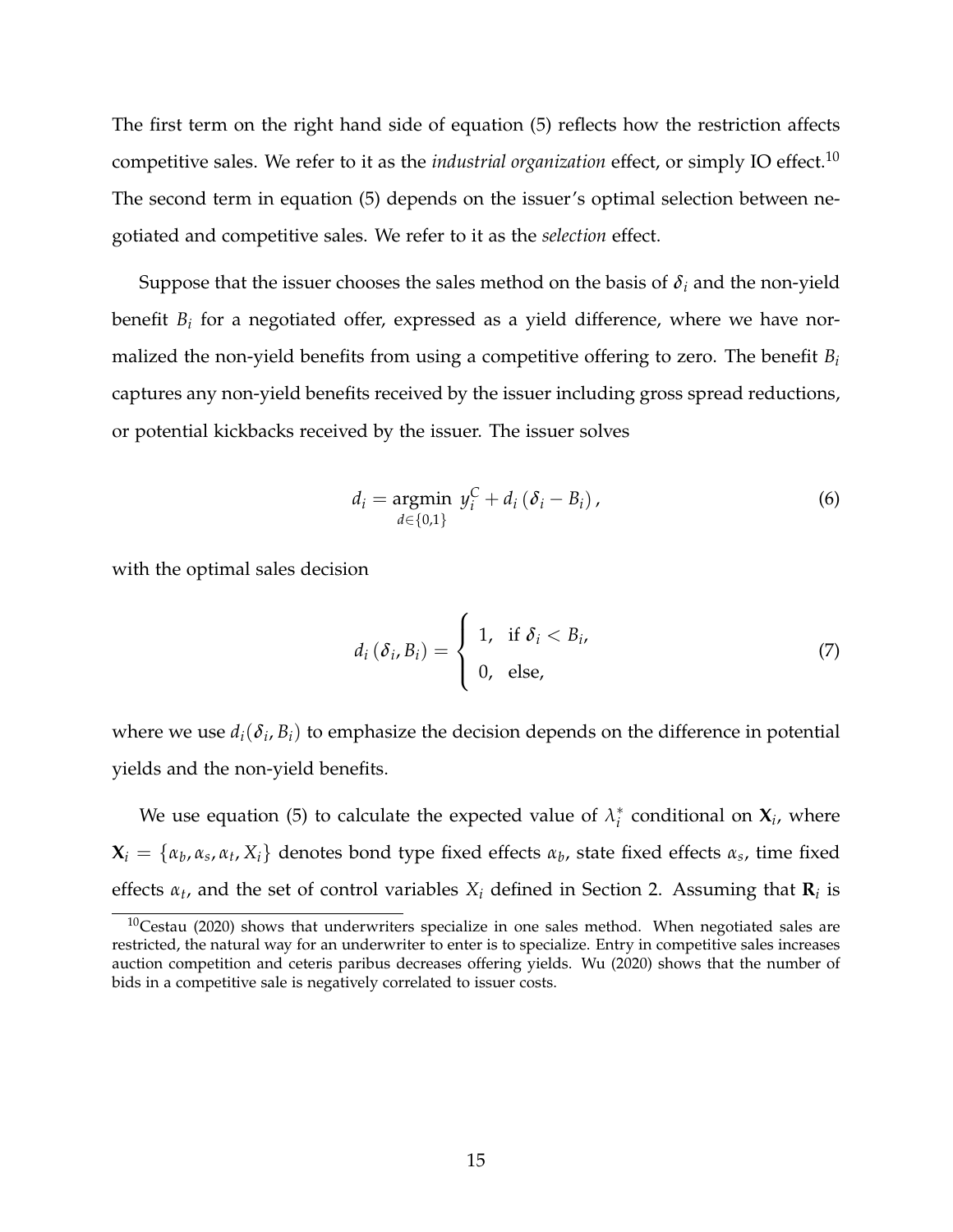The first term on the right hand side of equation (5) reflects how the restriction affects competitive sales. We refer to it as the *industrial organization* effect, or simply IO effect.[10] The second term in equation (5) depends on the issuer's optimal selection between negotiated and competitive sales. We refer to it as the *selection* effect.

Suppose that the issuer chooses the sales method on the basis of $\boldsymbol{\delta}_i$ and the non-yield benefit $B_i$ for a negotiated offer, expressed as a yield difference, where we have normalized the non-yield benefits from using a competitive offering to zero. The benefit $B_i$ captures any non-yield benefits received by the issuer including gross spread reductions, or potential kickbacks received by the issuer. The issuer solves

$$d_i = \underset{d \in \{0,1\}}{\text{argmin}} \; y_i^C + d_i \left( \boldsymbol{\delta}_i - B_i \right), \tag{6}$$

with the optimal sales decision

$$d_i \left( \boldsymbol{\delta}_i, B_i \right) = \begin{cases} 1, & \text{if } \boldsymbol{\delta}_i < B_i, \\ 0, & \text{else,} \end{cases} \tag{7}$$

where we use $d_i(\boldsymbol{\delta}_i, B_i)$ to emphasize the decision depends on the difference in potential yields and the non-yield benefits.

We use equation (5) to calculate the expected value of $\lambda_i^*$ conditional on $\mathbf{X}_i$, where $\mathbf{X}_i = \{\alpha_b, \alpha_s, \alpha_t, X_i\}$ denotes bond type fixed effects $\alpha_b$, state fixed effects $\alpha_s$, time fixed effects $\alpha_t$, and the set of control variables $X_i$ defined in Section 2. Assuming that $\mathbf{R}_i$ is

[10] Cestau (2020) shows that underwriters specialize in one sales method. When negotiated sales are restricted, the natural way for an underwriter to enter is to specialize. Entry in competitive sales increases auction competition and ceteris paribus decreases offering yields. Wu (2020) shows that the number of bids in a competitive sale is negatively correlated to issuer costs.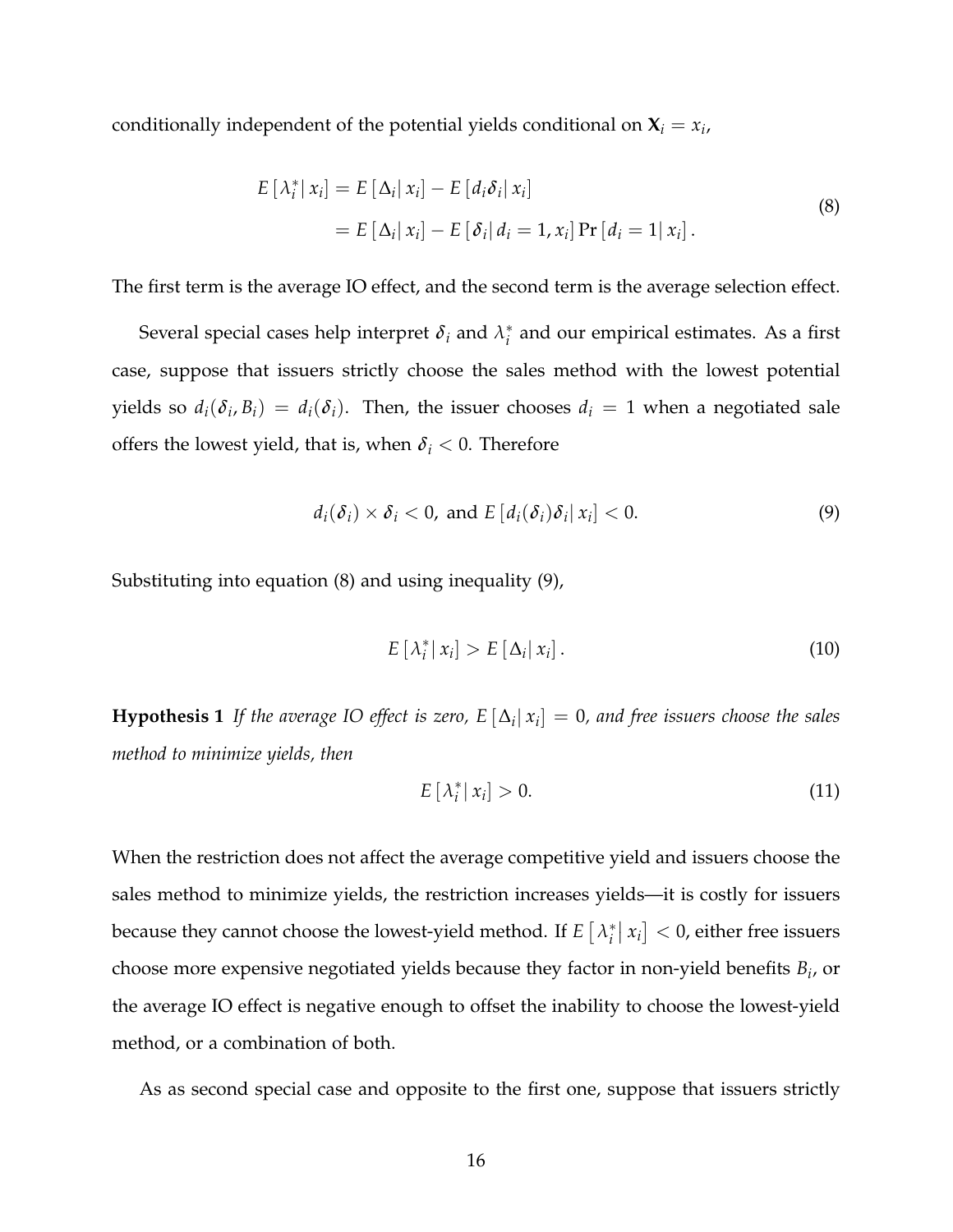conditionally independent of the potential yields conditional on $\mathbf{X}_i = x_i$,

$$
\begin{aligned}
E\left[\lambda_i^* \middle| x_i\right] &= E\left[\Delta_i \middle| x_i\right] - E\left[d_i \delta_i \middle| x_i\right] \\
&= E\left[\Delta_i \middle| x_i\right] - E\left[\delta_i \middle| d_i = 1, x_i\right] \Pr\left[d_i = 1 \middle| x_i\right].
\end{aligned}
\tag{8}
$$

The first term is the average IO effect, and the second term is the average selection effect.

Several special cases help interpret $\delta_i$ and $\lambda_i^*$ and our empirical estimates. As a first case, suppose that issuers strictly choose the sales method with the lowest potential yields so $d_i(\delta_i, B_i) = d_i(\delta_i)$. Then, the issuer chooses $d_i = 1$ when a negotiated sale offers the lowest yield, that is, when $\delta_i < 0$. Therefore

$$
d_i(\delta_i) \times \delta_i < 0, \text{ and } E\left[d_i(\delta_i)\delta_i \middle| x_i\right] < 0. \tag{9}
$$

Substituting into equation (8) and using inequality (9),

$$
E\left[\lambda_i^* \middle| x_i\right] > E\left[\Delta_i \middle| x_i\right]. \tag{10}
$$

**Hypothesis 1** *If the average IO effect is zero, $E\left[\Delta_i \middle| x_i\right] = 0$, and free issuers choose the sales method to minimize yields, then*

$$
E\left[\lambda_i^* \middle| x_i\right] > 0. \tag{11}
$$

When the restriction does not affect the average competitive yield and issuers choose the sales method to minimize yields, the restriction increases yields—it is costly for issuers because they cannot choose the lowest-yield method. If $E\left[\lambda_i^* \middle| x_i\right] < 0$, either free issuers choose more expensive negotiated yields because they factor in non-yield benefits $B_i$, or the average IO effect is negative enough to offset the inability to choose the lowest-yield method, or a combination of both.

As as second special case and opposite to the first one, suppose that issuers strictly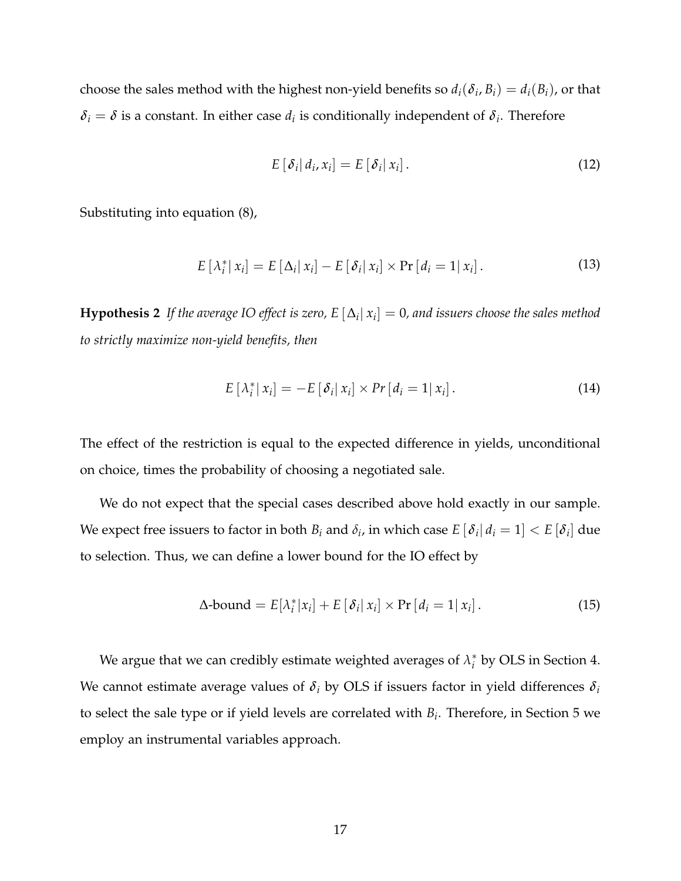choose the sales method with the highest non-yield benefits so $d_i(\delta_i, B_i) = d_i(B_i)$, or that $\delta_i = \delta$ is a constant. In either case $d_i$ is conditionally independent of $\delta_i$. Therefore

$$E\left[\delta_i \middle| d_i, x_i\right] = E\left[\delta_i \middle| x_i\right]. \tag{12}$$

Substituting into equation (8),

$$E\left[\lambda_i^* \middle| x_i\right] = E\left[\Delta_i \middle| x_i\right] - E\left[\delta_i \middle| x_i\right] \times \Pr\left[d_i = 1 \middle| x_i\right]. \tag{13}$$

**Hypothesis 2** *If the average IO effect is zero, $E\left[\Delta_i \middle| x_i\right] = 0$, and issuers choose the sales method to strictly maximize non-yield benefits, then*

$$E\left[\lambda_i^* \middle| x_i\right] = -E\left[\delta_i \middle| x_i\right] \times Pr\left[d_i = 1 \middle| x_i\right]. \tag{14}$$

The effect of the restriction is equal to the expected difference in yields, unconditional on choice, times the probability of choosing a negotiated sale.

We do not expect that the special cases described above hold exactly in our sample. We expect free issuers to factor in both $B_i$ and $\delta_i$, in which case $E\left[\delta_i \middle| d_i = 1\right] < E\left[\delta_i\right]$ due to selection. Thus, we can define a lower bound for the IO effect by

$$\Delta\text{-bound} = E[\lambda_i^* | x_i] + E\left[\delta_i \middle| x_i\right] \times \Pr\left[d_i = 1 \middle| x_i\right]. \tag{15}$$

We argue that we can credibly estimate weighted averages of $\lambda_i^*$ by OLS in Section 4. We cannot estimate average values of $\delta_i$ by OLS if issuers factor in yield differences $\delta_i$ to select the sale type or if yield levels are correlated with $B_i$. Therefore, in Section 5 we employ an instrumental variables approach.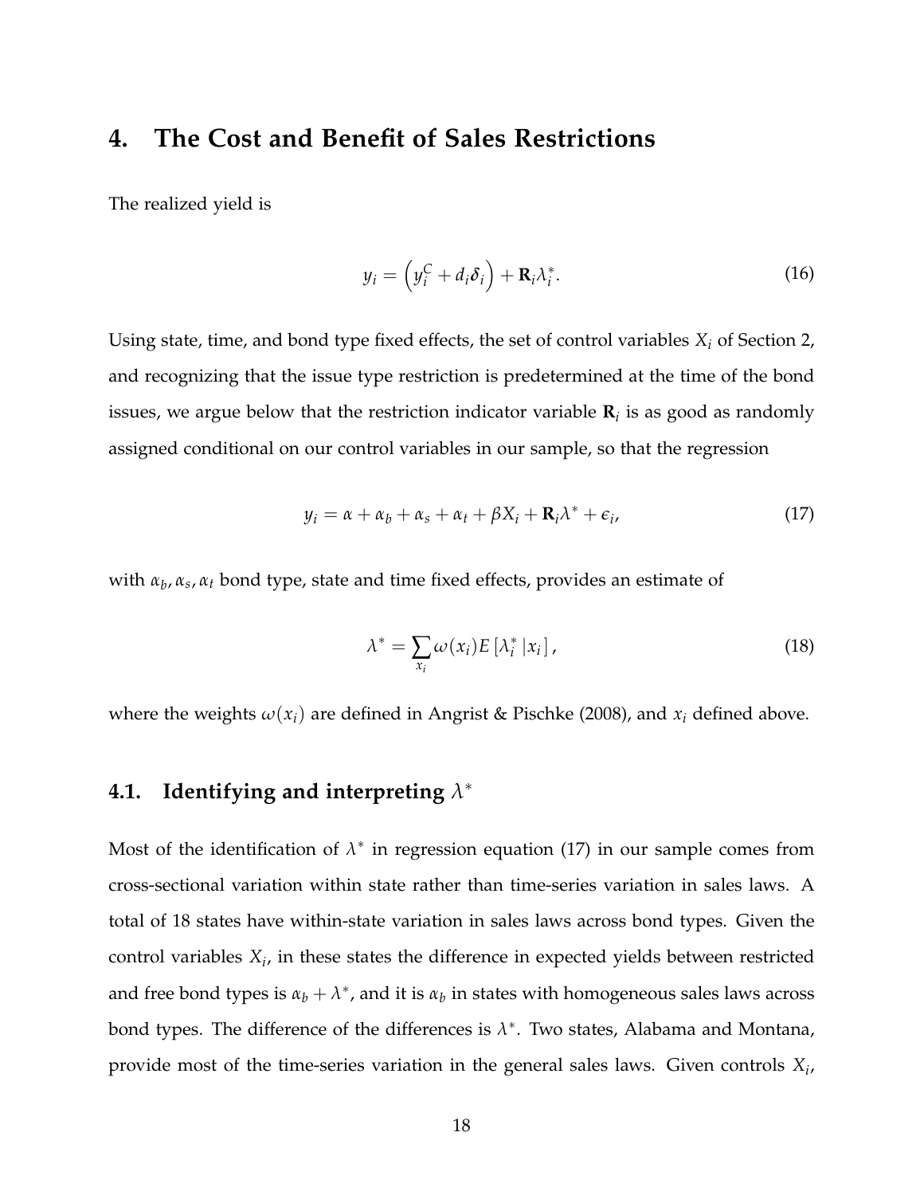# 4. The Cost and Benefit of Sales Restrictions

The realized yield is

$$y_i = \left(y_i^C + d_i \delta_i\right) + \mathbf{R}_i \lambda_i^*. \tag{16}$$

Using state, time, and bond type fixed effects, the set of control variables $X_i$ of Section 2, and recognizing that the issue type restriction is predetermined at the time of the bond issues, we argue below that the restriction indicator variable $\mathbf{R}_i$ is as good as randomly assigned conditional on our control variables in our sample, so that the regression

$$y_i = \alpha + \alpha_b + \alpha_s + \alpha_t + \beta X_i + \mathbf{R}_i \lambda^* + \epsilon_i, \tag{17}$$

with $\alpha_b, \alpha_s, \alpha_t$ bond type, state and time fixed effects, provides an estimate of

$$\lambda^* = \sum_{x_i} \omega(x_i) E\left[\lambda_i^* \,|x_i\right], \tag{18}$$

where the weights $\omega(x_i)$ are defined in Angrist & Pischke (2008), and $x_i$ defined above.

## 4.1. Identifying and interpreting $\lambda^*$

Most of the identification of $\lambda^*$ in regression equation (17) in our sample comes from cross-sectional variation within state rather than time-series variation in sales laws. A total of 18 states have within-state variation in sales laws across bond types. Given the control variables $X_i$, in these states the difference in expected yields between restricted and free bond types is $\alpha_b + \lambda^*$, and it is $\alpha_b$ in states with homogeneous sales laws across bond types. The difference of the differences is $\lambda^*$. Two states, Alabama and Montana, provide most of the time-series variation in the general sales laws. Given controls $X_i$,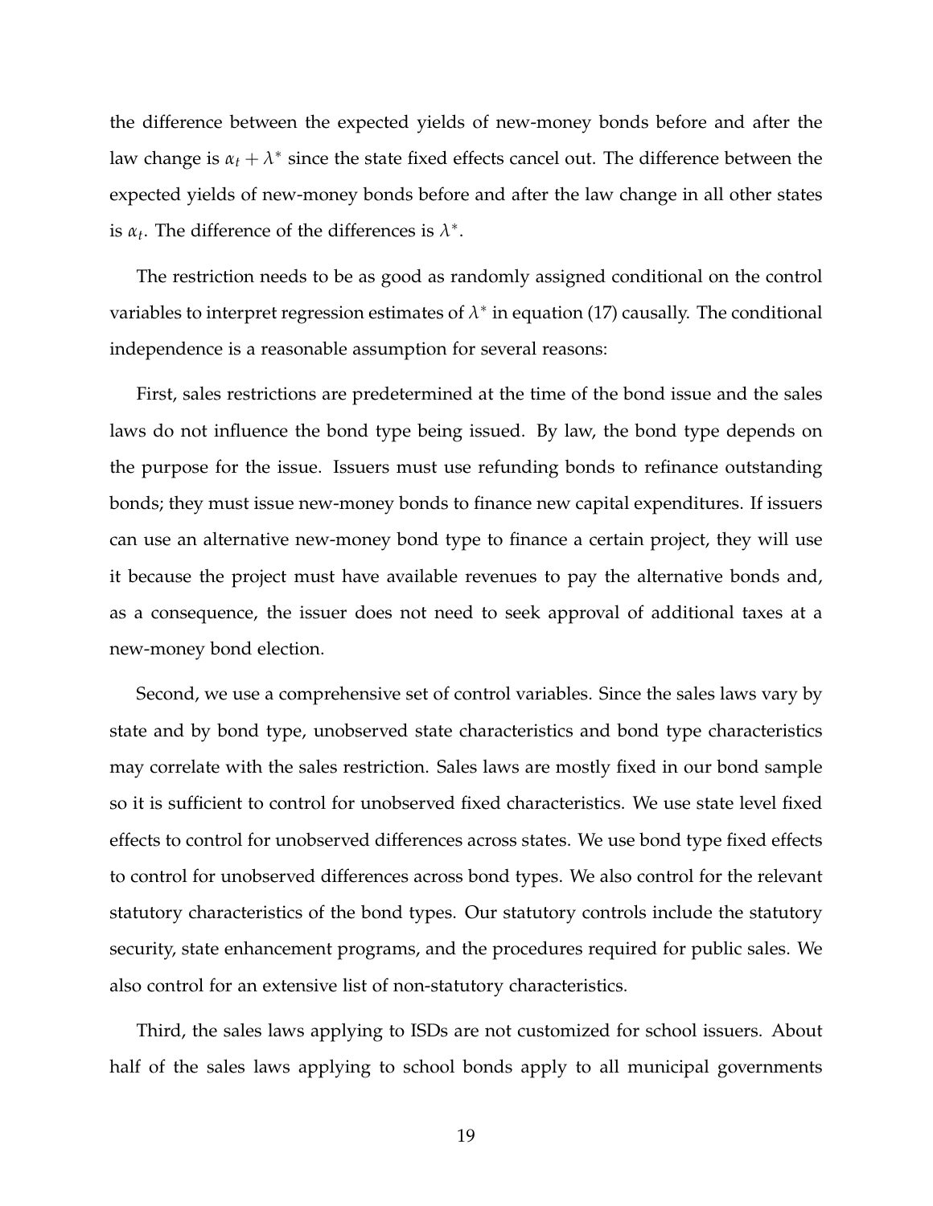the difference between the expected yields of new-money bonds before and after the law change is $\alpha_t + \lambda^*$ since the state fixed effects cancel out. The difference between the expected yields of new-money bonds before and after the law change in all other states is $\alpha_t$. The difference of the differences is $\lambda^*$.

The restriction needs to be as good as randomly assigned conditional on the control variables to interpret regression estimates of $\lambda^*$ in equation (17) causally. The conditional independence is a reasonable assumption for several reasons:

First, sales restrictions are predetermined at the time of the bond issue and the sales laws do not influence the bond type being issued. By law, the bond type depends on the purpose for the issue. Issuers must use refunding bonds to refinance outstanding bonds; they must issue new-money bonds to finance new capital expenditures. If issuers can use an alternative new-money bond type to finance a certain project, they will use it because the project must have available revenues to pay the alternative bonds and, as a consequence, the issuer does not need to seek approval of additional taxes at a new-money bond election.

Second, we use a comprehensive set of control variables. Since the sales laws vary by state and by bond type, unobserved state characteristics and bond type characteristics may correlate with the sales restriction. Sales laws are mostly fixed in our bond sample so it is sufficient to control for unobserved fixed characteristics. We use state level fixed effects to control for unobserved differences across states. We use bond type fixed effects to control for unobserved differences across bond types. We also control for the relevant statutory characteristics of the bond types. Our statutory controls include the statutory security, state enhancement programs, and the procedures required for public sales. We also control for an extensive list of non-statutory characteristics.

Third, the sales laws applying to ISDs are not customized for school issuers. About half of the sales laws applying to school bonds apply to all municipal governments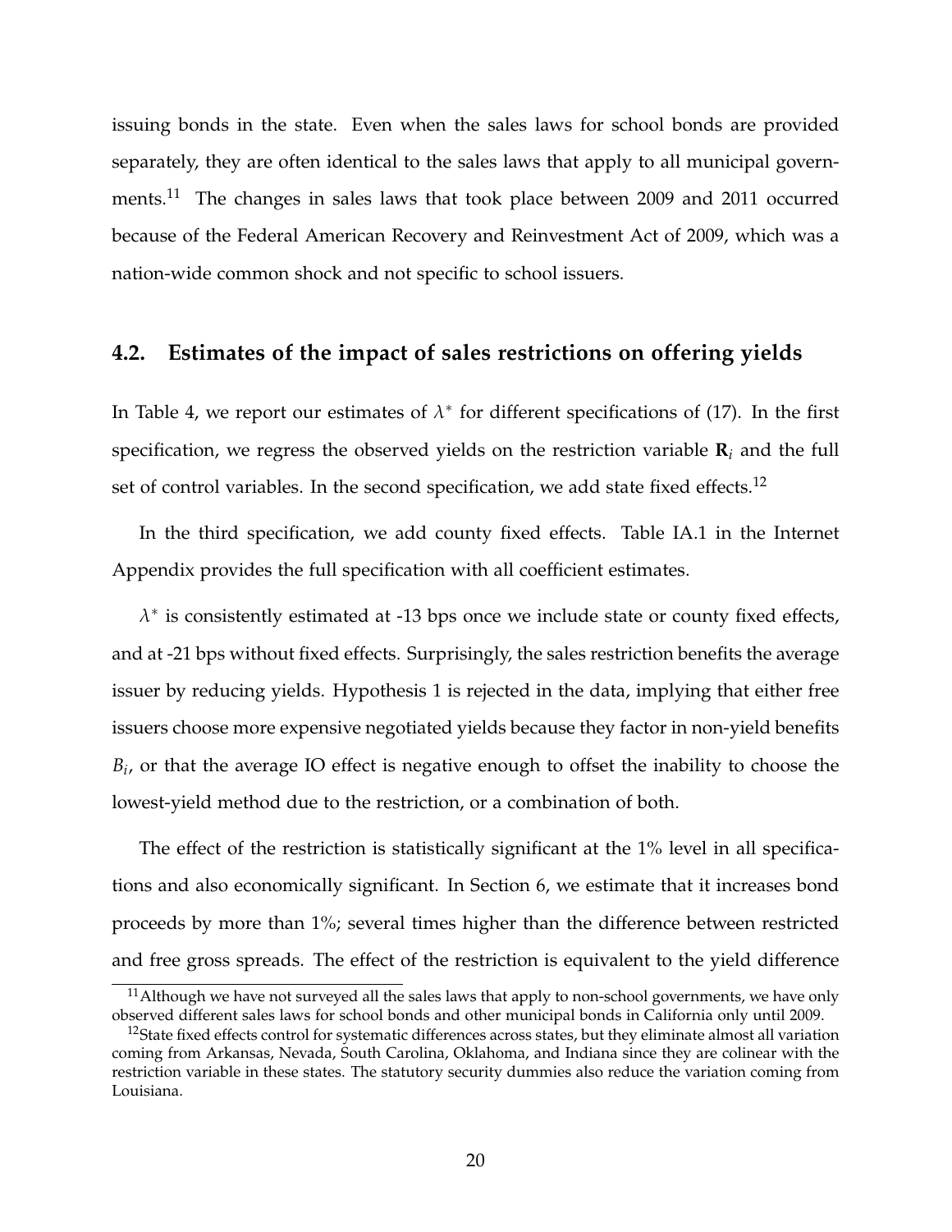issuing bonds in the state. Even when the sales laws for school bonds are provided separately, they are often identical to the sales laws that apply to all municipal governments.[11] The changes in sales laws that took place between 2009 and 2011 occurred because of the Federal American Recovery and Reinvestment Act of 2009, which was a nation-wide common shock and not specific to school issuers.

## 4.2. Estimates of the impact of sales restrictions on offering yields

In Table 4, we report our estimates of $\lambda^*$ for different specifications of (17). In the first specification, we regress the observed yields on the restriction variable $\mathbf{R}_i$ and the full set of control variables. In the second specification, we add state fixed effects.[12]

In the third specification, we add county fixed effects. Table IA.1 in the Internet Appendix provides the full specification with all coefficient estimates.

$\lambda^*$ is consistently estimated at -13 bps once we include state or county fixed effects, and at -21 bps without fixed effects. Surprisingly, the sales restriction benefits the average issuer by reducing yields. Hypothesis 1 is rejected in the data, implying that either free issuers choose more expensive negotiated yields because they factor in non-yield benefits $B_i$, or that the average IO effect is negative enough to offset the inability to choose the lowest-yield method due to the restriction, or a combination of both.

The effect of the restriction is statistically significant at the 1% level in all specifications and also economically significant. In Section 6, we estimate that it increases bond proceeds by more than 1%; several times higher than the difference between restricted and free gross spreads. The effect of the restriction is equivalent to the yield difference

[11] Although we have not surveyed all the sales laws that apply to non-school governments, we have only observed different sales laws for school bonds and other municipal bonds in California only until 2009.

[12] State fixed effects control for systematic differences across states, but they eliminate almost all variation coming from Arkansas, Nevada, South Carolina, Oklahoma, and Indiana since they are colinear with the restriction variable in these states. The statutory security dummies also reduce the variation coming from Louisiana.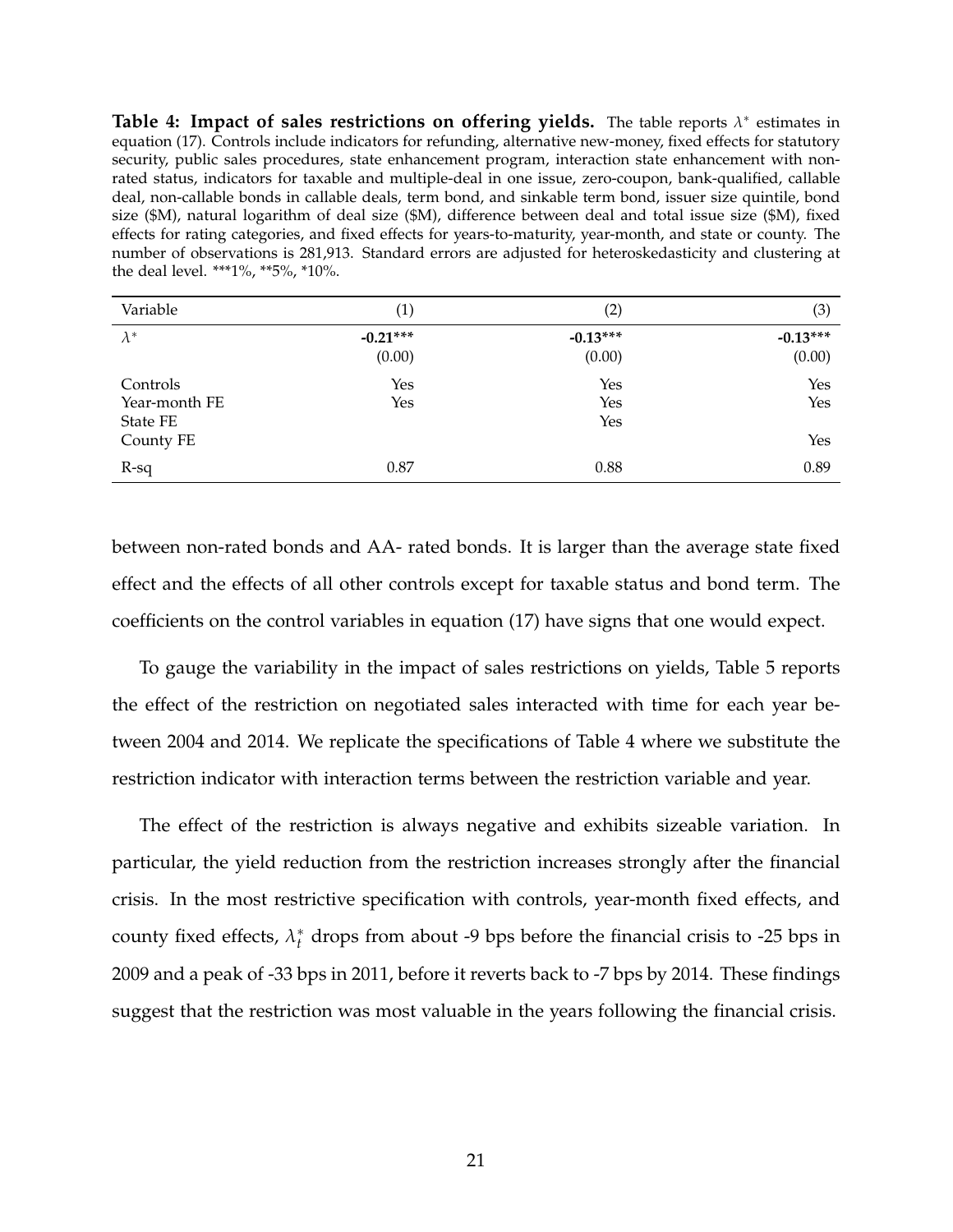**Table 4: Impact of sales restrictions on offering yields.** The table reports $\lambda^*$ estimates in equation (17). Controls include indicators for refunding, alternative new-money, fixed effects for statutory security, public sales procedures, state enhancement program, interaction state enhancement with non-rated status, indicators for taxable and multiple-deal in one issue, zero-coupon, bank-qualified, callable deal, non-callable bonds in callable deals, term bond, and sinkable term bond, issuer size quintile, bond size ($M), natural logarithm of deal size ($M), difference between deal and total issue size ($M), fixed effects for rating categories, and fixed effects for years-to-maturity, year-month, and state or county. The number of observations is 281,913. Standard errors are adjusted for heteroskedasticity and clustering at the deal level. ***1%, **5%, *10%.

| Variable | (1) | (2) | (3) |
|---|---|---|---|
| $\lambda^*$ | **-0.21*****<br>(0.00) | **-0.13*****<br>(0.00) | **-0.13*****<br>(0.00) |
| Controls | Yes | Yes | Yes |
| Year-month FE | Yes | Yes | Yes |
| State FE | | Yes | |
| County FE | | | Yes |
| R-sq | 0.87 | 0.88 | 0.89 |

between non-rated bonds and AA- rated bonds. It is larger than the average state fixed effect and the effects of all other controls except for taxable status and bond term. The coefficients on the control variables in equation (17) have signs that one would expect.

To gauge the variability in the impact of sales restrictions on yields, Table 5 reports the effect of the restriction on negotiated sales interacted with time for each year between 2004 and 2014. We replicate the specifications of Table 4 where we substitute the restriction indicator with interaction terms between the restriction variable and year.

The effect of the restriction is always negative and exhibits sizeable variation. In particular, the yield reduction from the restriction increases strongly after the financial crisis. In the most restrictive specification with controls, year-month fixed effects, and county fixed effects, $\lambda_t^*$ drops from about -9 bps before the financial crisis to -25 bps in 2009 and a peak of -33 bps in 2011, before it reverts back to -7 bps by 2014. These findings suggest that the restriction was most valuable in the years following the financial crisis.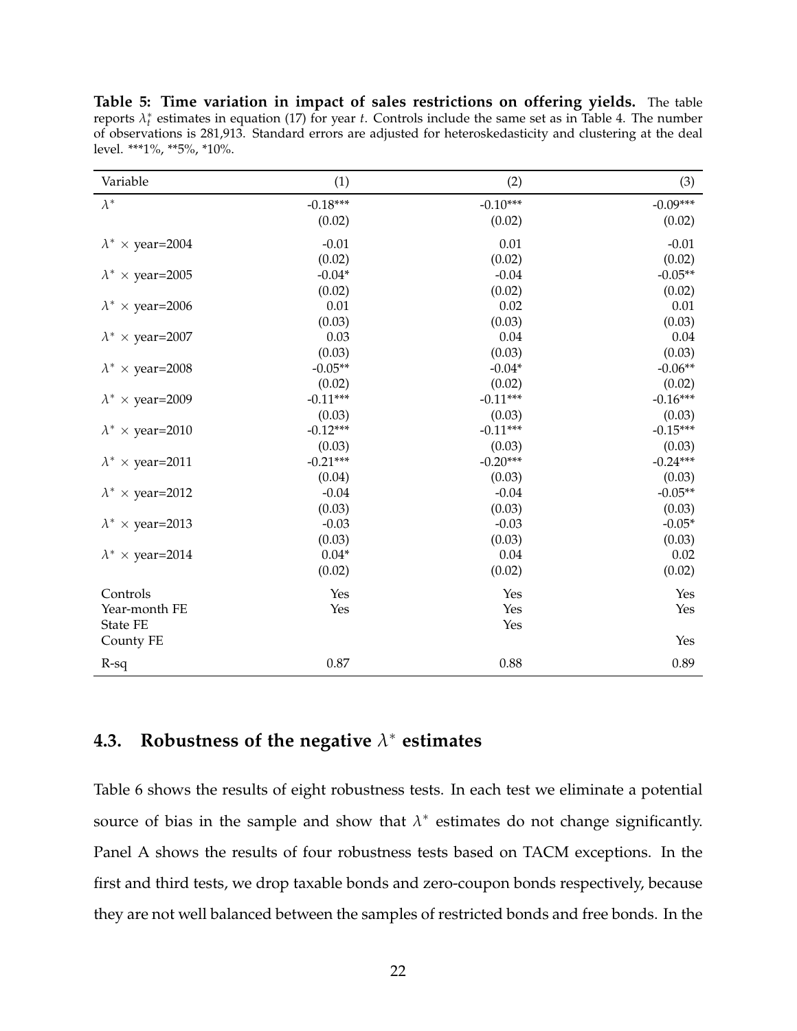**Table 5: Time variation in impact of sales restrictions on offering yields.** The table reports $\lambda_t^*$ estimates in equation (17) for year $t$. Controls include the same set as in Table 4. The number of observations is 281,913. Standard errors are adjusted for heteroskedasticity and clustering at the deal level. ***1%, **5%, *10%.

| Variable | (1) | (2) | (3) |
|---|---|---|---|
| $\lambda^*$ | -0.18*** | -0.10*** | -0.09*** |
| | (0.02) | (0.02) | (0.02) |
| $\lambda^* \times$ year=2004 | -0.01 | 0.01 | -0.01 |
| | (0.02) | (0.02) | (0.02) |
| $\lambda^* \times$ year=2005 | -0.04* | -0.04 | -0.05** |
| | (0.02) | (0.02) | (0.02) |
| $\lambda^* \times$ year=2006 | 0.01 | 0.02 | 0.01 |
| | (0.03) | (0.03) | (0.03) |
| $\lambda^* \times$ year=2007 | 0.03 | 0.04 | 0.04 |
| | (0.03) | (0.03) | (0.03) |
| $\lambda^* \times$ year=2008 | -0.05** | -0.04* | -0.06** |
| | (0.02) | (0.02) | (0.02) |
| $\lambda^* \times$ year=2009 | -0.11*** | -0.11*** | -0.16*** |
| | (0.03) | (0.03) | (0.03) |
| $\lambda^* \times$ year=2010 | -0.12*** | -0.11*** | -0.15*** |
| | (0.03) | (0.03) | (0.03) |
| $\lambda^* \times$ year=2011 | -0.21*** | -0.20*** | -0.24*** |
| | (0.04) | (0.03) | (0.03) |
| $\lambda^* \times$ year=2012 | -0.04 | -0.04 | -0.05** |
| | (0.03) | (0.03) | (0.03) |
| $\lambda^* \times$ year=2013 | -0.03 | -0.03 | -0.05* |
| | (0.03) | (0.03) | (0.03) |
| $\lambda^* \times$ year=2014 | 0.04* | 0.04 | 0.02 |
| | (0.02) | (0.02) | (0.02) |
| Controls | Yes | Yes | Yes |
| Year-month FE | Yes | Yes | Yes |
| State FE | | Yes | |
| County FE | | | Yes |
| R-sq | 0.87 | 0.88 | 0.89 |

## 4.3. Robustness of the negative $\lambda^*$ estimates

Table 6 shows the results of eight robustness tests. In each test we eliminate a potential source of bias in the sample and show that $\lambda^*$ estimates do not change significantly. Panel A shows the results of four robustness tests based on TACM exceptions. In the first and third tests, we drop taxable bonds and zero-coupon bonds respectively, because they are not well balanced between the samples of restricted bonds and free bonds. In the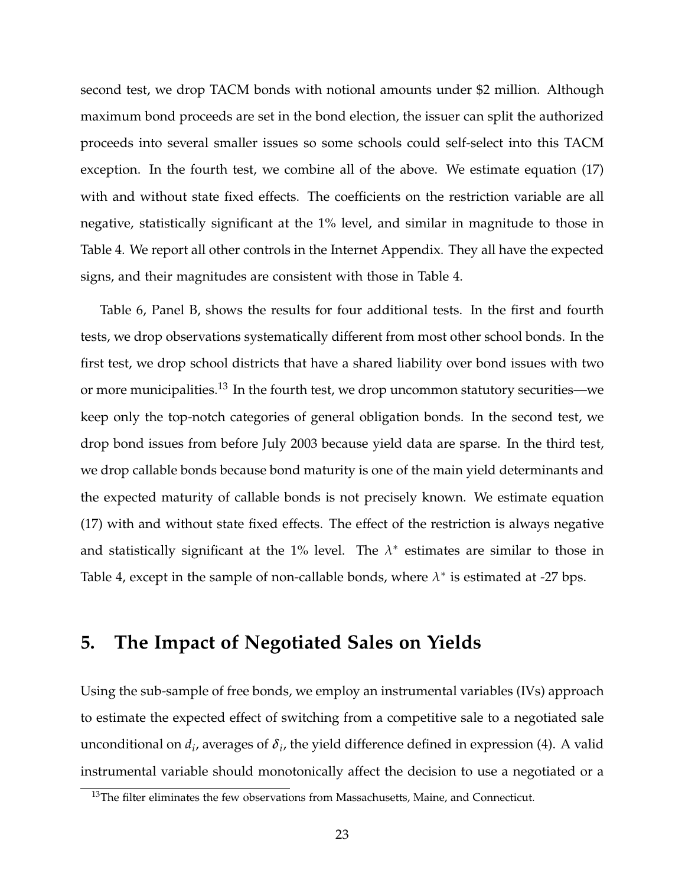second test, we drop TACM bonds with notional amounts under $2 million. Although maximum bond proceeds are set in the bond election, the issuer can split the authorized proceeds into several smaller issues so some schools could self-select into this TACM exception. In the fourth test, we combine all of the above. We estimate equation (17) with and without state fixed effects. The coefficients on the restriction variable are all negative, statistically significant at the 1% level, and similar in magnitude to those in Table 4. We report all other controls in the Internet Appendix. They all have the expected signs, and their magnitudes are consistent with those in Table 4.

Table 6, Panel B, shows the results for four additional tests. In the first and fourth tests, we drop observations systematically different from most other school bonds. In the first test, we drop school districts that have a shared liability over bond issues with two or more municipalities.[13] In the fourth test, we drop uncommon statutory securities—we keep only the top-notch categories of general obligation bonds. In the second test, we drop bond issues from before July 2003 because yield data are sparse. In the third test, we drop callable bonds because bond maturity is one of the main yield determinants and the expected maturity of callable bonds is not precisely known. We estimate equation (17) with and without state fixed effects. The effect of the restriction is always negative and statistically significant at the 1% level. The $\lambda^*$ estimates are similar to those in Table 4, except in the sample of non-callable bonds, where $\lambda^*$ is estimated at -27 bps.

## 5. The Impact of Negotiated Sales on Yields

Using the sub-sample of free bonds, we employ an instrumental variables (IVs) approach to estimate the expected effect of switching from a competitive sale to a negotiated sale unconditional on $d_i$, averages of $\delta_i$, the yield difference defined in expression (4). A valid instrumental variable should monotonically affect the decision to use a negotiated or a

[13]The filter eliminates the few observations from Massachusetts, Maine, and Connecticut.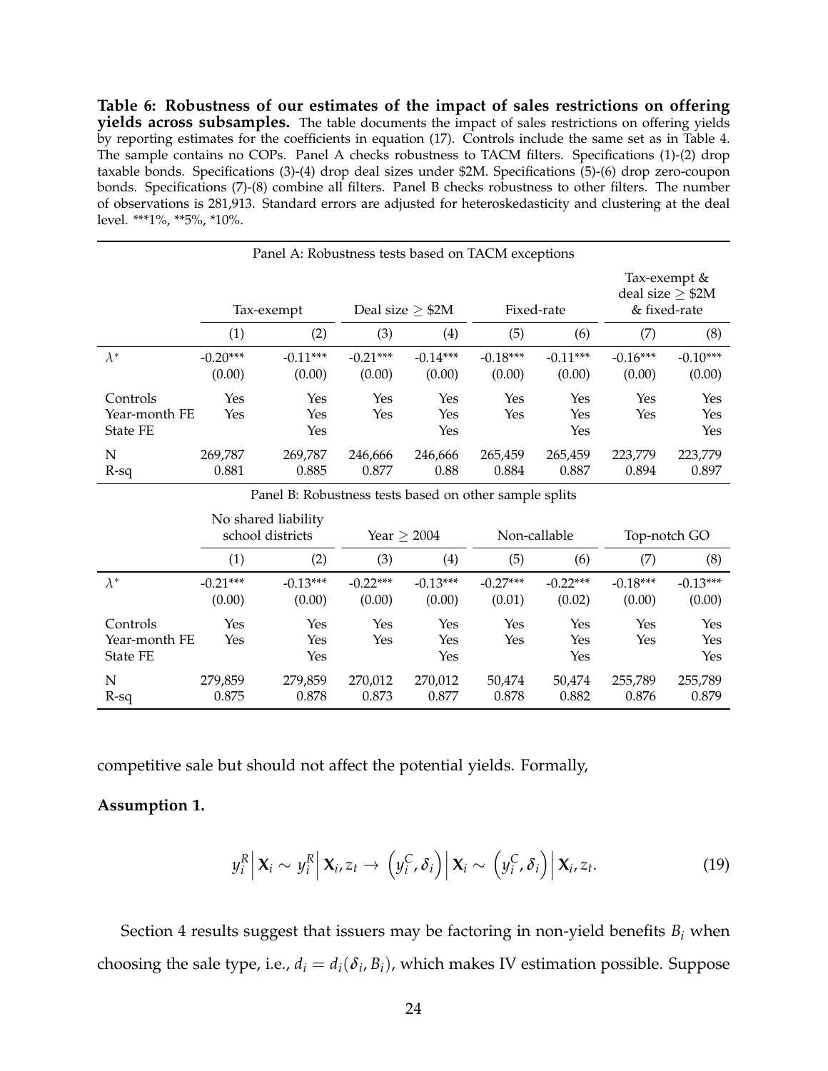**Table 6: Robustness of our estimates of the impact of sales restrictions on offering yields across subsamples.** The table documents the impact of sales restrictions on offering yields by reporting estimates for the coefficients in equation (17). Controls include the same set as in Table 4. The sample contains no COPs. Panel A checks robustness to TACM filters. Specifications (1)-(2) drop taxable bonds. Specifications (3)-(4) drop deal sizes under \$2M. Specifications (5)-(6) drop zero-coupon bonds. Specifications (7)-(8) combine all filters. Panel B checks robustness to other filters. The number of observations is 281,913. Standard errors are adjusted for heteroskedasticity and clustering at the deal level. \*\*\*1%, \*\*5%, \*10%.

Panel A: Robustness tests based on TACM exceptions

| | Tax-exempt | | Deal size $\geq$ \$2M | | Fixed-rate | | Tax-exempt & deal size $\geq$ \$2M & fixed-rate | |
|---|---|---|---|---|---|---|---|---|
| | (1) | (2) | (3) | (4) | (5) | (6) | (7) | (8) |
| $\lambda^*$ | -0.20\*\*\* | -0.11\*\*\* | -0.21\*\*\* | -0.14\*\*\* | -0.18\*\*\* | -0.11\*\*\* | -0.16\*\*\* | -0.10\*\*\* |
| | (0.00) | (0.00) | (0.00) | (0.00) | (0.00) | (0.00) | (0.00) | (0.00) |
| Controls | Yes | Yes | Yes | Yes | Yes | Yes | Yes | Yes |
| Year-month FE | Yes | Yes | Yes | Yes | Yes | Yes | Yes | Yes |
| State FE | | Yes | | Yes | | Yes | | Yes |
| N | 269,787 | 269,787 | 246,666 | 246,666 | 265,459 | 265,459 | 223,779 | 223,779 |
| R-sq | 0.881 | 0.885 | 0.877 | 0.88 | 0.884 | 0.887 | 0.894 | 0.897 |

Panel B: Robustness tests based on other sample splits

| | No shared liability school districts | | Year $\geq$ 2004 | | Non-callable | | Top-notch GO | |
|---|---|---|---|---|---|---|---|---|
| | (1) | (2) | (3) | (4) | (5) | (6) | (7) | (8) |
| $\lambda^*$ | -0.21\*\*\* | -0.13\*\*\* | -0.22\*\*\* | -0.13\*\*\* | -0.27\*\*\* | -0.22\*\*\* | -0.18\*\*\* | -0.13\*\*\* |
| | (0.00) | (0.00) | (0.00) | (0.00) | (0.01) | (0.02) | (0.00) | (0.00) |
| Controls | Yes | Yes | Yes | Yes | Yes | Yes | Yes | Yes |
| Year-month FE | Yes | Yes | Yes | Yes | Yes | Yes | Yes | Yes |
| State FE | | Yes | | Yes | | Yes | | Yes |
| N | 279,859 | 279,859 | 270,012 | 270,012 | 50,474 | 50,474 | 255,789 | 255,789 |
| R-sq | 0.875 | 0.878 | 0.873 | 0.877 | 0.878 | 0.882 | 0.876 | 0.879 |

competitive sale but should not affect the potential yields. Formally,

**Assumption 1.**

$$y_i^R \Big| \mathbf{X}_i \sim y_i^R \Big| \mathbf{X}_i, z_t \rightarrow \left(y_i^C, \delta_i\right) \Big| \mathbf{X}_i \sim \left(y_i^C, \delta_i\right) \Big| \mathbf{X}_i, z_t. \tag{19}$$

Section 4 results suggest that issuers may be factoring in non-yield benefits $B_i$ when choosing the sale type, i.e., $d_i = d_i(\delta_i, B_i)$, which makes IV estimation possible. Suppose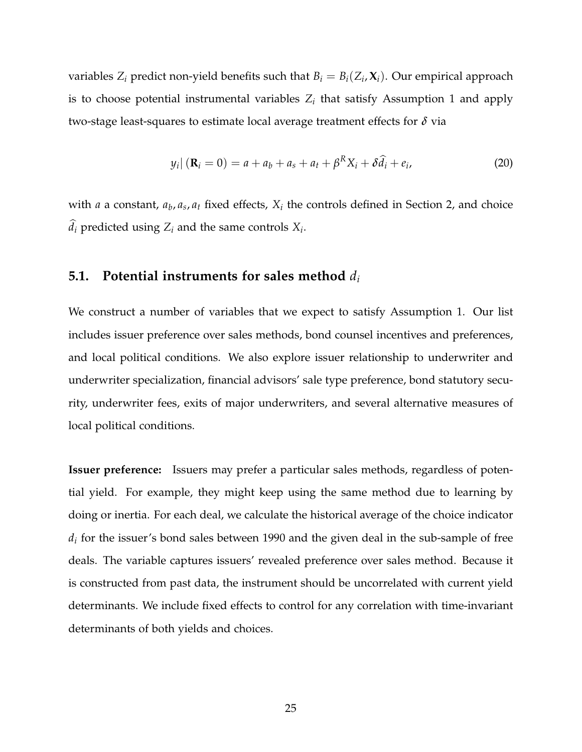variables $Z_i$ predict non-yield benefits such that $B_i = B_i(Z_i, \mathbf{X}_i)$. Our empirical approach is to choose potential instrumental variables $Z_i$ that satisfy Assumption 1 and apply two-stage least-squares to estimate local average treatment effects for $\delta$ via

$$y_i | (\mathbf{R}_i = 0) = a + a_b + a_s + a_t + \beta^R X_i + \delta \widehat{d}_i + e_i, \tag{20}$$

with $a$ a constant, $a_b, a_s, a_t$ fixed effects, $X_i$ the controls defined in Section 2, and choice $\widehat{d}_i$ predicted using $Z_i$ and the same controls $X_i$.

## 5.1. Potential instruments for sales method $d_i$

We construct a number of variables that we expect to satisfy Assumption 1. Our list includes issuer preference over sales methods, bond counsel incentives and preferences, and local political conditions. We also explore issuer relationship to underwriter and underwriter specialization, financial advisors' sale type preference, bond statutory security, underwriter fees, exits of major underwriters, and several alternative measures of local political conditions.

**Issuer preference:** Issuers may prefer a particular sales methods, regardless of potential yield. For example, they might keep using the same method due to learning by doing or inertia. For each deal, we calculate the historical average of the choice indicator $d_i$ for the issuer's bond sales between 1990 and the given deal in the sub-sample of free deals. The variable captures issuers' revealed preference over sales method. Because it is constructed from past data, the instrument should be uncorrelated with current yield determinants. We include fixed effects to control for any correlation with time-invariant determinants of both yields and choices.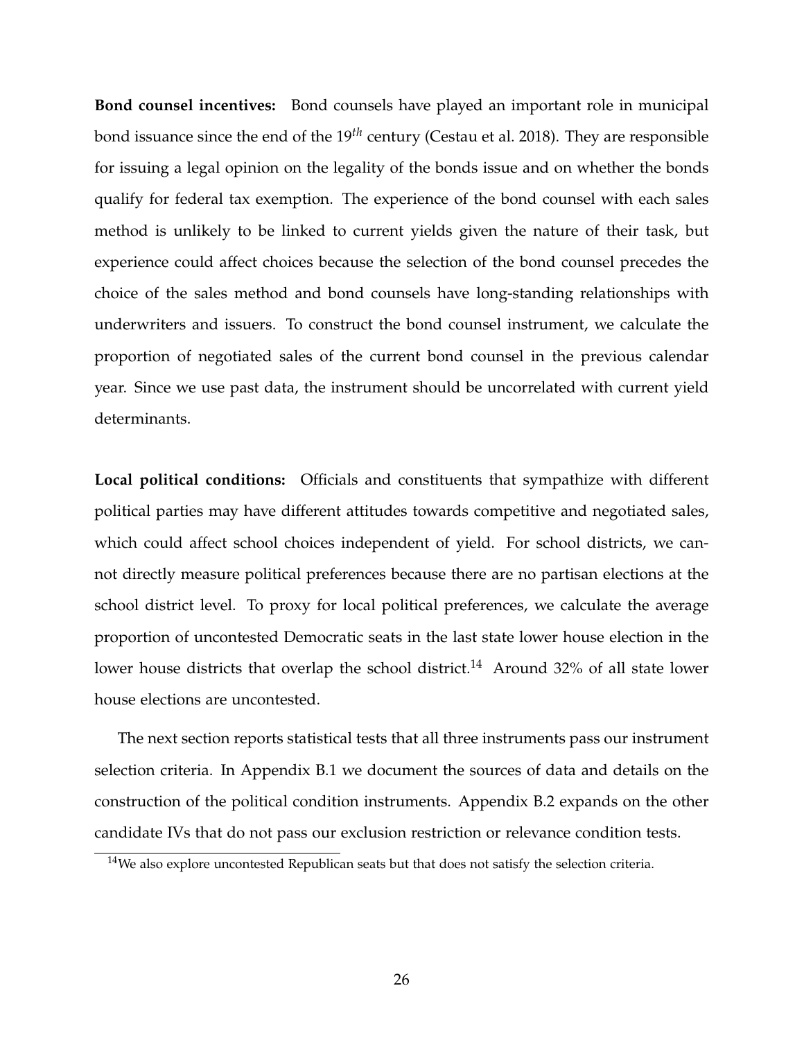**Bond counsel incentives:** Bond counsels have played an important role in municipal bond issuance since the end of the $19^{th}$ century (Cestau et al. 2018). They are responsible for issuing a legal opinion on the legality of the bonds issue and on whether the bonds qualify for federal tax exemption. The experience of the bond counsel with each sales method is unlikely to be linked to current yields given the nature of their task, but experience could affect choices because the selection of the bond counsel precedes the choice of the sales method and bond counsels have long-standing relationships with underwriters and issuers. To construct the bond counsel instrument, we calculate the proportion of negotiated sales of the current bond counsel in the previous calendar year. Since we use past data, the instrument should be uncorrelated with current yield determinants.

**Local political conditions:** Officials and constituents that sympathize with different political parties may have different attitudes towards competitive and negotiated sales, which could affect school choices independent of yield. For school districts, we cannot directly measure political preferences because there are no partisan elections at the school district level. To proxy for local political preferences, we calculate the average proportion of uncontested Democratic seats in the last state lower house election in the lower house districts that overlap the school district.[14] Around 32% of all state lower house elections are uncontested.

The next section reports statistical tests that all three instruments pass our instrument selection criteria. In Appendix B.1 we document the sources of data and details on the construction of the political condition instruments. Appendix B.2 expands on the other candidate IVs that do not pass our exclusion restriction or relevance condition tests.

[14]We also explore uncontested Republican seats but that does not satisfy the selection criteria.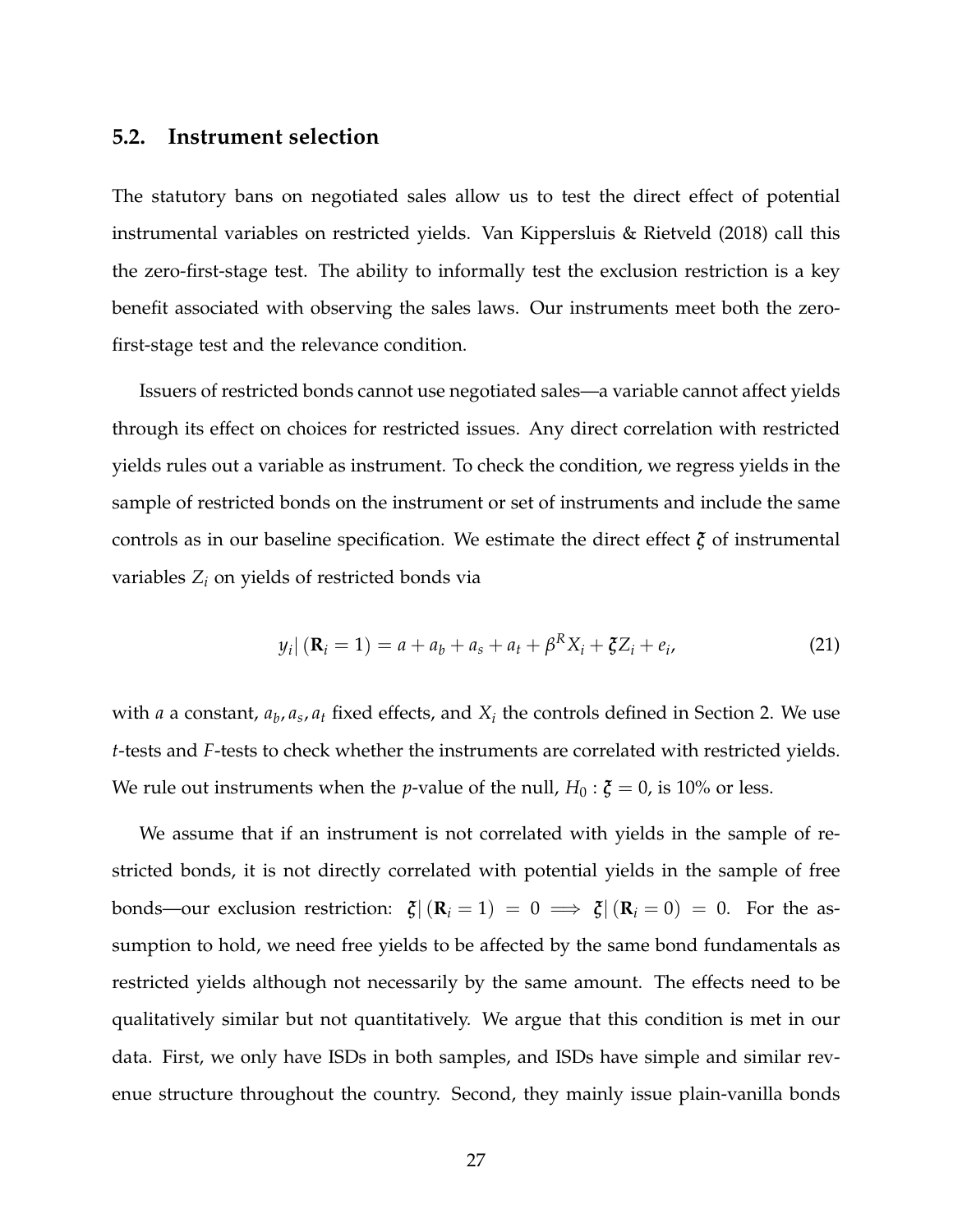## 5.2. Instrument selection

The statutory bans on negotiated sales allow us to test the direct effect of potential instrumental variables on restricted yields. Van Kippersluis & Rietveld (2018) call this the zero-first-stage test. The ability to informally test the exclusion restriction is a key benefit associated with observing the sales laws. Our instruments meet both the zero-first-stage test and the relevance condition.

Issuers of restricted bonds cannot use negotiated sales—a variable cannot affect yields through its effect on choices for restricted issues. Any direct correlation with restricted yields rules out a variable as instrument. To check the condition, we regress yields in the sample of restricted bonds on the instrument or set of instruments and include the same controls as in our baseline specification. We estimate the direct effect $\boldsymbol{\xi}$ of instrumental variables $Z_i$ on yields of restricted bonds via

$$y_i | (\mathbf{R}_i = 1) = a + a_b + a_s + a_t + \beta^R X_i + \boldsymbol{\xi} Z_i + e_i, \tag{21}$$

with $a$ a constant, $a_b, a_s, a_t$ fixed effects, and $X_i$ the controls defined in Section 2. We use $t$-tests and $F$-tests to check whether the instruments are correlated with restricted yields. We rule out instruments when the $p$-value of the null, $H_0 : \boldsymbol{\xi} = 0$, is 10% or less.

We assume that if an instrument is not correlated with yields in the sample of restricted bonds, it is not directly correlated with potential yields in the sample of free bonds—our exclusion restriction: $\boldsymbol{\xi} | (\mathbf{R}_i = 1) = 0 \implies \boldsymbol{\xi} | (\mathbf{R}_i = 0) = 0$. For the assumption to hold, we need free yields to be affected by the same bond fundamentals as restricted yields although not necessarily by the same amount. The effects need to be qualitatively similar but not quantitatively. We argue that this condition is met in our data. First, we only have ISDs in both samples, and ISDs have simple and similar revenue structure throughout the country. Second, they mainly issue plain-vanilla bonds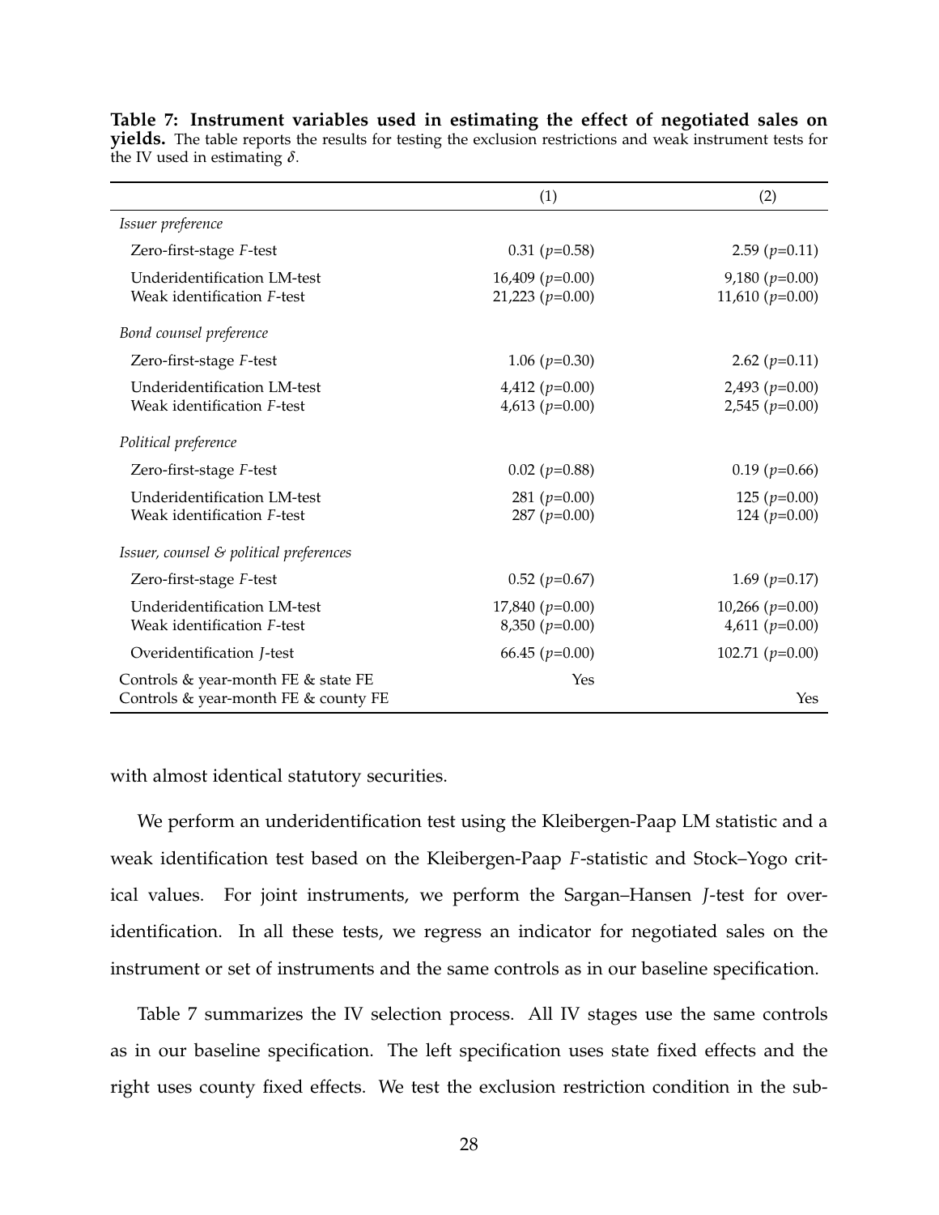**Table 7: Instrument variables used in estimating the effect of negotiated sales on yields.** The table reports the results for testing the exclusion restrictions and weak instrument tests for the IV used in estimating $\delta$.

| | (1) | (2) |
|---|---|---|
| *Issuer preference* | | |
| Zero-first-stage $F$-test | 0.31 ($p$=0.58) | 2.59 ($p$=0.11) |
| Underidentification LM-test | 16,409 ($p$=0.00) | 9,180 ($p$=0.00) |
| Weak identification $F$-test | 21,223 ($p$=0.00) | 11,610 ($p$=0.00) |
| *Bond counsel preference* | | |
| Zero-first-stage $F$-test | 1.06 ($p$=0.30) | 2.62 ($p$=0.11) |
| Underidentification LM-test | 4,412 ($p$=0.00) | 2,493 ($p$=0.00) |
| Weak identification $F$-test | 4,613 ($p$=0.00) | 2,545 ($p$=0.00) |
| *Political preference* | | |
| Zero-first-stage $F$-test | 0.02 ($p$=0.88) | 0.19 ($p$=0.66) |
| Underidentification LM-test | 281 ($p$=0.00) | 125 ($p$=0.00) |
| Weak identification $F$-test | 287 ($p$=0.00) | 124 ($p$=0.00) |
| *Issuer, counsel & political preferences* | | |
| Zero-first-stage $F$-test | 0.52 ($p$=0.67) | 1.69 ($p$=0.17) |
| Underidentification LM-test | 17,840 ($p$=0.00) | 10,266 ($p$=0.00) |
| Weak identification $F$-test | 8,350 ($p$=0.00) | 4,611 ($p$=0.00) |
| Overidentification $J$-test | 66.45 ($p$=0.00) | 102.71 ($p$=0.00) |
| Controls & year-month FE & state FE | Yes | |
| Controls & year-month FE & county FE | | Yes |

with almost identical statutory securities.

We perform an underidentification test using the Kleibergen-Paap LM statistic and a weak identification test based on the Kleibergen-Paap $F$-statistic and Stock–Yogo critical values. For joint instruments, we perform the Sargan–Hansen $J$-test for overidentification. In all these tests, we regress an indicator for negotiated sales on the instrument or set of instruments and the same controls as in our baseline specification.

Table 7 summarizes the IV selection process. All IV stages use the same controls as in our baseline specification. The left specification uses state fixed effects and the right uses county fixed effects. We test the exclusion restriction condition in the sub-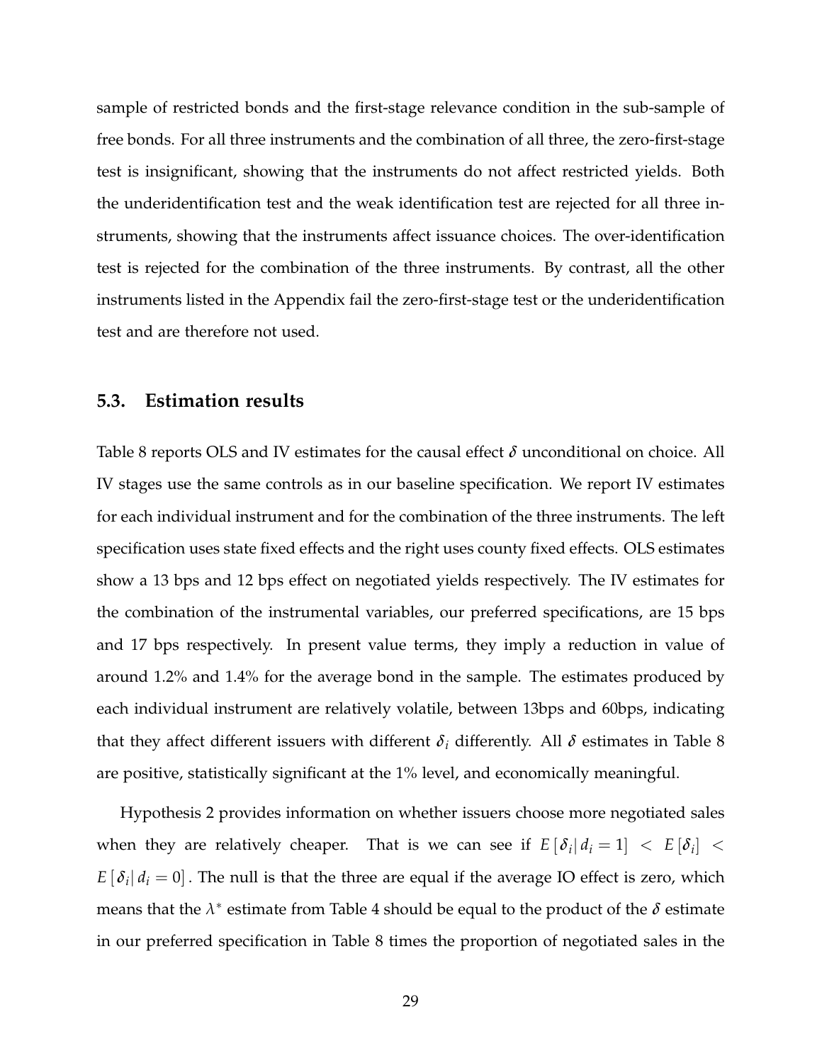sample of restricted bonds and the first-stage relevance condition in the sub-sample of free bonds. For all three instruments and the combination of all three, the zero-first-stage test is insignificant, showing that the instruments do not affect restricted yields. Both the underidentification test and the weak identification test are rejected for all three instruments, showing that the instruments affect issuance choices. The over-identification test is rejected for the combination of the three instruments. By contrast, all the other instruments listed in the Appendix fail the zero-first-stage test or the underidentification test and are therefore not used.

## 5.3. Estimation results

Table 8 reports OLS and IV estimates for the causal effect $\delta$ unconditional on choice. All IV stages use the same controls as in our baseline specification. We report IV estimates for each individual instrument and for the combination of the three instruments. The left specification uses state fixed effects and the right uses county fixed effects. OLS estimates show a 13 bps and 12 bps effect on negotiated yields respectively. The IV estimates for the combination of the instrumental variables, our preferred specifications, are 15 bps and 17 bps respectively. In present value terms, they imply a reduction in value of around 1.2% and 1.4% for the average bond in the sample. The estimates produced by each individual instrument are relatively volatile, between 13bps and 60bps, indicating that they affect different issuers with different $\delta_i$ differently. All $\delta$ estimates in Table 8 are positive, statistically significant at the 1% level, and economically meaningful.

Hypothesis 2 provides information on whether issuers choose more negotiated sales when they are relatively cheaper. That is we can see if $E\left[\delta_i \middle| d_i = 1\right] < E\left[\delta_i\right] < E\left[\delta_i \middle| d_i = 0\right]$. The null is that the three are equal if the average IO effect is zero, which means that the $\lambda^*$ estimate from Table 4 should be equal to the product of the $\delta$ estimate in our preferred specification in Table 8 times the proportion of negotiated sales in the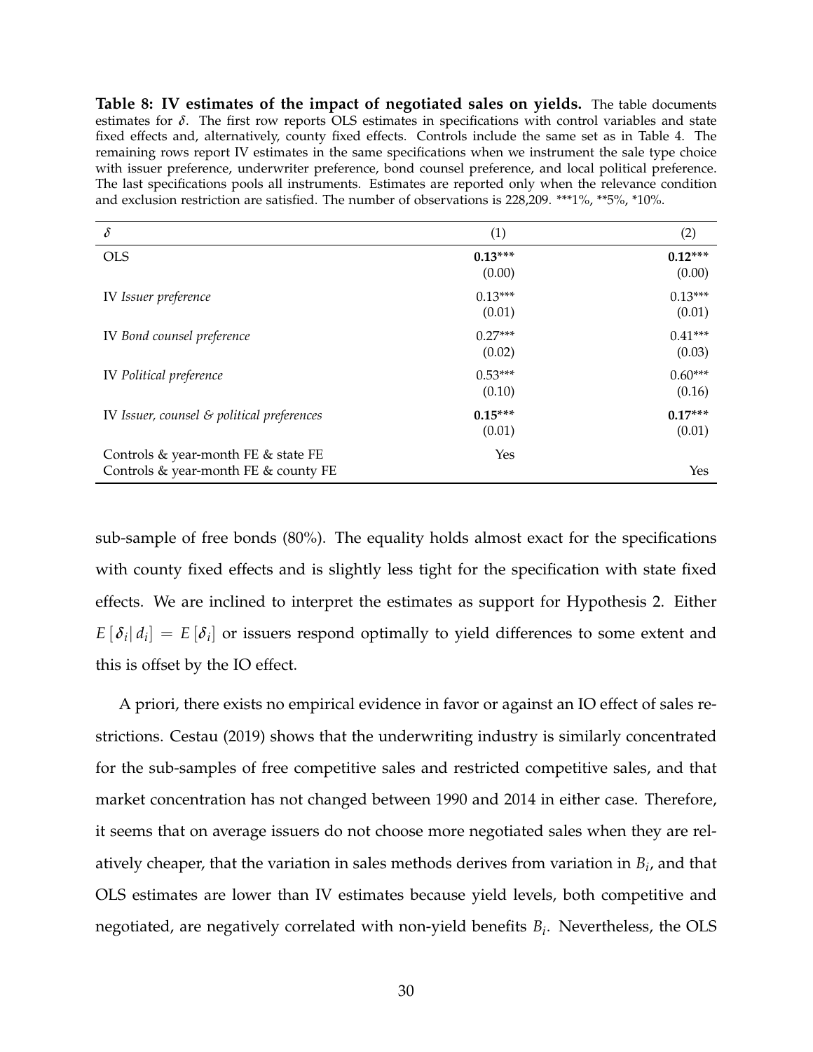**Table 8: IV estimates of the impact of negotiated sales on yields.** The table documents estimates for $\delta$. The first row reports OLS estimates in specifications with control variables and state fixed effects and, alternatively, county fixed effects. Controls include the same set as in Table 4. The remaining rows report IV estimates in the same specifications when we instrument the sale type choice with issuer preference, underwriter preference, bond counsel preference, and local political preference. The last specifications pools all instruments. Estimates are reported only when the relevance condition and exclusion restriction are satisfied. The number of observations is 228,209. ***1%, **5%, *10%.

| $\delta$ | (1) | (2) |
|---|---|---|
| OLS | **0.13*** ** | **0.12*** ** |
| | (0.00) | (0.00) |
| IV *Issuer preference* | 0.13*** | 0.13*** |
| | (0.01) | (0.01) |
| IV *Bond counsel preference* | 0.27*** | 0.41*** |
| | (0.02) | (0.03) |
| IV *Political preference* | 0.53*** | 0.60*** |
| | (0.10) | (0.16) |
| IV *Issuer, counsel & political preferences* | **0.15*** ** | **0.17*** ** |
| | (0.01) | (0.01) |
| Controls & year-month FE & state FE | Yes | |
| Controls & year-month FE & county FE | | Yes |

sub-sample of free bonds (80%). The equality holds almost exact for the specifications with county fixed effects and is slightly less tight for the specification with state fixed effects. We are inclined to interpret the estimates as support for Hypothesis 2. Either $E\left[\delta_i \middle| d_i\right] = E\left[\delta_i\right]$ or issuers respond optimally to yield differences to some extent and this is offset by the IO effect.

A priori, there exists no empirical evidence in favor or against an IO effect of sales restrictions. Cestau (2019) shows that the underwriting industry is similarly concentrated for the sub-samples of free competitive sales and restricted competitive sales, and that market concentration has not changed between 1990 and 2014 in either case. Therefore, it seems that on average issuers do not choose more negotiated sales when they are relatively cheaper, that the variation in sales methods derives from variation in $B_i$, and that OLS estimates are lower than IV estimates because yield levels, both competitive and negotiated, are negatively correlated with non-yield benefits $B_i$. Nevertheless, the OLS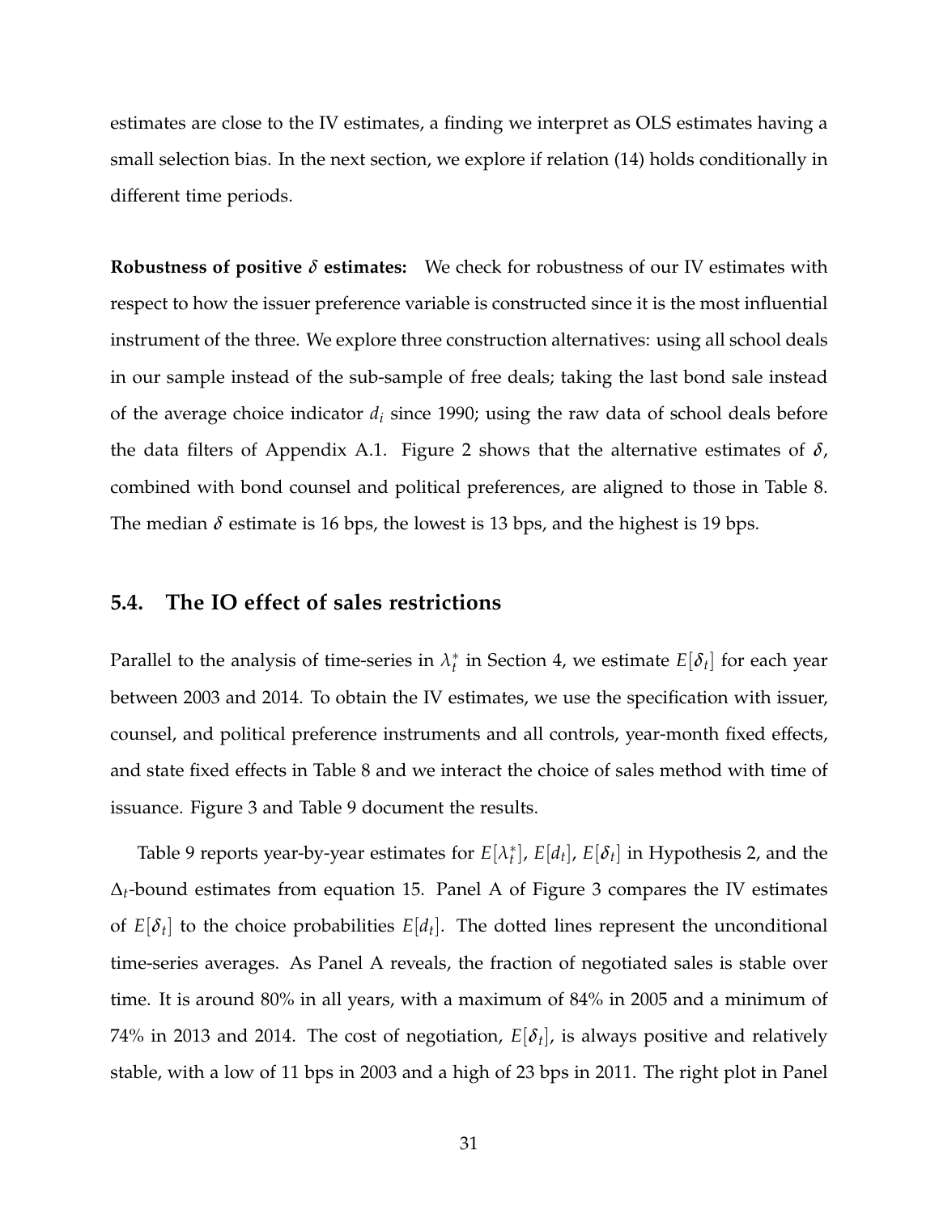estimates are close to the IV estimates, a finding we interpret as OLS estimates having a small selection bias. In the next section, we explore if relation (14) holds conditionally in different time periods.

**Robustness of positive $\delta$ estimates:** We check for robustness of our IV estimates with respect to how the issuer preference variable is constructed since it is the most influential instrument of the three. We explore three construction alternatives: using all school deals in our sample instead of the sub-sample of free deals; taking the last bond sale instead of the average choice indicator $d_i$ since 1990; using the raw data of school deals before the data filters of Appendix A.1. Figure 2 shows that the alternative estimates of $\delta$, combined with bond counsel and political preferences, are aligned to those in Table 8. The median $\delta$ estimate is 16 bps, the lowest is 13 bps, and the highest is 19 bps.

## 5.4. The IO effect of sales restrictions

Parallel to the analysis of time-series in $\lambda_t^*$ in Section 4, we estimate $E[\delta_t]$ for each year between 2003 and 2014. To obtain the IV estimates, we use the specification with issuer, counsel, and political preference instruments and all controls, year-month fixed effects, and state fixed effects in Table 8 and we interact the choice of sales method with time of issuance. Figure 3 and Table 9 document the results.

Table 9 reports year-by-year estimates for $E[\lambda_t^*]$, $E[d_t]$, $E[\delta_t]$ in Hypothesis 2, and the $\Delta_t$-bound estimates from equation 15. Panel A of Figure 3 compares the IV estimates of $E[\delta_t]$ to the choice probabilities $E[d_t]$. The dotted lines represent the unconditional time-series averages. As Panel A reveals, the fraction of negotiated sales is stable over time. It is around 80% in all years, with a maximum of 84% in 2005 and a minimum of 74% in 2013 and 2014. The cost of negotiation, $E[\delta_t]$, is always positive and relatively stable, with a low of 11 bps in 2003 and a high of 23 bps in 2011. The right plot in Panel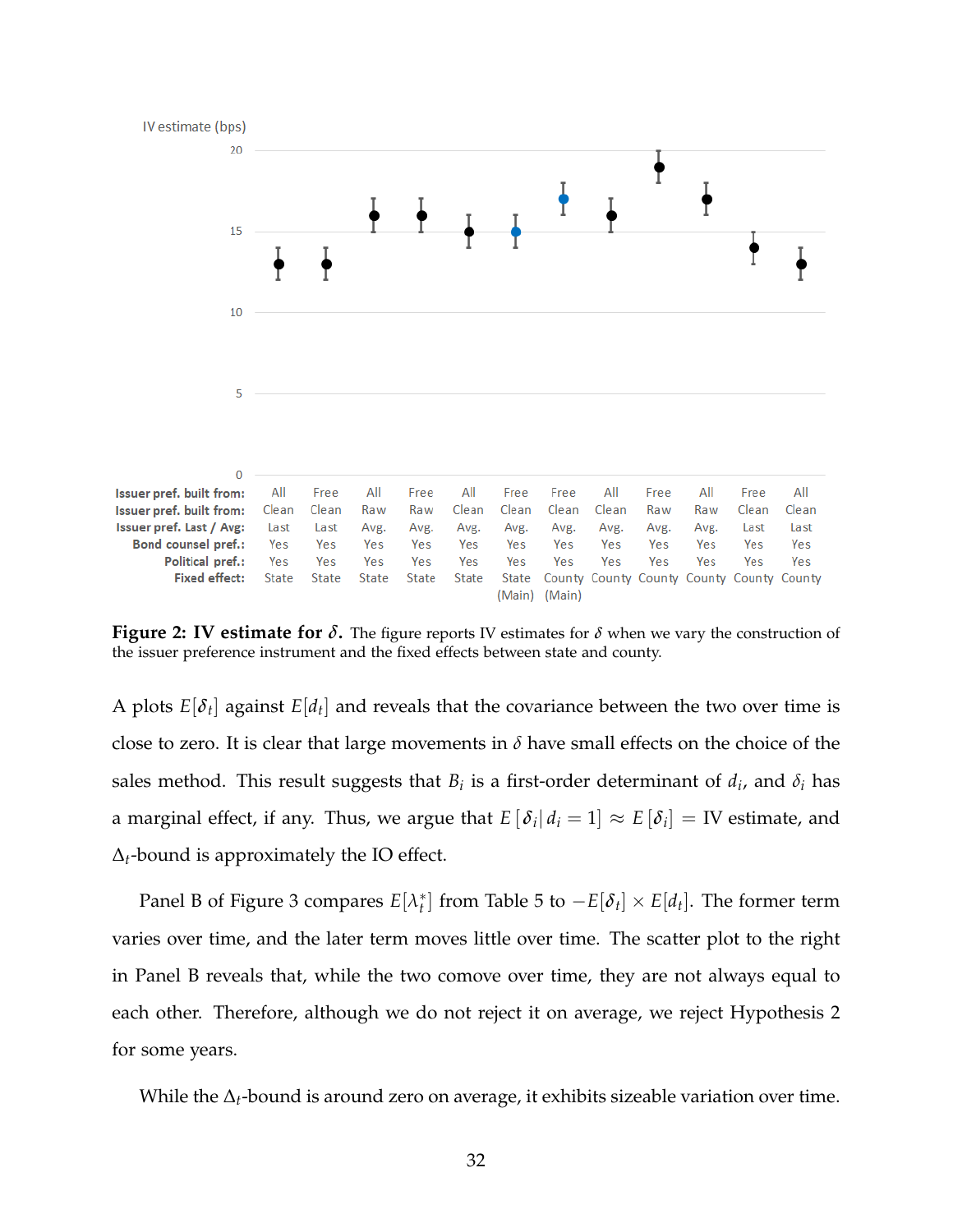| Issuer pref. built from: | All | Free | All | Free | All | Free | Free | All | Free | All | Free | All |
|---|---|---|---|---|---|---|---|---|---|---|---|---|
| Issuer pref. built from: | Clean | Clean | Raw | Raw | Clean | Clean | Clean | Clean | Raw | Raw | Clean | Clean |
| Issuer pref. Last / Avg: | Last | Last | Avg. | Avg. | Avg. | Avg. | Avg. | Avg. | Avg. | Avg. | Last | Last |
| Bond counsel pref.: | Yes | Yes | Yes | Yes | Yes | Yes | Yes | Yes | Yes | Yes | Yes | Yes |
| Political pref.: | Yes | Yes | Yes | Yes | Yes | Yes | Yes | Yes | Yes | Yes | Yes | Yes |
| Fixed effect: | State | State | State | State | State | State (Main) | County (Main) | County | County | County | County | County |

**Figure 2: IV estimate for $\delta$.** The figure reports IV estimates for $\delta$ when we vary the construction of the issuer preference instrument and the fixed effects between state and county.

A plots $E[\delta_t]$ against $E[d_t]$ and reveals that the covariance between the two over time is close to zero. It is clear that large movements in $\delta$ have small effects on the choice of the sales method. This result suggests that $B_i$ is a first-order determinant of $d_i$, and $\delta_i$ has a marginal effect, if any. Thus, we argue that $E[\delta_i | d_i = 1] \approx E[\delta_i] =$ IV estimate, and $\Delta_t$-bound is approximately the IO effect.

Panel B of Figure 3 compares $E[\lambda_t^*]$ from Table 5 to $-E[\delta_t] \times E[d_t]$. The former term varies over time, and the later term moves little over time. The scatter plot to the right in Panel B reveals that, while the two comove over time, they are not always equal to each other. Therefore, although we do not reject it on average, we reject Hypothesis 2 for some years.

While the $\Delta_t$-bound is around zero on average, it exhibits sizeable variation over time.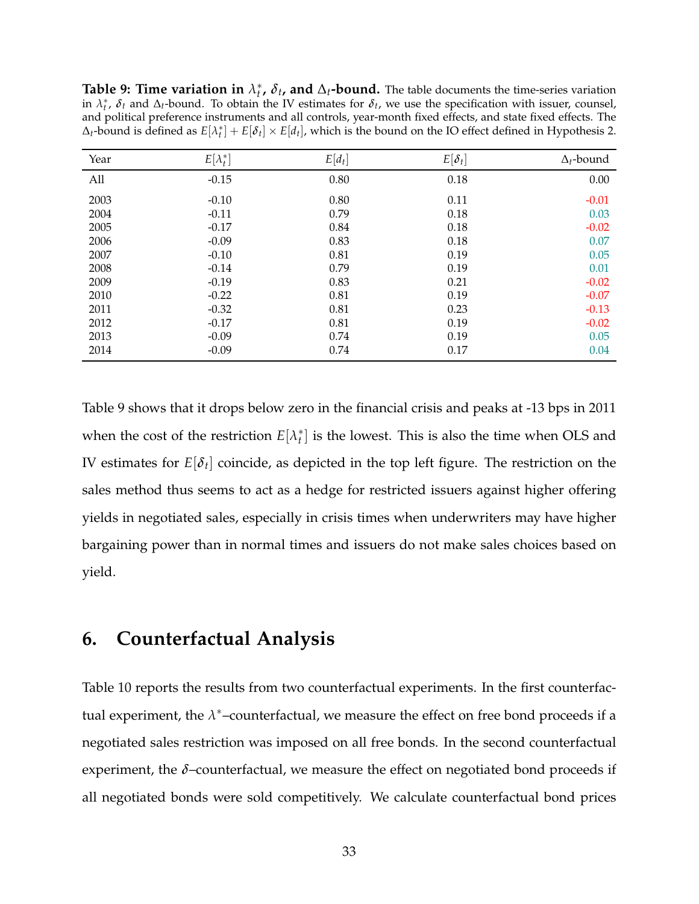**Table 9: Time variation in $\lambda_t^*$, $\delta_t$, and $\Delta_t$-bound.** The table documents the time-series variation in $\lambda_t^*$, $\delta_t$ and $\Delta_t$-bound. To obtain the IV estimates for $\delta_t$, we use the specification with issuer, counsel, and political preference instruments and all controls, year-month fixed effects, and state fixed effects. The $\Delta_t$-bound is defined as $E[\lambda_t^*] + E[\delta_t] \times E[d_t]$, which is the bound on the IO effect defined in Hypothesis 2.

| Year | $E[\lambda_t^*]$ | $E[d_t]$ | $E[\delta_t]$ | $\Delta_t$-bound |
|---|---|---|---|---|
| All | -0.15 | 0.80 | 0.18 | 0.00 |
| 2003 | -0.10 | 0.80 | 0.11 | -0.01 |
| 2004 | -0.11 | 0.79 | 0.18 | 0.03 |
| 2005 | -0.17 | 0.84 | 0.18 | -0.02 |
| 2006 | -0.09 | 0.83 | 0.18 | 0.07 |
| 2007 | -0.10 | 0.81 | 0.19 | 0.05 |
| 2008 | -0.14 | 0.79 | 0.19 | 0.01 |
| 2009 | -0.19 | 0.83 | 0.21 | -0.02 |
| 2010 | -0.22 | 0.81 | 0.19 | -0.07 |
| 2011 | -0.32 | 0.81 | 0.23 | -0.13 |
| 2012 | -0.17 | 0.81 | 0.19 | -0.02 |
| 2013 | -0.09 | 0.74 | 0.19 | 0.05 |
| 2014 | -0.09 | 0.74 | 0.17 | 0.04 |

Table 9 shows that it drops below zero in the financial crisis and peaks at -13 bps in 2011 when the cost of the restriction $E[\lambda_t^*]$ is the lowest. This is also the time when OLS and IV estimates for $E[\delta_t]$ coincide, as depicted in the top left figure. The restriction on the sales method thus seems to act as a hedge for restricted issuers against higher offering yields in negotiated sales, especially in crisis times when underwriters may have higher bargaining power than in normal times and issuers do not make sales choices based on yield.

## 6. Counterfactual Analysis

Table 10 reports the results from two counterfactual experiments. In the first counterfactual experiment, the $\lambda^*$–counterfactual, we measure the effect on free bond proceeds if a negotiated sales restriction was imposed on all free bonds. In the second counterfactual experiment, the $\delta$–counterfactual, we measure the effect on negotiated bond proceeds if all negotiated bonds were sold competitively. We calculate counterfactual bond prices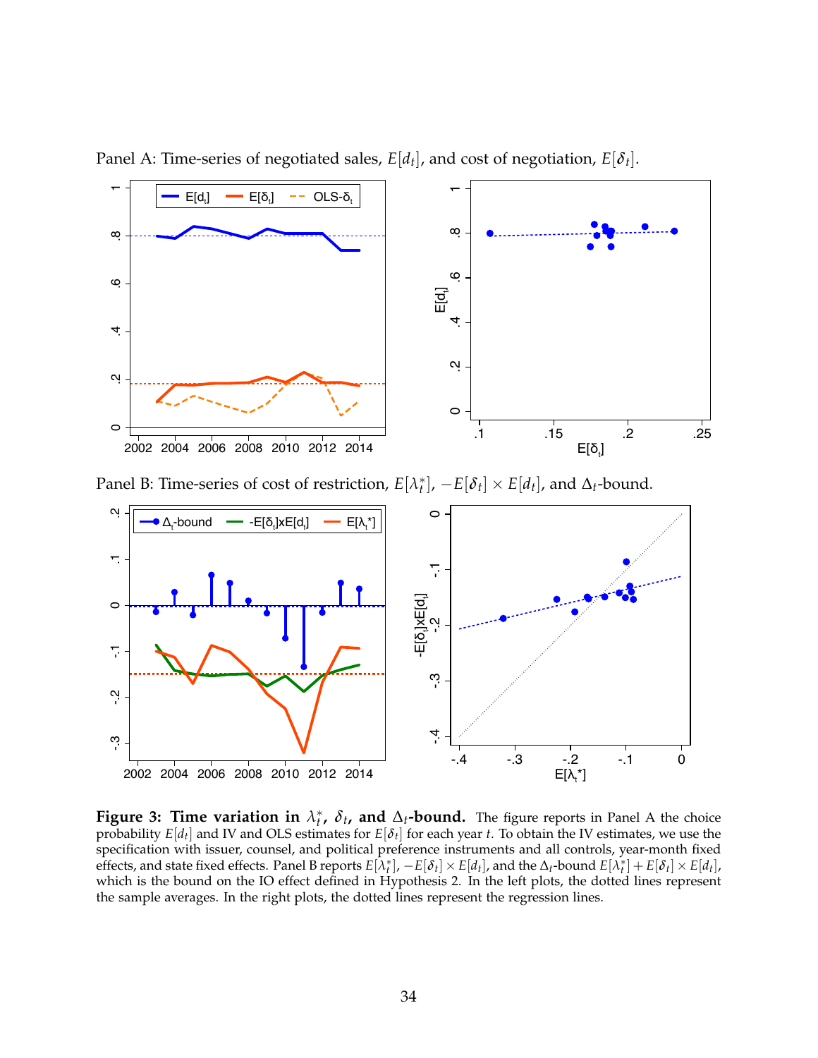Panel A: Time-series of negotiated sales, $E[d_t]$, and cost of negotiation, $E[\delta_t]$.

Panel B: Time-series of cost of restriction, $E[\lambda_t^*]$, $-E[\delta_t] \times E[d_t]$, and $\Delta_t$-bound.

**Figure 3: Time variation in $\lambda_t^*$, $\delta_t$, and $\Delta_t$-bound.** The figure reports in Panel A the choice probability $E[d_t]$ and IV and OLS estimates for $E[\delta_t]$ for each year $t$. To obtain the IV estimates, we use the specification with issuer, counsel, and political preference instruments and all controls, year-month fixed effects, and state fixed effects. Panel B reports $E[\lambda_t^*]$, $-E[\delta_t] \times E[d_t]$, and the $\Delta_t$-bound $E[\lambda_t^*] + E[\delta_t] \times E[d_t]$, which is the bound on the IO effect defined in Hypothesis 2. In the left plots, the dotted lines represent the sample averages. In the right plots, the dotted lines represent the regression lines.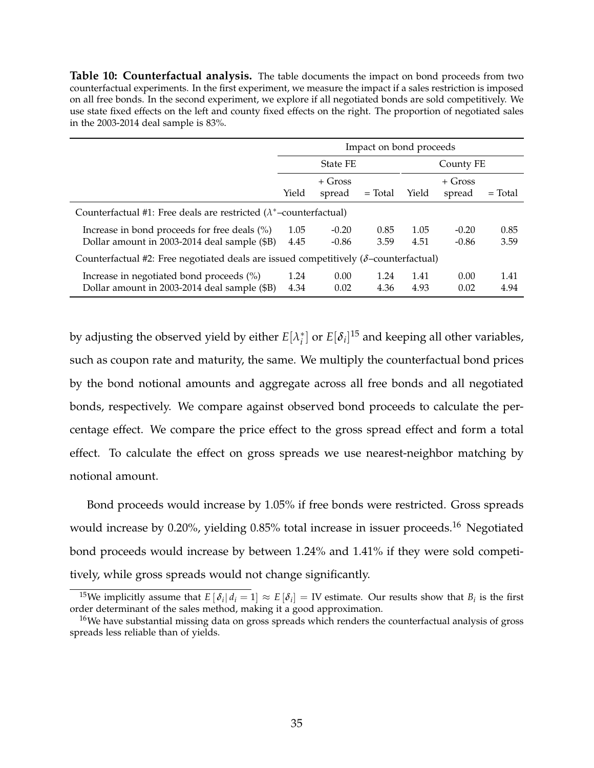**Table 10: Counterfactual analysis.** The table documents the impact on bond proceeds from two counterfactual experiments. In the first experiment, we measure the impact if a sales restriction is imposed on all free bonds. In the second experiment, we explore if all negotiated bonds are sold competitively. We use state fixed effects on the left and county fixed effects on the right. The proportion of negotiated sales in the 2003-2014 deal sample is 83%.

| | Impact on bond proceeds | | | | | |
|---|---|---|---|---|---|---|
| | State FE | | | County FE | | |
| | Yield | + Gross spread | = Total | Yield | + Gross spread | = Total |
| Counterfactual #1: Free deals are restricted ($\lambda^*$–counterfactual) | | | | | | |
| Increase in bond proceeds for free deals (%) | 1.05 | -0.20 | 0.85 | 1.05 | -0.20 | 0.85 |
| Dollar amount in 2003-2014 deal sample ($B) | 4.45 | -0.86 | 3.59 | 4.51 | -0.86 | 3.59 |
| Counterfactual #2: Free negotiated deals are issued competitively ($\delta$–counterfactual) | | | | | | |
| Increase in negotiated bond proceeds (%) | 1.24 | 0.00 | 1.24 | 1.41 | 0.00 | 1.41 |
| Dollar amount in 2003-2014 deal sample ($B) | 4.34 | 0.02 | 4.36 | 4.93 | 0.02 | 4.94 |

by adjusting the observed yield by either $E[\lambda_i^*]$ or $E[\delta_i]$[15] and keeping all other variables, such as coupon rate and maturity, the same. We multiply the counterfactual bond prices by the bond notional amounts and aggregate across all free bonds and all negotiated bonds, respectively. We compare against observed bond proceeds to calculate the percentage effect. We compare the price effect to the gross spread effect and form a total effect. To calculate the effect on gross spreads we use nearest-neighbor matching by notional amount.

Bond proceeds would increase by 1.05% if free bonds were restricted. Gross spreads would increase by 0.20%, yielding 0.85% total increase in issuer proceeds.[16] Negotiated bond proceeds would increase by between 1.24% and 1.41% if they were sold competitively, while gross spreads would not change significantly.

[15] We implicitly assume that $E[\delta_i | d_i = 1] \approx E[\delta_i] =$ IV estimate. Our results show that $B_i$ is the first order determinant of the sales method, making it a good approximation.

[16] We have substantial missing data on gross spreads which renders the counterfactual analysis of gross spreads less reliable than of yields.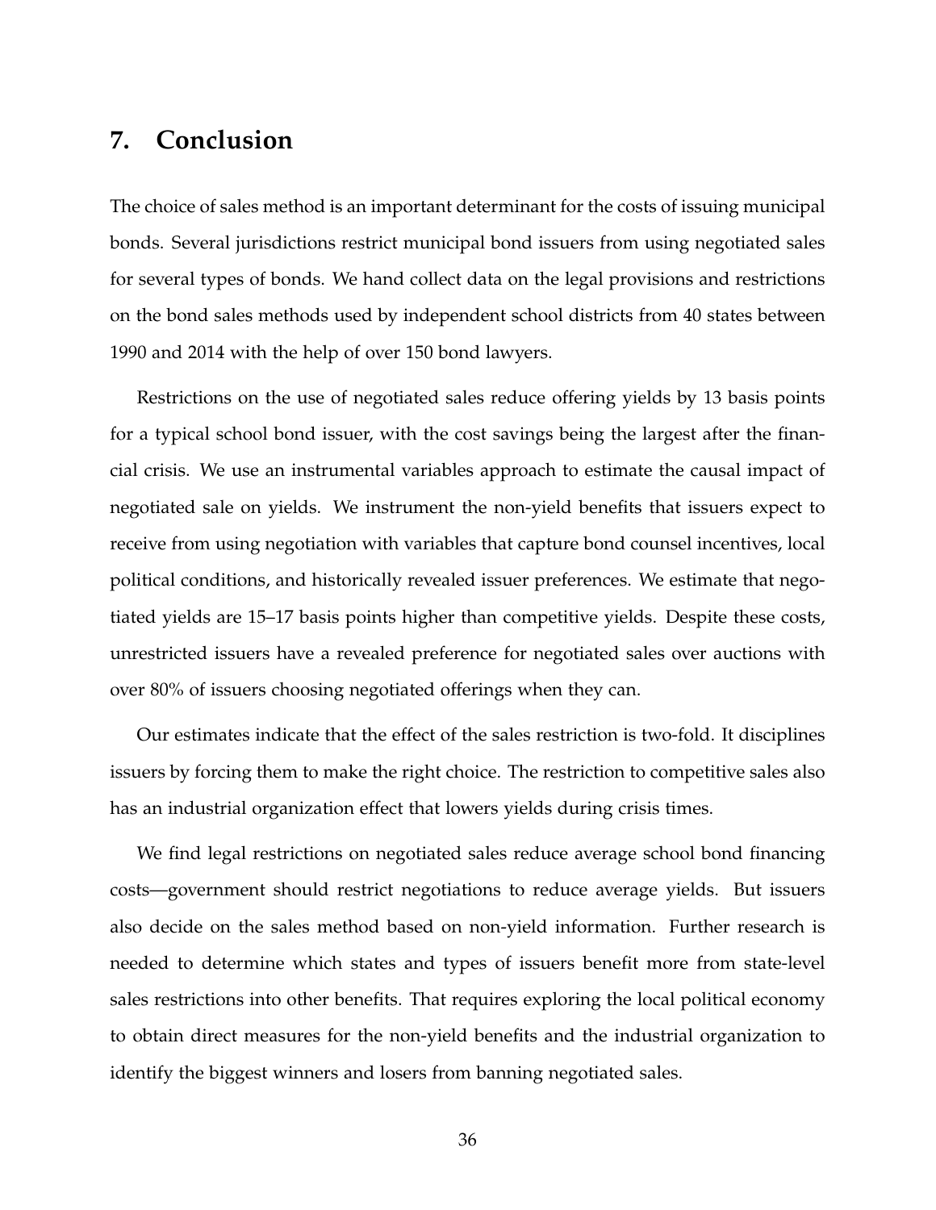## 7. Conclusion

The choice of sales method is an important determinant for the costs of issuing municipal bonds. Several jurisdictions restrict municipal bond issuers from using negotiated sales for several types of bonds. We hand collect data on the legal provisions and restrictions on the bond sales methods used by independent school districts from 40 states between 1990 and 2014 with the help of over 150 bond lawyers.

Restrictions on the use of negotiated sales reduce offering yields by 13 basis points for a typical school bond issuer, with the cost savings being the largest after the financial crisis. We use an instrumental variables approach to estimate the causal impact of negotiated sale on yields. We instrument the non-yield benefits that issuers expect to receive from using negotiation with variables that capture bond counsel incentives, local political conditions, and historically revealed issuer preferences. We estimate that negotiated yields are 15–17 basis points higher than competitive yields. Despite these costs, unrestricted issuers have a revealed preference for negotiated sales over auctions with over 80% of issuers choosing negotiated offerings when they can.

Our estimates indicate that the effect of the sales restriction is two-fold. It disciplines issuers by forcing them to make the right choice. The restriction to competitive sales also has an industrial organization effect that lowers yields during crisis times.

We find legal restrictions on negotiated sales reduce average school bond financing costs—government should restrict negotiations to reduce average yields. But issuers also decide on the sales method based on non-yield information. Further research is needed to determine which states and types of issuers benefit more from state-level sales restrictions into other benefits. That requires exploring the local political economy to obtain direct measures for the non-yield benefits and the industrial organization to identify the biggest winners and losers from banning negotiated sales.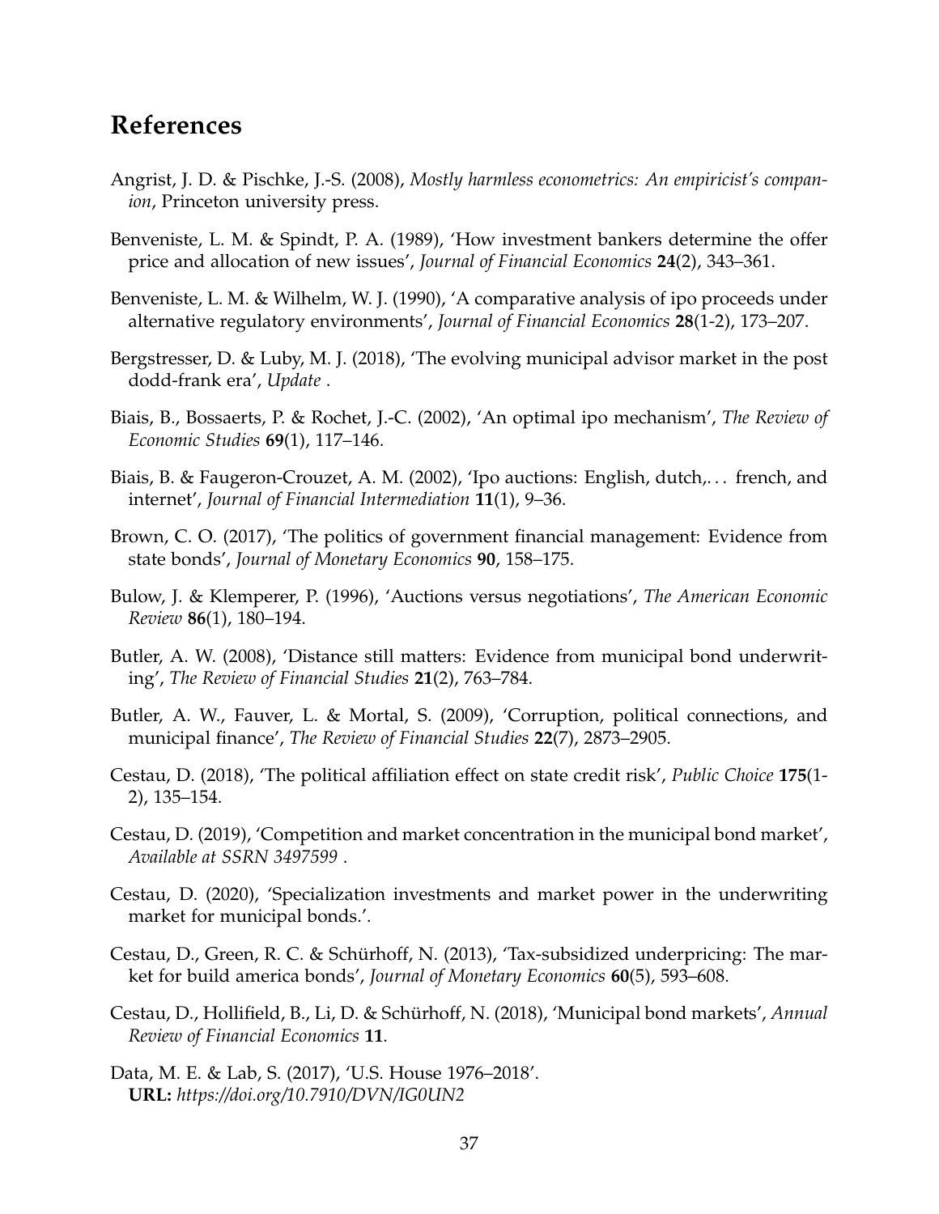## References

Angrist, J. D. & Pischke, J.-S. (2008), *Mostly harmless econometrics: An empiricist's companion*, Princeton university press.

Benveniste, L. M. & Spindt, P. A. (1989), 'How investment bankers determine the offer price and allocation of new issues', *Journal of Financial Economics* **24**(2), 343–361.

Benveniste, L. M. & Wilhelm, W. J. (1990), 'A comparative analysis of ipo proceeds under alternative regulatory environments', *Journal of Financial Economics* **28**(1-2), 173–207.

Bergstresser, D. & Luby, M. J. (2018), 'The evolving municipal advisor market in the post dodd-frank era', *Update* .

Biais, B., Bossaerts, P. & Rochet, J.-C. (2002), 'An optimal ipo mechanism', *The Review of Economic Studies* **69**(1), 117–146.

Biais, B. & Faugeron-Crouzet, A. M. (2002), 'Ipo auctions: English, dutch,... french, and internet', *Journal of Financial Intermediation* **11**(1), 9–36.

Brown, C. O. (2017), 'The politics of government financial management: Evidence from state bonds', *Journal of Monetary Economics* **90**, 158–175.

Bulow, J. & Klemperer, P. (1996), 'Auctions versus negotiations', *The American Economic Review* **86**(1), 180–194.

Butler, A. W. (2008), 'Distance still matters: Evidence from municipal bond underwriting', *The Review of Financial Studies* **21**(2), 763–784.

Butler, A. W., Fauver, L. & Mortal, S. (2009), 'Corruption, political connections, and municipal finance', *The Review of Financial Studies* **22**(7), 2873–2905.

Cestau, D. (2018), 'The political affiliation effect on state credit risk', *Public Choice* **175**(1-2), 135–154.

Cestau, D. (2019), 'Competition and market concentration in the municipal bond market', *Available at SSRN 3497599* .

Cestau, D. (2020), 'Specialization investments and market power in the underwriting market for municipal bonds.'.

Cestau, D., Green, R. C. & Schürhoff, N. (2013), 'Tax-subsidized underpricing: The market for build america bonds', *Journal of Monetary Economics* **60**(5), 593–608.

Cestau, D., Hollifield, B., Li, D. & Schürhoff, N. (2018), 'Municipal bond markets', *Annual Review of Financial Economics* **11**.

Data, M. E. & Lab, S. (2017), 'U.S. House 1976–2018'.
**URL:** *https://doi.org/10.7910/DVN/IG0UN2*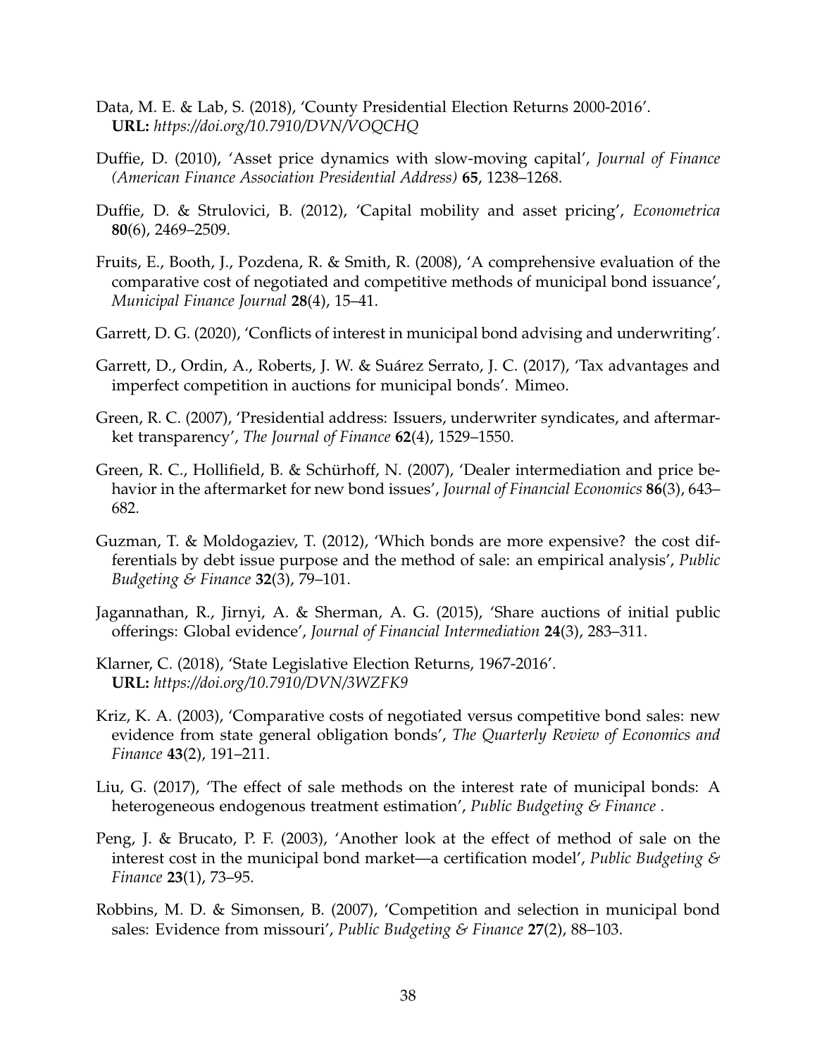Data, M. E. & Lab, S. (2018), 'County Presidential Election Returns 2000-2016'.
**URL:** *https://doi.org/10.7910/DVN/VOQCHQ*

Duffie, D. (2010), 'Asset price dynamics with slow-moving capital', *Journal of Finance (American Finance Association Presidential Address)* **65**, 1238–1268.

Duffie, D. & Strulovici, B. (2012), 'Capital mobility and asset pricing', *Econometrica* **80**(6), 2469–2509.

Fruits, E., Booth, J., Pozdena, R. & Smith, R. (2008), 'A comprehensive evaluation of the comparative cost of negotiated and competitive methods of municipal bond issuance', *Municipal Finance Journal* **28**(4), 15–41.

Garrett, D. G. (2020), 'Conflicts of interest in municipal bond advising and underwriting'.

Garrett, D., Ordin, A., Roberts, J. W. & Suárez Serrato, J. C. (2017), 'Tax advantages and imperfect competition in auctions for municipal bonds'. Mimeo.

Green, R. C. (2007), 'Presidential address: Issuers, underwriter syndicates, and aftermarket transparency', *The Journal of Finance* **62**(4), 1529–1550.

Green, R. C., Hollifield, B. & Schürhoff, N. (2007), 'Dealer intermediation and price behavior in the aftermarket for new bond issues', *Journal of Financial Economics* **86**(3), 643–682.

Guzman, T. & Moldogaziev, T. (2012), 'Which bonds are more expensive? the cost differentials by debt issue purpose and the method of sale: an empirical analysis', *Public Budgeting & Finance* **32**(3), 79–101.

Jagannathan, R., Jirnyi, A. & Sherman, A. G. (2015), 'Share auctions of initial public offerings: Global evidence', *Journal of Financial Intermediation* **24**(3), 283–311.

Klarner, C. (2018), 'State Legislative Election Returns, 1967-2016'.
**URL:** *https://doi.org/10.7910/DVN/3WZFK9*

Kriz, K. A. (2003), 'Comparative costs of negotiated versus competitive bond sales: new evidence from state general obligation bonds', *The Quarterly Review of Economics and Finance* **43**(2), 191–211.

Liu, G. (2017), 'The effect of sale methods on the interest rate of municipal bonds: A heterogeneous endogenous treatment estimation', *Public Budgeting & Finance* .

Peng, J. & Brucato, P. F. (2003), 'Another look at the effect of method of sale on the interest cost in the municipal bond market—a certification model', *Public Budgeting & Finance* **23**(1), 73–95.

Robbins, M. D. & Simonsen, B. (2007), 'Competition and selection in municipal bond sales: Evidence from missouri', *Public Budgeting & Finance* **27**(2), 88–103.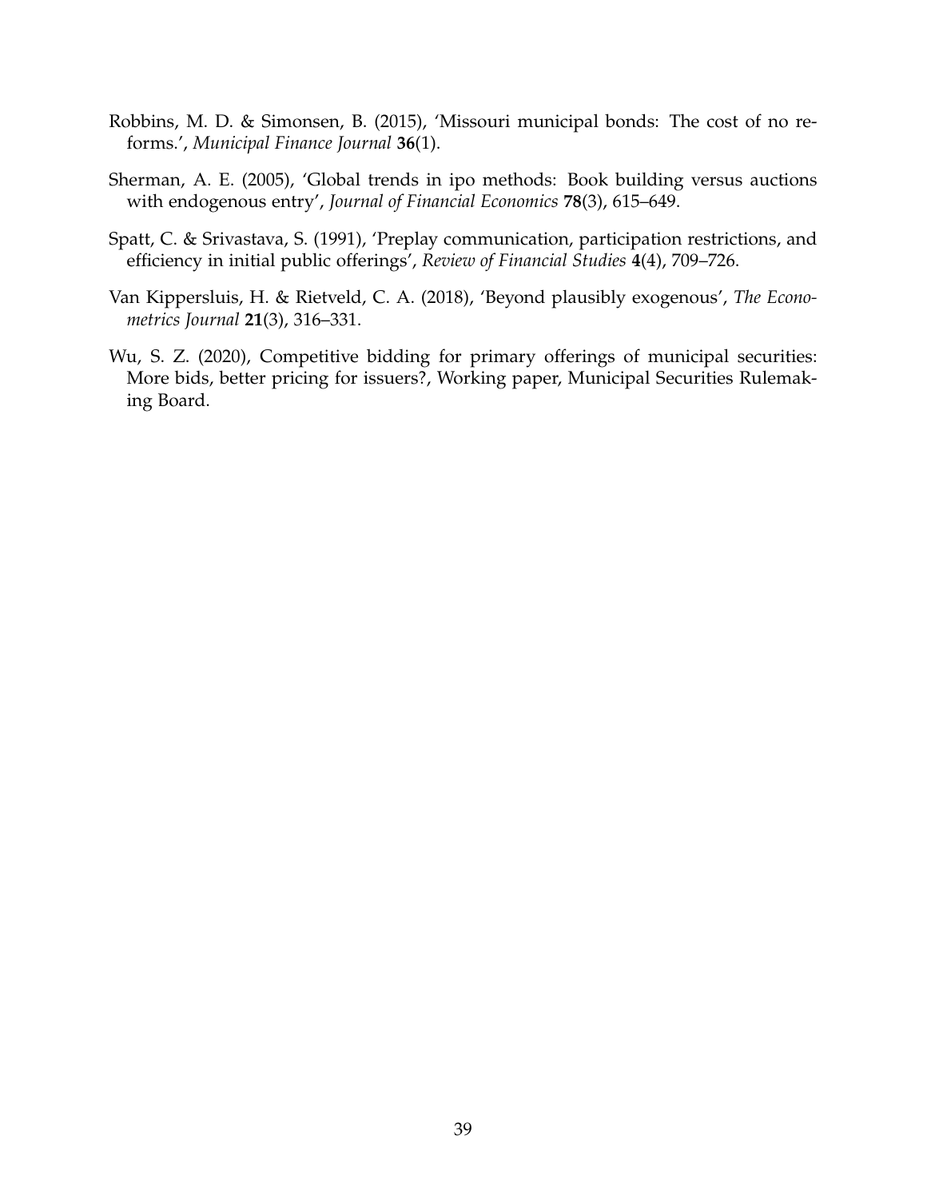Robbins, M. D. & Simonsen, B. (2015), 'Missouri municipal bonds: The cost of no reforms.', *Municipal Finance Journal* **36**(1).

Sherman, A. E. (2005), 'Global trends in ipo methods: Book building versus auctions with endogenous entry', *Journal of Financial Economics* **78**(3), 615–649.

Spatt, C. & Srivastava, S. (1991), 'Preplay communication, participation restrictions, and efficiency in initial public offerings', *Review of Financial Studies* **4**(4), 709–726.

Van Kippersluis, H. & Rietveld, C. A. (2018), 'Beyond plausibly exogenous', *The Econometrics Journal* **21**(3), 316–331.

Wu, S. Z. (2020), Competitive bidding for primary offerings of municipal securities: More bids, better pricing for issuers?, Working paper, Municipal Securities Rulemaking Board.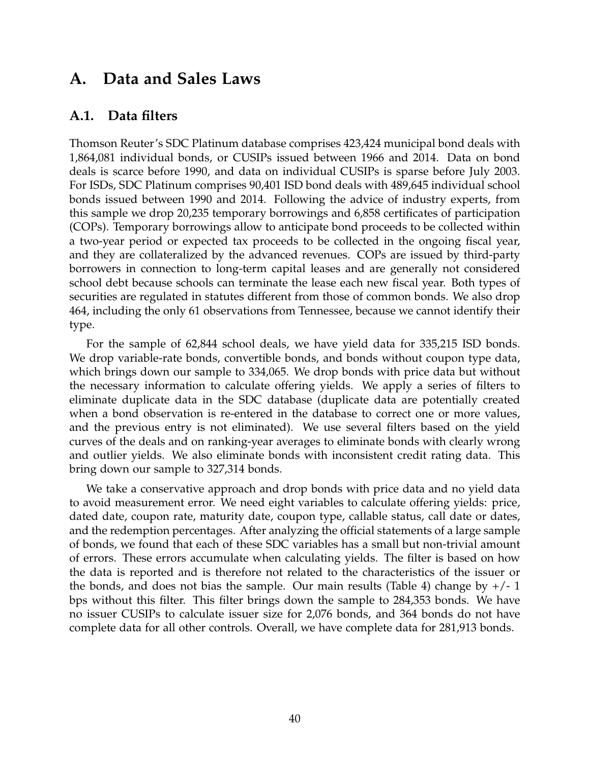# A. Data and Sales Laws

## A.1. Data filters

Thomson Reuter's SDC Platinum database comprises 423,424 municipal bond deals with 1,864,081 individual bonds, or CUSIPs issued between 1966 and 2014. Data on bond deals is scarce before 1990, and data on individual CUSIPs is sparse before July 2003. For ISDs, SDC Platinum comprises 90,401 ISD bond deals with 489,645 individual school bonds issued between 1990 and 2014. Following the advice of industry experts, from this sample we drop 20,235 temporary borrowings and 6,858 certificates of participation (COPs). Temporary borrowings allow to anticipate bond proceeds to be collected within a two-year period or expected tax proceeds to be collected in the ongoing fiscal year, and they are collateralized by the advanced revenues. COPs are issued by third-party borrowers in connection to long-term capital leases and are generally not considered school debt because schools can terminate the lease each new fiscal year. Both types of securities are regulated in statutes different from those of common bonds. We also drop 464, including the only 61 observations from Tennessee, because we cannot identify their type.

For the sample of 62,844 school deals, we have yield data for 335,215 ISD bonds. We drop variable-rate bonds, convertible bonds, and bonds without coupon type data, which brings down our sample to 334,065. We drop bonds with price data but without the necessary information to calculate offering yields. We apply a series of filters to eliminate duplicate data in the SDC database (duplicate data are potentially created when a bond observation is re-entered in the database to correct one or more values, and the previous entry is not eliminated). We use several filters based on the yield curves of the deals and on ranking-year averages to eliminate bonds with clearly wrong and outlier yields. We also eliminate bonds with inconsistent credit rating data. This bring down our sample to 327,314 bonds.

We take a conservative approach and drop bonds with price data and no yield data to avoid measurement error. We need eight variables to calculate offering yields: price, dated date, coupon rate, maturity date, coupon type, callable status, call date or dates, and the redemption percentages. After analyzing the official statements of a large sample of bonds, we found that each of these SDC variables has a small but non-trivial amount of errors. These errors accumulate when calculating yields. The filter is based on how the data is reported and is therefore not related to the characteristics of the issuer or the bonds, and does not bias the sample. Our main results (Table 4) change by +/- 1 bps without this filter. This filter brings down the sample to 284,353 bonds. We have no issuer CUSIPs to calculate issuer size for 2,076 bonds, and 364 bonds do not have complete data for all other controls. Overall, we have complete data for 281,913 bonds.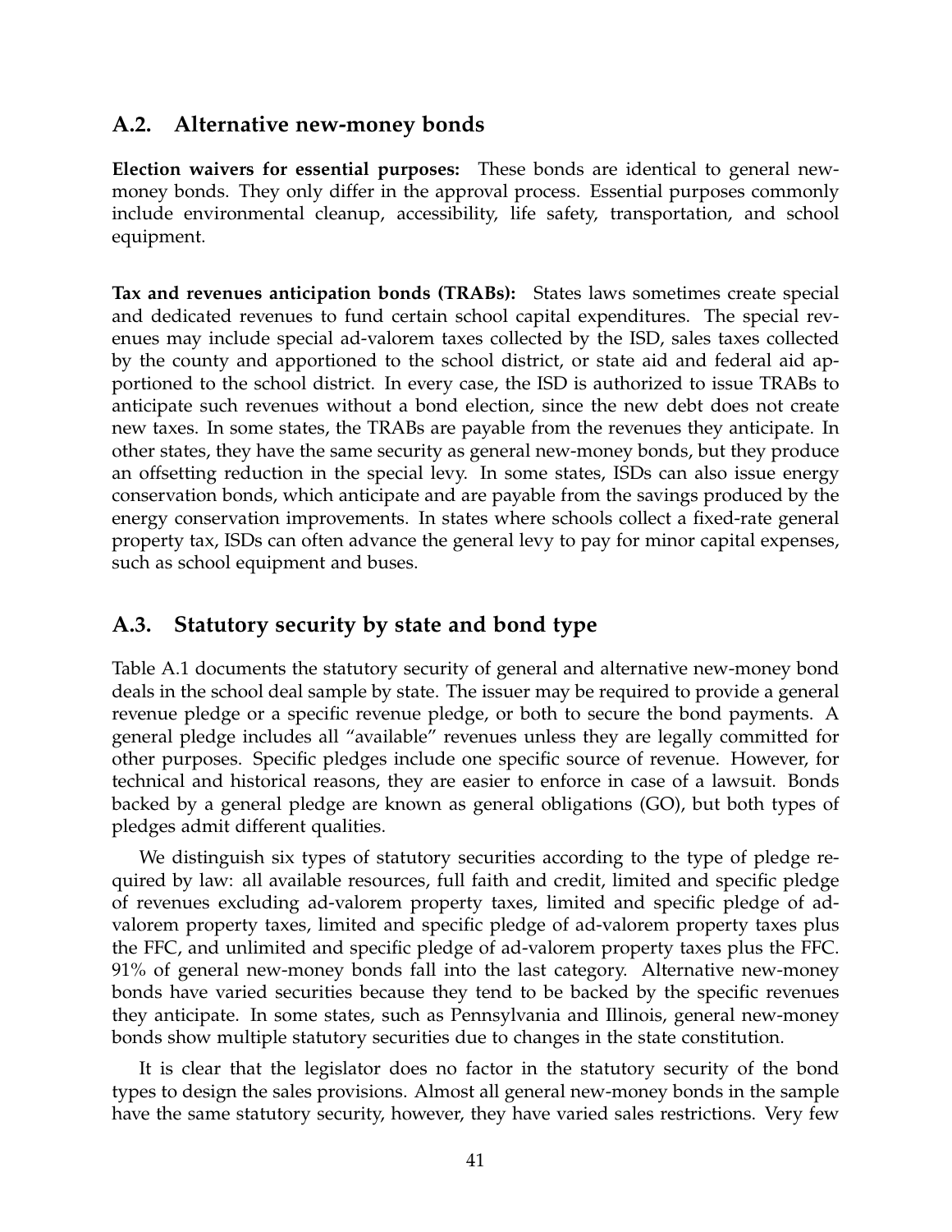## A.2. Alternative new-money bonds

**Election waivers for essential purposes:** These bonds are identical to general new-money bonds. They only differ in the approval process. Essential purposes commonly include environmental cleanup, accessibility, life safety, transportation, and school equipment.

**Tax and revenues anticipation bonds (TRABs):** States laws sometimes create special and dedicated revenues to fund certain school capital expenditures. The special revenues may include special ad-valorem taxes collected by the ISD, sales taxes collected by the county and apportioned to the school district, or state aid and federal aid apportioned to the school district. In every case, the ISD is authorized to issue TRABs to anticipate such revenues without a bond election, since the new debt does not create new taxes. In some states, the TRABs are payable from the revenues they anticipate. In other states, they have the same security as general new-money bonds, but they produce an offsetting reduction in the special levy. In some states, ISDs can also issue energy conservation bonds, which anticipate and are payable from the savings produced by the energy conservation improvements. In states where schools collect a fixed-rate general property tax, ISDs can often advance the general levy to pay for minor capital expenses, such as school equipment and buses.

## A.3. Statutory security by state and bond type

Table A.1 documents the statutory security of general and alternative new-money bond deals in the school deal sample by state. The issuer may be required to provide a general revenue pledge or a specific revenue pledge, or both to secure the bond payments. A general pledge includes all "available" revenues unless they are legally committed for other purposes. Specific pledges include one specific source of revenue. However, for technical and historical reasons, they are easier to enforce in case of a lawsuit. Bonds backed by a general pledge are known as general obligations (GO), but both types of pledges admit different qualities.

We distinguish six types of statutory securities according to the type of pledge required by law: all available resources, full faith and credit, limited and specific pledge of revenues excluding ad-valorem property taxes, limited and specific pledge of ad-valorem property taxes, limited and specific pledge of ad-valorem property taxes plus the FFC, and unlimited and specific pledge of ad-valorem property taxes plus the FFC. 91% of general new-money bonds fall into the last category. Alternative new-money bonds have varied securities because they tend to be backed by the specific revenues they anticipate. In some states, such as Pennsylvania and Illinois, general new-money bonds show multiple statutory securities due to changes in the state constitution.

It is clear that the legislator does no factor in the statutory security of the bond types to design the sales provisions. Almost all general new-money bonds in the sample have the same statutory security, however, they have varied sales restrictions. Very few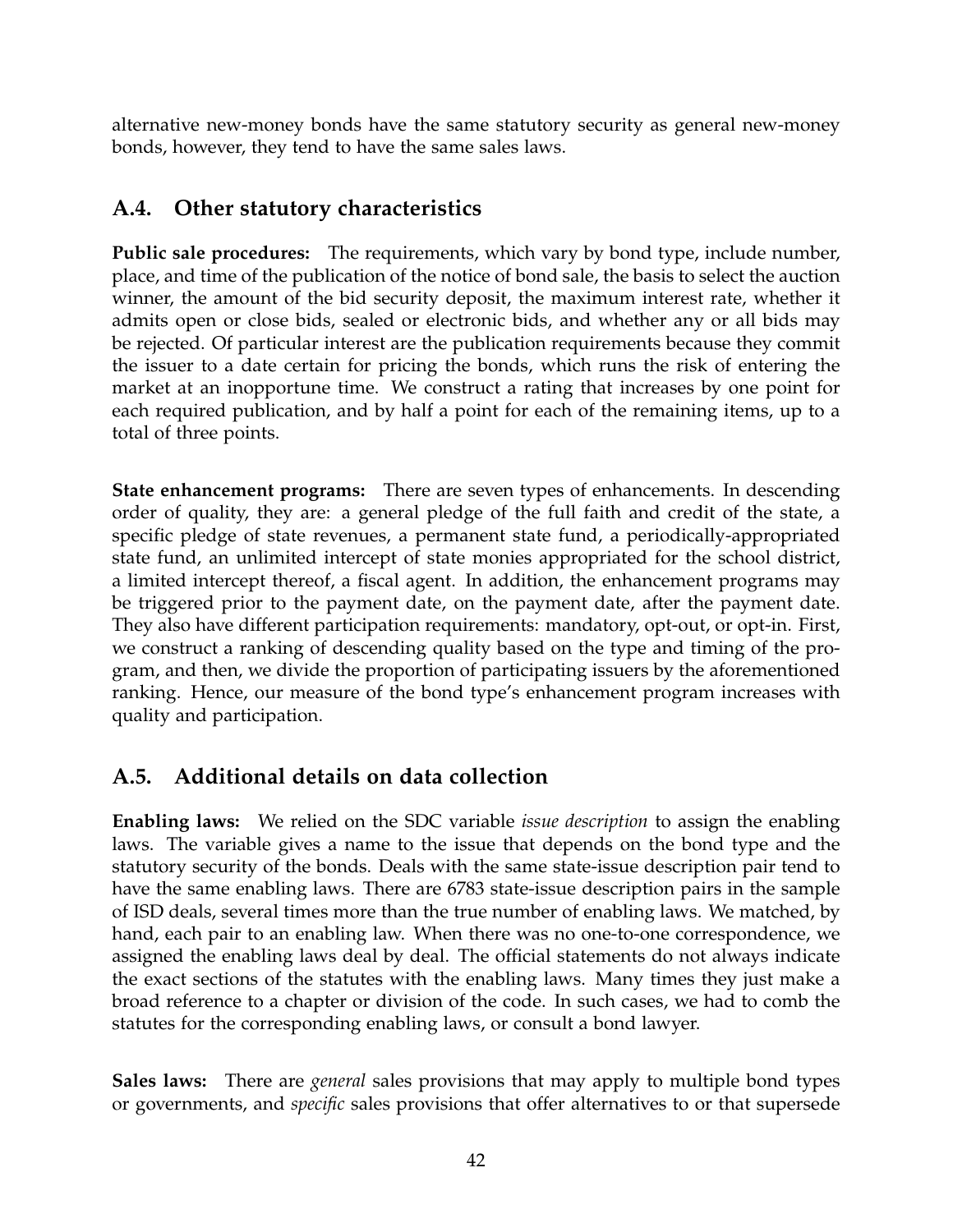alternative new-money bonds have the same statutory security as general new-money bonds, however, they tend to have the same sales laws.

## A.4. Other statutory characteristics

**Public sale procedures:** The requirements, which vary by bond type, include number, place, and time of the publication of the notice of bond sale, the basis to select the auction winner, the amount of the bid security deposit, the maximum interest rate, whether it admits open or close bids, sealed or electronic bids, and whether any or all bids may be rejected. Of particular interest are the publication requirements because they commit the issuer to a date certain for pricing the bonds, which runs the risk of entering the market at an inopportune time. We construct a rating that increases by one point for each required publication, and by half a point for each of the remaining items, up to a total of three points.

**State enhancement programs:** There are seven types of enhancements. In descending order of quality, they are: a general pledge of the full faith and credit of the state, a specific pledge of state revenues, a permanent state fund, a periodically-appropriated state fund, an unlimited intercept of state monies appropriated for the school district, a limited intercept thereof, a fiscal agent. In addition, the enhancement programs may be triggered prior to the payment date, on the payment date, after the payment date. They also have different participation requirements: mandatory, opt-out, or opt-in. First, we construct a ranking of descending quality based on the type and timing of the program, and then, we divide the proportion of participating issuers by the aforementioned ranking. Hence, our measure of the bond type's enhancement program increases with quality and participation.

## A.5. Additional details on data collection

**Enabling laws:** We relied on the SDC variable *issue description* to assign the enabling laws. The variable gives a name to the issue that depends on the bond type and the statutory security of the bonds. Deals with the same state-issue description pair tend to have the same enabling laws. There are 6783 state-issue description pairs in the sample of ISD deals, several times more than the true number of enabling laws. We matched, by hand, each pair to an enabling law. When there was no one-to-one correspondence, we assigned the enabling laws deal by deal. The official statements do not always indicate the exact sections of the statutes with the enabling laws. Many times they just make a broad reference to a chapter or division of the code. In such cases, we had to comb the statutes for the corresponding enabling laws, or consult a bond lawyer.

**Sales laws:** There are *general* sales provisions that may apply to multiple bond types or governments, and *specific* sales provisions that offer alternatives to or that supersede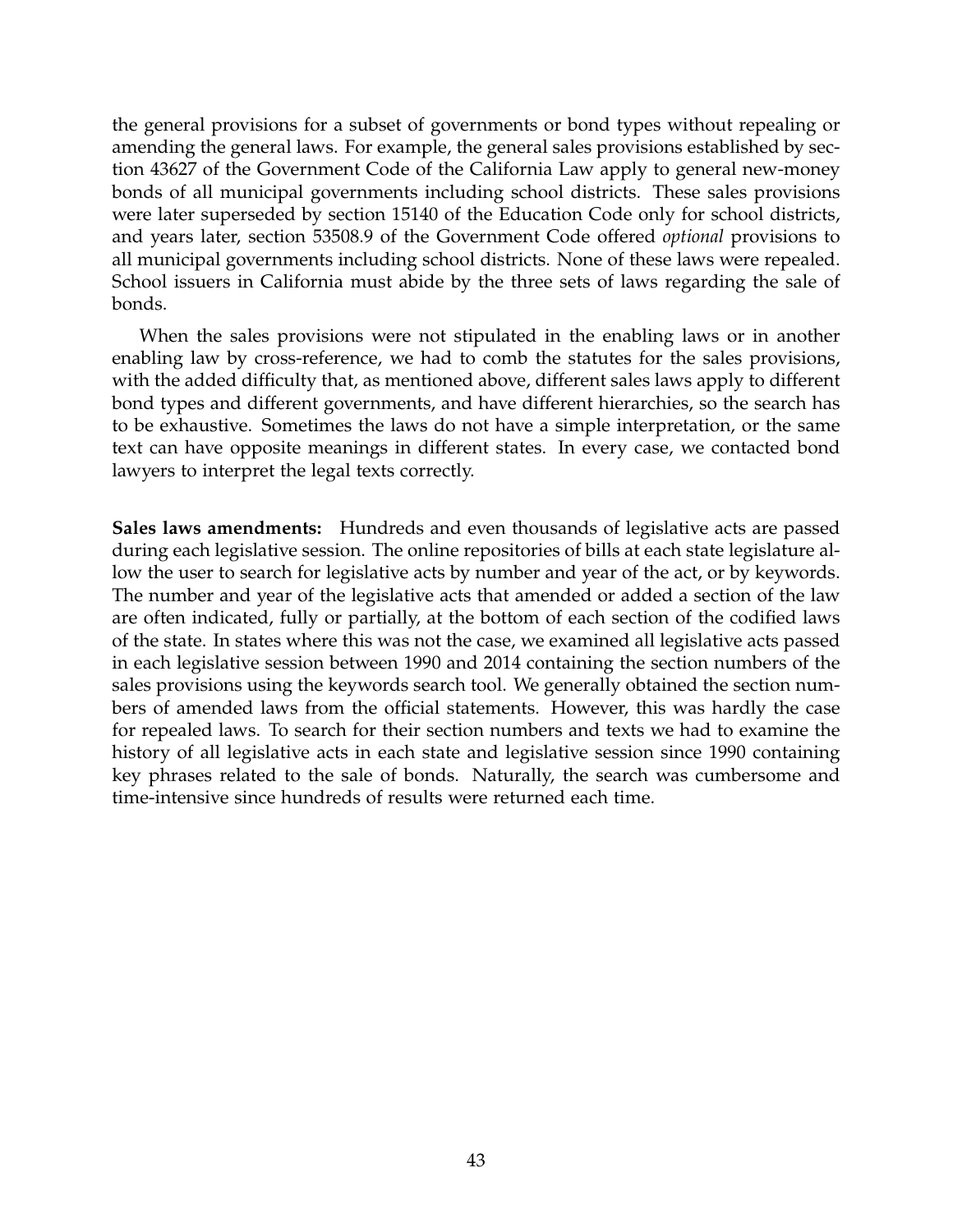the general provisions for a subset of governments or bond types without repealing or amending the general laws. For example, the general sales provisions established by section 43627 of the Government Code of the California Law apply to general new-money bonds of all municipal governments including school districts. These sales provisions were later superseded by section 15140 of the Education Code only for school districts, and years later, section 53508.9 of the Government Code offered *optional* provisions to all municipal governments including school districts. None of these laws were repealed. School issuers in California must abide by the three sets of laws regarding the sale of bonds.

When the sales provisions were not stipulated in the enabling laws or in another enabling law by cross-reference, we had to comb the statutes for the sales provisions, with the added difficulty that, as mentioned above, different sales laws apply to different bond types and different governments, and have different hierarchies, so the search has to be exhaustive. Sometimes the laws do not have a simple interpretation, or the same text can have opposite meanings in different states. In every case, we contacted bond lawyers to interpret the legal texts correctly.

**Sales laws amendments:** Hundreds and even thousands of legislative acts are passed during each legislative session. The online repositories of bills at each state legislature allow the user to search for legislative acts by number and year of the act, or by keywords. The number and year of the legislative acts that amended or added a section of the law are often indicated, fully or partially, at the bottom of each section of the codified laws of the state. In states where this was not the case, we examined all legislative acts passed in each legislative session between 1990 and 2014 containing the section numbers of the sales provisions using the keywords search tool. We generally obtained the section numbers of amended laws from the official statements. However, this was hardly the case for repealed laws. To search for their section numbers and texts we had to examine the history of all legislative acts in each state and legislative session since 1990 containing key phrases related to the sale of bonds. Naturally, the search was cumbersome and time-intensive since hundreds of results were returned each time.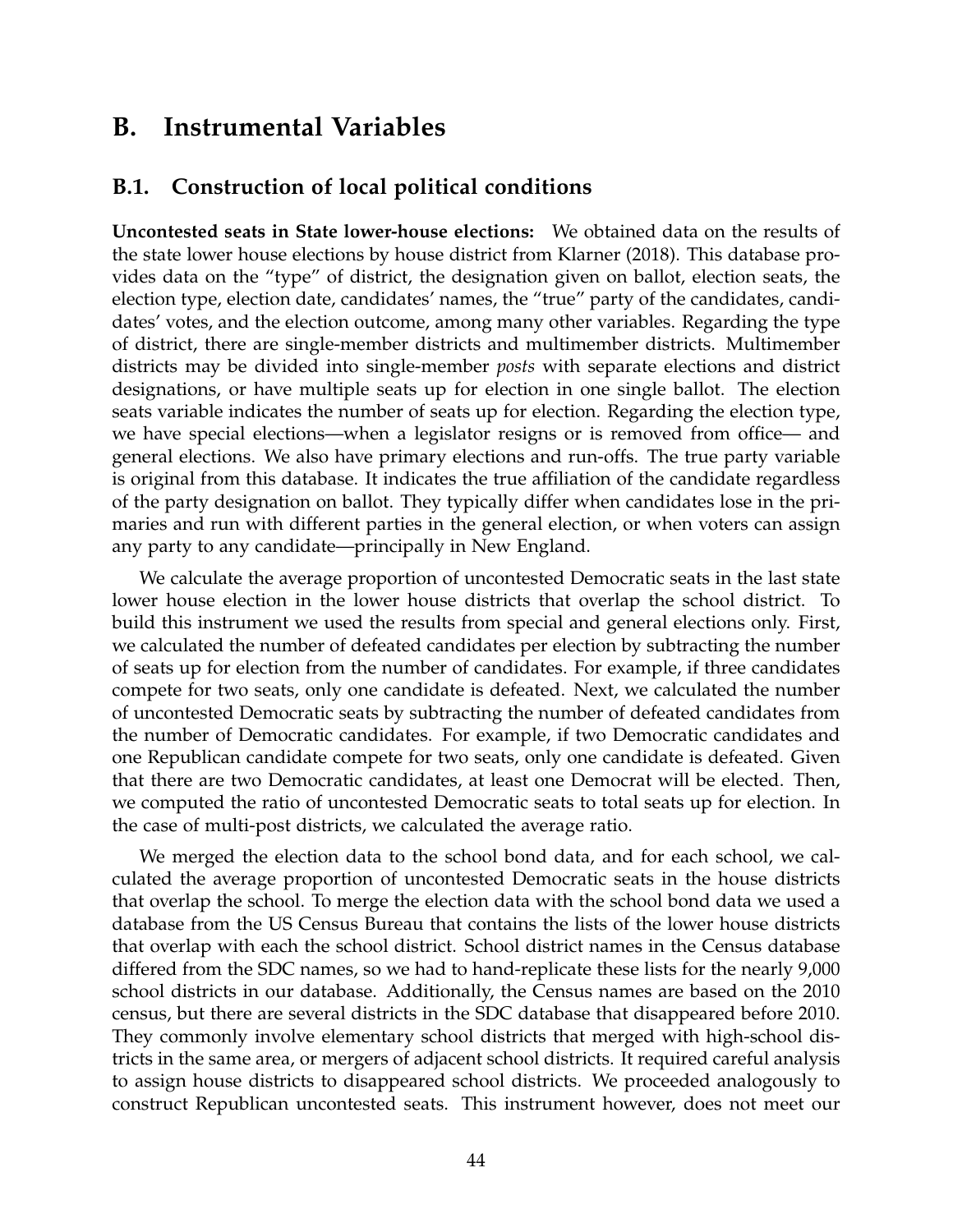# B. Instrumental Variables

## B.1. Construction of local political conditions

**Uncontested seats in State lower-house elections:** We obtained data on the results of the state lower house elections by house district from Klarner (2018). This database provides data on the "type" of district, the designation given on ballot, election seats, the election type, election date, candidates' names, the "true" party of the candidates, candidates' votes, and the election outcome, among many other variables. Regarding the type of district, there are single-member districts and multimember districts. Multimember districts may be divided into single-member *posts* with separate elections and district designations, or have multiple seats up for election in one single ballot. The election seats variable indicates the number of seats up for election. Regarding the election type, we have special elections—when a legislator resigns or is removed from office— and general elections. We also have primary elections and run-offs. The true party variable is original from this database. It indicates the true affiliation of the candidate regardless of the party designation on ballot. They typically differ when candidates lose in the primaries and run with different parties in the general election, or when voters can assign any party to any candidate—principally in New England.

We calculate the average proportion of uncontested Democratic seats in the last state lower house election in the lower house districts that overlap the school district. To build this instrument we used the results from special and general elections only. First, we calculated the number of defeated candidates per election by subtracting the number of seats up for election from the number of candidates. For example, if three candidates compete for two seats, only one candidate is defeated. Next, we calculated the number of uncontested Democratic seats by subtracting the number of defeated candidates from the number of Democratic candidates. For example, if two Democratic candidates and one Republican candidate compete for two seats, only one candidate is defeated. Given that there are two Democratic candidates, at least one Democrat will be elected. Then, we computed the ratio of uncontested Democratic seats to total seats up for election. In the case of multi-post districts, we calculated the average ratio.

We merged the election data to the school bond data, and for each school, we calculated the average proportion of uncontested Democratic seats in the house districts that overlap the school. To merge the election data with the school bond data we used a database from the US Census Bureau that contains the lists of the lower house districts that overlap with each the school district. School district names in the Census database differed from the SDC names, so we had to hand-replicate these lists for the nearly 9,000 school districts in our database. Additionally, the Census names are based on the 2010 census, but there are several districts in the SDC database that disappeared before 2010. They commonly involve elementary school districts that merged with high-school districts in the same area, or mergers of adjacent school districts. It required careful analysis to assign house districts to disappeared school districts. We proceeded analogously to construct Republican uncontested seats. This instrument however, does not meet our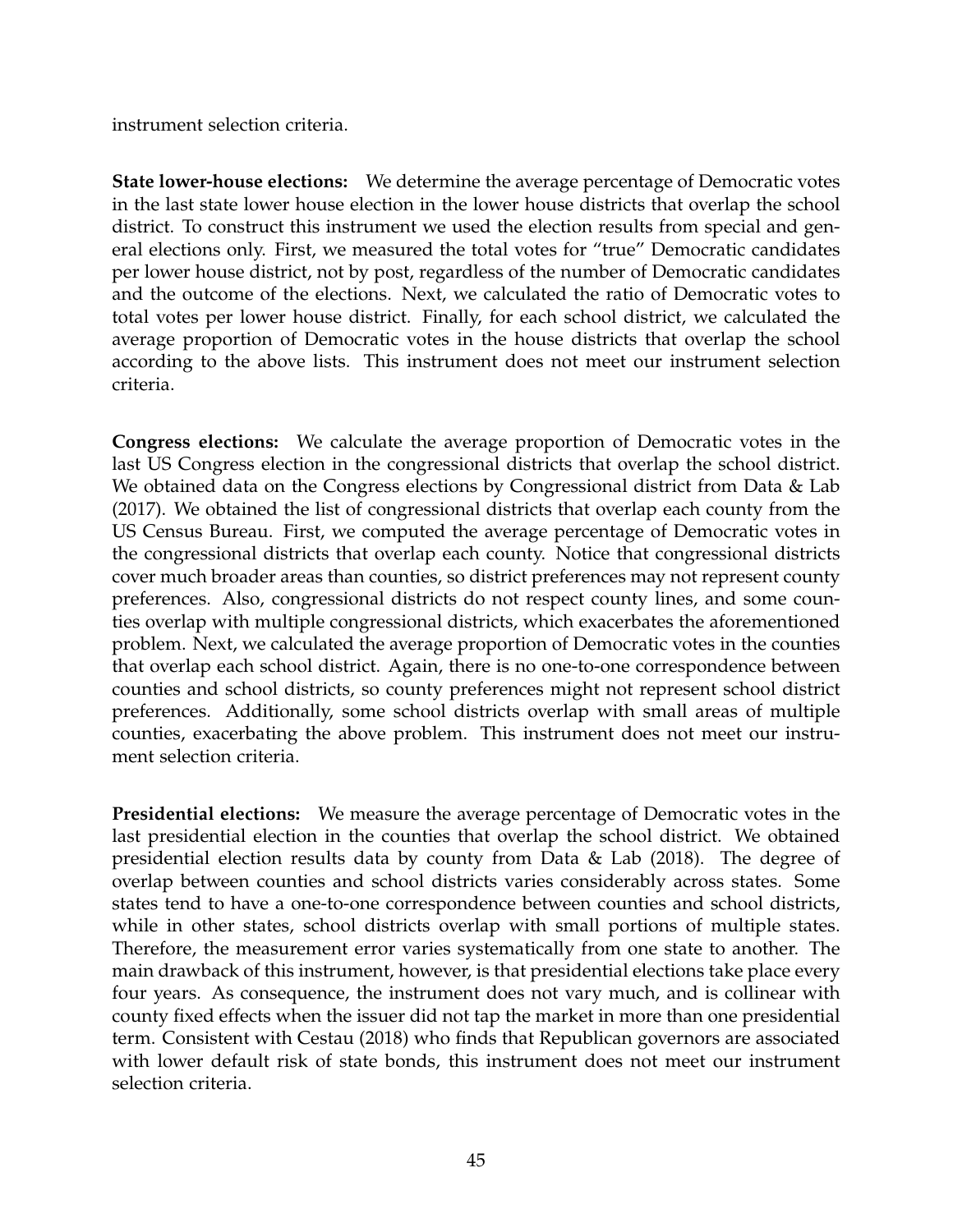instrument selection criteria.

**State lower-house elections:** We determine the average percentage of Democratic votes in the last state lower house election in the lower house districts that overlap the school district. To construct this instrument we used the election results from special and general elections only. First, we measured the total votes for "true" Democratic candidates per lower house district, not by post, regardless of the number of Democratic candidates and the outcome of the elections. Next, we calculated the ratio of Democratic votes to total votes per lower house district. Finally, for each school district, we calculated the average proportion of Democratic votes in the house districts that overlap the school according to the above lists. This instrument does not meet our instrument selection criteria.

**Congress elections:** We calculate the average proportion of Democratic votes in the last US Congress election in the congressional districts that overlap the school district. We obtained data on the Congress elections by Congressional district from Data & Lab (2017). We obtained the list of congressional districts that overlap each county from the US Census Bureau. First, we computed the average percentage of Democratic votes in the congressional districts that overlap each county. Notice that congressional districts cover much broader areas than counties, so district preferences may not represent county preferences. Also, congressional districts do not respect county lines, and some counties overlap with multiple congressional districts, which exacerbates the aforementioned problem. Next, we calculated the average proportion of Democratic votes in the counties that overlap each school district. Again, there is no one-to-one correspondence between counties and school districts, so county preferences might not represent school district preferences. Additionally, some school districts overlap with small areas of multiple counties, exacerbating the above problem. This instrument does not meet our instrument selection criteria.

**Presidential elections:** We measure the average percentage of Democratic votes in the last presidential election in the counties that overlap the school district. We obtained presidential election results data by county from Data & Lab (2018). The degree of overlap between counties and school districts varies considerably across states. Some states tend to have a one-to-one correspondence between counties and school districts, while in other states, school districts overlap with small portions of multiple states. Therefore, the measurement error varies systematically from one state to another. The main drawback of this instrument, however, is that presidential elections take place every four years. As consequence, the instrument does not vary much, and is collinear with county fixed effects when the issuer did not tap the market in more than one presidential term. Consistent with Cestau (2018) who finds that Republican governors are associated with lower default risk of state bonds, this instrument does not meet our instrument selection criteria.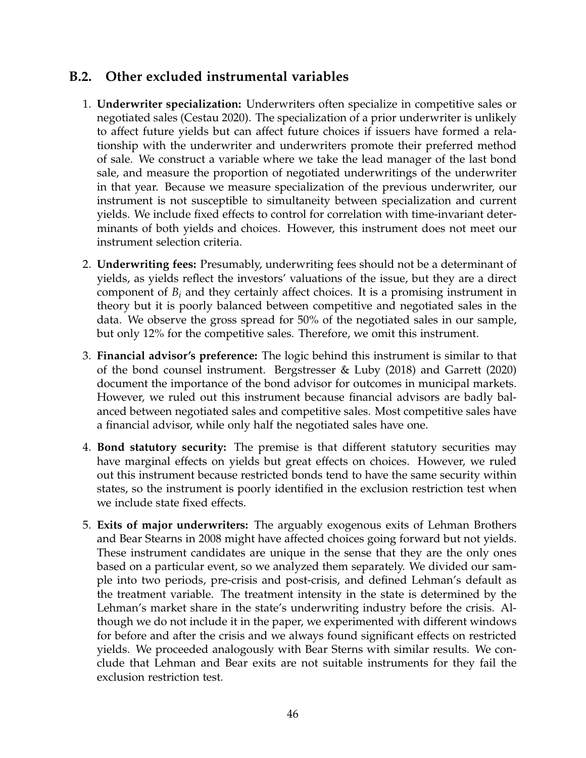## B.2. Other excluded instrumental variables

1. **Underwriter specialization:** Underwriters often specialize in competitive sales or negotiated sales (Cestau 2020). The specialization of a prior underwriter is unlikely to affect future yields but can affect future choices if issuers have formed a relationship with the underwriter and underwriters promote their preferred method of sale. We construct a variable where we take the lead manager of the last bond sale, and measure the proportion of negotiated underwritings of the underwriter in that year. Because we measure specialization of the previous underwriter, our instrument is not susceptible to simultaneity between specialization and current yields. We include fixed effects to control for correlation with time-invariant determinants of both yields and choices. However, this instrument does not meet our instrument selection criteria.

2. **Underwriting fees:** Presumably, underwriting fees should not be a determinant of yields, as yields reflect the investors' valuations of the issue, but they are a direct component of $B_i$ and they certainly affect choices. It is a promising instrument in theory but it is poorly balanced between competitive and negotiated sales in the data. We observe the gross spread for 50% of the negotiated sales in our sample, but only 12% for the competitive sales. Therefore, we omit this instrument.

3. **Financial advisor's preference:** The logic behind this instrument is similar to that of the bond counsel instrument. Bergstresser & Luby (2018) and Garrett (2020) document the importance of the bond advisor for outcomes in municipal markets. However, we ruled out this instrument because financial advisors are badly balanced between negotiated sales and competitive sales. Most competitive sales have a financial advisor, while only half the negotiated sales have one.

4. **Bond statutory security:** The premise is that different statutory securities may have marginal effects on yields but great effects on choices. However, we ruled out this instrument because restricted bonds tend to have the same security within states, so the instrument is poorly identified in the exclusion restriction test when we include state fixed effects.

5. **Exits of major underwriters:** The arguably exogenous exits of Lehman Brothers and Bear Stearns in 2008 might have affected choices going forward but not yields. These instrument candidates are unique in the sense that they are the only ones based on a particular event, so we analyzed them separately. We divided our sample into two periods, pre-crisis and post-crisis, and defined Lehman's default as the treatment variable. The treatment intensity in the state is determined by the Lehman's market share in the state's underwriting industry before the crisis. Although we do not include it in the paper, we experimented with different windows for before and after the crisis and we always found significant effects on restricted yields. We proceeded analogously with Bear Sterns with similar results. We conclude that Lehman and Bear exits are not suitable instruments for they fail the exclusion restriction test.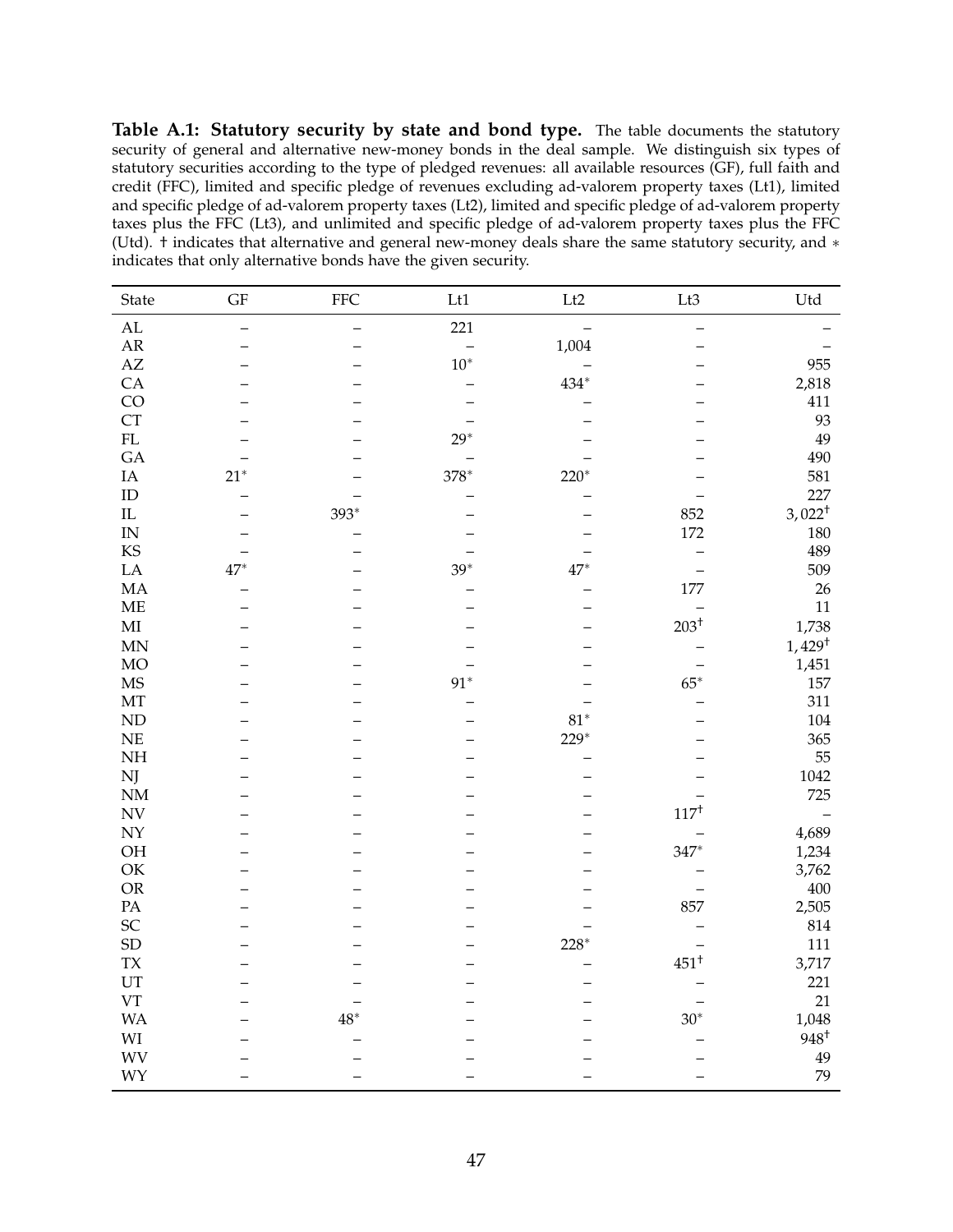**Table A.1: Statutory security by state and bond type.** The table documents the statutory security of general and alternative new-money bonds in the deal sample. We distinguish six types of statutory securities according to the type of pledged revenues: all available resources (GF), full faith and credit (FFC), limited and specific pledge of revenues excluding ad-valorem property taxes (Lt1), limited and specific pledge of ad-valorem property taxes (Lt2), limited and specific pledge of ad-valorem property taxes plus the FFC (Lt3), and unlimited and specific pledge of ad-valorem property taxes plus the FFC (Utd). † indicates that alternative and general new-money deals share the same statutory security, and ∗ indicates that only alternative bonds have the given security.

| State | GF | FFC | Lt1 | Lt2 | Lt3 | Utd |
|---|---|---|---|---|---|---|
| AL | – | – | 221 | – | – | – |
| AR | – | – | – | 1,004 | – | – |
| AZ | – | – | 10∗ | – | – | 955 |
| CA | – | – | – | 434∗ | – | 2,818 |
| CO | – | – | – | – | – | 411 |
| CT | – | – | – | – | – | 93 |
| FL | – | – | 29∗ | – | – | 49 |
| GA | – | – | – | – | – | 490 |
| IA | 21∗ | – | 378∗ | 220∗ | – | 581 |
| ID | – | – | – | – | – | 227 |
| IL | – | 393∗ | – | – | 852 | 3,022† |
| IN | – | – | – | – | 172 | 180 |
| KS | – | – | – | – | – | 489 |
| LA | 47∗ | – | 39∗ | 47∗ | – | 509 |
| MA | – | – | – | – | 177 | 26 |
| ME | – | – | – | – | – | 11 |
| MI | – | – | – | – | 203† | 1,738 |
| MN | – | – | – | – | – | 1,429† |
| MO | – | – | – | – | – | 1,451 |
| MS | – | – | 91∗ | – | 65∗ | 157 |
| MT | – | – | – | – | – | 311 |
| ND | – | – | – | 81∗ | – | 104 |
| NE | – | – | – | 229∗ | – | 365 |
| NH | – | – | – | – | – | 55 |
| NJ | – | – | – | – | – | 1042 |
| NM | – | – | – | – | – | 725 |
| NV | – | – | – | – | 117† | – |
| NY | – | – | – | – | – | 4,689 |
| OH | – | – | – | – | 347∗ | 1,234 |
| OK | – | – | – | – | – | 3,762 |
| OR | – | – | – | – | – | 400 |
| PA | – | – | – | – | 857 | 2,505 |
| SC | – | – | – | – | – | 814 |
| SD | – | – | – | 228∗ | – | 111 |
| TX | – | – | – | – | 451† | 3,717 |
| UT | – | – | – | – | – | 221 |
| VT | – | – | – | – | – | 21 |
| WA | – | 48∗ | – | – | 30∗ | 1,048 |
| WI | – | – | – | – | – | 948† |
| WV | – | – | – | – | – | 49 |
| WY | – | – | – | – | – | 79 |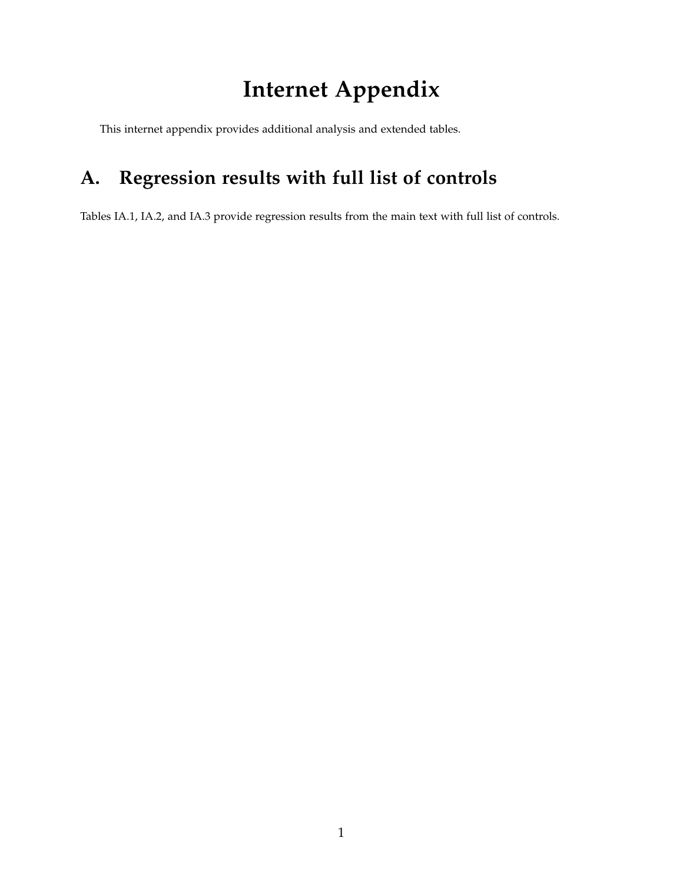# Internet Appendix

This internet appendix provides additional analysis and extended tables.

## A. Regression results with full list of controls

Tables IA.1, IA.2, and IA.3 provide regression results from the main text with full list of controls.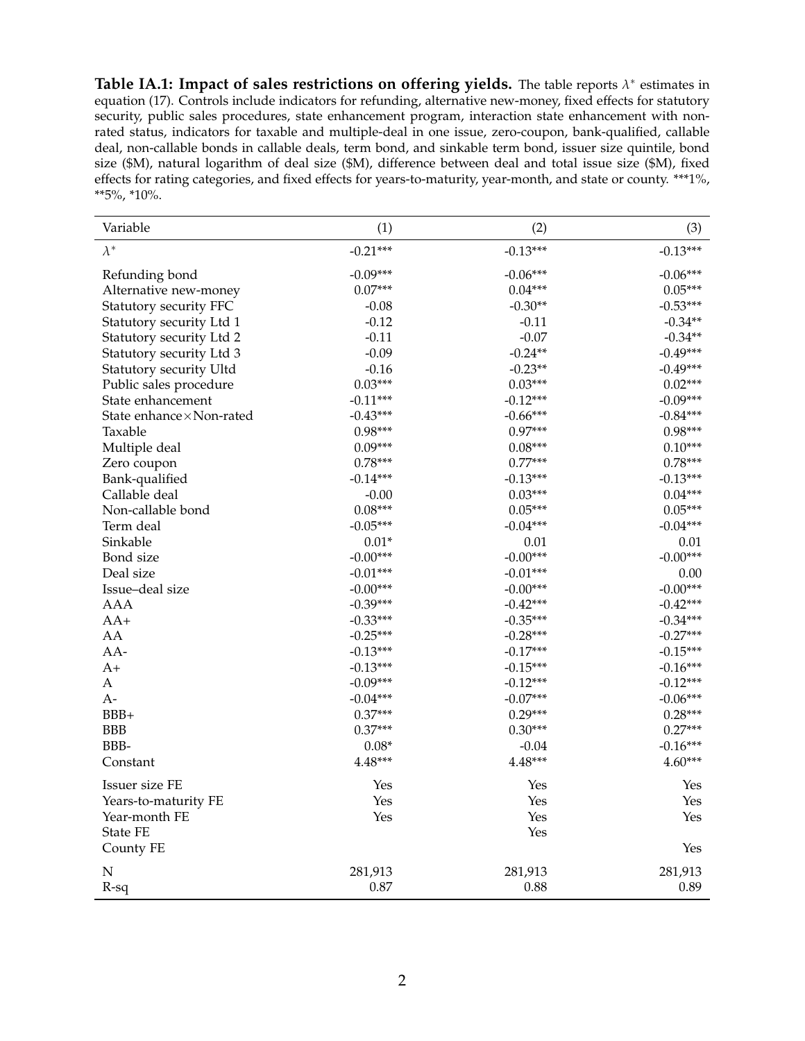**Table IA.1: Impact of sales restrictions on offering yields.** The table reports $\lambda^*$ estimates in equation (17). Controls include indicators for refunding, alternative new-money, fixed effects for statutory security, public sales procedures, state enhancement program, interaction state enhancement with non-rated status, indicators for taxable and multiple-deal in one issue, zero-coupon, bank-qualified, callable deal, non-callable bonds in callable deals, term bond, and sinkable term bond, issuer size quintile, bond size ($M), natural logarithm of deal size ($M), difference between deal and total issue size ($M), fixed effects for rating categories, and fixed effects for years-to-maturity, year-month, and state or county. ***1%, **5%, *10%.

| Variable | (1) | (2) | (3) |
|---|---|---|---|
| $\lambda^*$ | -0.21*** | -0.13*** | -0.13*** |
| Refunding bond | -0.09*** | -0.06*** | -0.06*** |
| Alternative new-money | 0.07*** | 0.04*** | 0.05*** |
| Statutory security FFC | -0.08 | -0.30** | -0.53*** |
| Statutory security Ltd 1 | -0.12 | -0.11 | -0.34** |
| Statutory security Ltd 2 | -0.11 | -0.07 | -0.34** |
| Statutory security Ltd 3 | -0.09 | -0.24** | -0.49*** |
| Statutory security Ultd | -0.16 | -0.23** | -0.49*** |
| Public sales procedure | 0.03*** | 0.03*** | 0.02*** |
| State enhancement | -0.11*** | -0.12*** | -0.09*** |
| State enhance×Non-rated | -0.43*** | -0.66*** | -0.84*** |
| Taxable | 0.98*** | 0.97*** | 0.98*** |
| Multiple deal | 0.09*** | 0.08*** | 0.10*** |
| Zero coupon | 0.78*** | 0.77*** | 0.78*** |
| Bank-qualified | -0.14*** | -0.13*** | -0.13*** |
| Callable deal | -0.00 | 0.03*** | 0.04*** |
| Non-callable bond | 0.08*** | 0.05*** | 0.05*** |
| Term deal | -0.05*** | -0.04*** | -0.04*** |
| Sinkable | 0.01* | 0.01 | 0.01 |
| Bond size | -0.00*** | -0.00*** | -0.00*** |
| Deal size | -0.01*** | -0.01*** | 0.00 |
| Issue–deal size | -0.00*** | -0.00*** | -0.00*** |
| AAA | -0.39*** | -0.42*** | -0.42*** |
| AA+ | -0.33*** | -0.35*** | -0.34*** |
| AA | -0.25*** | -0.28*** | -0.27*** |
| AA- | -0.13*** | -0.17*** | -0.15*** |
| A+ | -0.13*** | -0.15*** | -0.16*** |
| A | -0.09*** | -0.12*** | -0.12*** |
| A- | -0.04*** | -0.07*** | -0.06*** |
| BBB+ | 0.37*** | 0.29*** | 0.28*** |
| BBB | 0.37*** | 0.30*** | 0.27*** |
| BBB- | 0.08* | -0.04 | -0.16*** |
| Constant | 4.48*** | 4.48*** | 4.60*** |
| Issuer size FE | Yes | Yes | Yes |
| Years-to-maturity FE | Yes | Yes | Yes |
| Year-month FE | Yes | Yes | Yes |
| State FE | | Yes | |
| County FE | | | Yes |
| N | 281,913 | 281,913 | 281,913 |
| R-sq | 0.87 | 0.88 | 0.89 |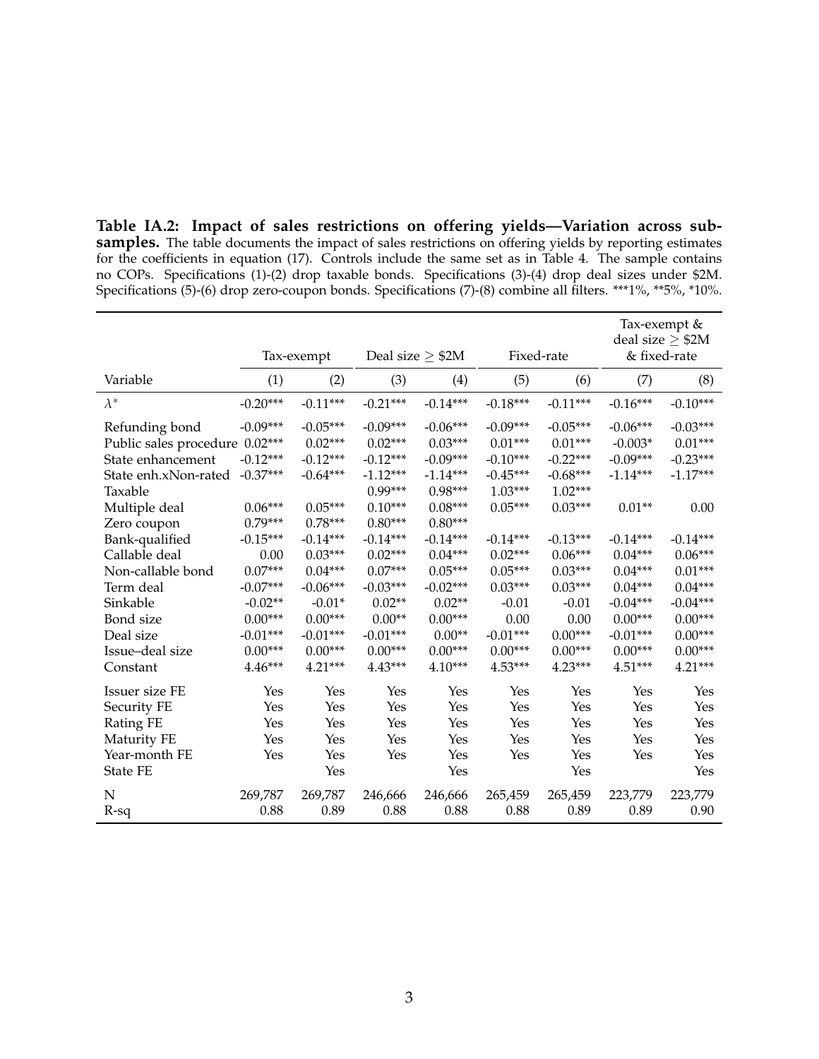**Table IA.2: Impact of sales restrictions on offering yields—Variation across subsamples.** The table documents the impact of sales restrictions on offering yields by reporting estimates for the coefficients in equation (17). Controls include the same set as in Table 4. The sample contains no COPs. Specifications (1)-(2) drop taxable bonds. Specifications (3)-(4) drop deal sizes under \$2M. Specifications (5)-(6) drop zero-coupon bonds. Specifications (7)-(8) combine all filters. \*\*\*1%, \*\*5%, \*10%.

| | Tax-exempt | | Deal size $\geq$ \$2M | | Fixed-rate | | Tax-exempt & deal size $\geq$ \$2M & fixed-rate | |
|---|---|---|---|---|---|---|---|---|
| Variable | (1) | (2) | (3) | (4) | (5) | (6) | (7) | (8) |
| $\lambda^*$ | -0.20\*\*\* | -0.11\*\*\* | -0.21\*\*\* | -0.14\*\*\* | -0.18\*\*\* | -0.11\*\*\* | -0.16\*\*\* | -0.10\*\*\* |
| Refunding bond | -0.09\*\*\* | -0.05\*\*\* | -0.09\*\*\* | -0.06\*\*\* | -0.09\*\*\* | -0.05\*\*\* | -0.06\*\*\* | -0.03\*\*\* |
| Public sales procedure | 0.02\*\*\* | 0.02\*\*\* | 0.02\*\*\* | 0.03\*\*\* | 0.01\*\*\* | 0.01\*\*\* | -0.003\* | 0.01\*\*\* |
| State enhancement | -0.12\*\*\* | -0.12\*\*\* | -0.12\*\*\* | -0.09\*\*\* | -0.10\*\*\* | -0.22\*\*\* | -0.09\*\*\* | -0.23\*\*\* |
| State enh.xNon-rated | -0.37\*\*\* | -0.64\*\*\* | -1.12\*\*\* | -1.14\*\*\* | -0.45\*\*\* | -0.68\*\*\* | -1.14\*\*\* | -1.17\*\*\* |
| Taxable | | | 0.99\*\*\* | 0.98\*\*\* | 1.03\*\*\* | 1.02\*\*\* | | |
| Multiple deal | 0.06\*\*\* | 0.05\*\*\* | 0.10\*\*\* | 0.08\*\*\* | 0.05\*\*\* | 0.03\*\*\* | 0.01\*\* | 0.00 |
| Zero coupon | 0.79\*\*\* | 0.78\*\*\* | 0.80\*\*\* | 0.80\*\*\* | | | | |
| Bank-qualified | -0.15\*\*\* | -0.14\*\*\* | -0.14\*\*\* | -0.14\*\*\* | -0.14\*\*\* | -0.13\*\*\* | -0.14\*\*\* | -0.14\*\*\* |
| Callable deal | 0.00 | 0.03\*\*\* | 0.02\*\*\* | 0.04\*\*\* | 0.02\*\*\* | 0.06\*\*\* | 0.04\*\*\* | 0.06\*\*\* |
| Non-callable bond | 0.07\*\*\* | 0.04\*\*\* | 0.07\*\*\* | 0.05\*\*\* | 0.05\*\*\* | 0.03\*\*\* | 0.04\*\*\* | 0.01\*\*\* |
| Term deal | -0.07\*\*\* | -0.06\*\*\* | -0.03\*\*\* | -0.02\*\*\* | 0.03\*\*\* | 0.03\*\*\* | 0.04\*\*\* | 0.04\*\*\* |
| Sinkable | -0.02\*\* | -0.01\* | 0.02\*\* | 0.02\*\* | -0.01 | -0.01 | -0.04\*\*\* | -0.04\*\*\* |
| Bond size | 0.00\*\*\* | 0.00\*\*\* | 0.00\*\* | 0.00\*\*\* | 0.00 | 0.00 | 0.00\*\*\* | 0.00\*\*\* |
| Deal size | -0.01\*\*\* | -0.01\*\*\* | -0.01\*\*\* | 0.00\*\* | -0.01\*\*\* | 0.00\*\*\* | -0.01\*\*\* | 0.00\*\*\* |
| Issue–deal size | 0.00\*\*\* | 0.00\*\*\* | 0.00\*\*\* | 0.00\*\*\* | 0.00\*\*\* | 0.00\*\*\* | 0.00\*\*\* | 0.00\*\*\* |
| Constant | 4.46\*\*\* | 4.21\*\*\* | 4.43\*\*\* | 4.10\*\*\* | 4.53\*\*\* | 4.23\*\*\* | 4.51\*\*\* | 4.21\*\*\* |
| Issuer size FE | Yes | Yes | Yes | Yes | Yes | Yes | Yes | Yes |
| Security FE | Yes | Yes | Yes | Yes | Yes | Yes | Yes | Yes |
| Rating FE | Yes | Yes | Yes | Yes | Yes | Yes | Yes | Yes |
| Maturity FE | Yes | Yes | Yes | Yes | Yes | Yes | Yes | Yes |
| Year-month FE | Yes | Yes | Yes | Yes | Yes | Yes | Yes | Yes |
| State FE | | Yes | | Yes | | Yes | | Yes |
| N | 269,787 | 269,787 | 246,666 | 246,666 | 265,459 | 265,459 | 223,779 | 223,779 |
| R-sq | 0.88 | 0.89 | 0.88 | 0.88 | 0.88 | 0.89 | 0.89 | 0.90 |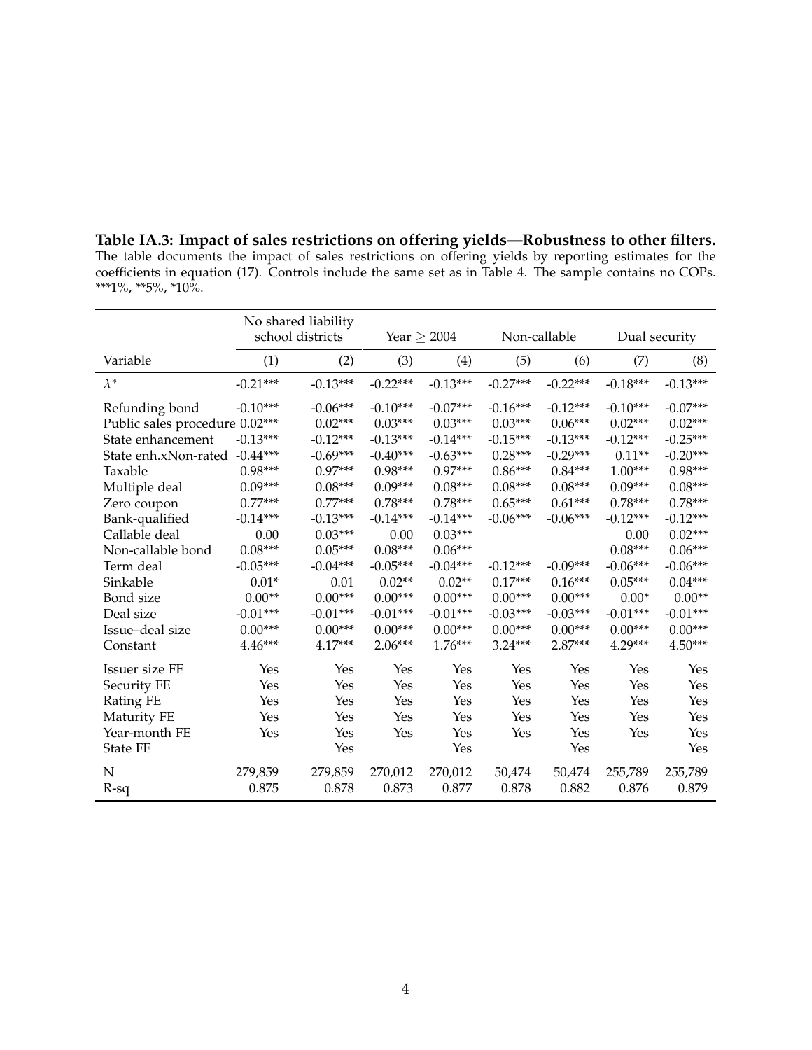**Table IA.3: Impact of sales restrictions on offering yields—Robustness to other filters.** The table documents the impact of sales restrictions on offering yields by reporting estimates for the coefficients in equation (17). Controls include the same set as in Table 4. The sample contains no COPs. ***1%, **5%, *10%.

| | No shared liability school districts | | Year $\geq$ 2004 | | Non-callable | | Dual security | |
|---|---|---|---|---|---|---|---|---|
| Variable | (1) | (2) | (3) | (4) | (5) | (6) | (7) | (8) |
| $\lambda^*$ | -0.21*** | -0.13*** | -0.22*** | -0.13*** | -0.27*** | -0.22*** | -0.18*** | -0.13*** |
| Refunding bond | -0.10*** | -0.06*** | -0.10*** | -0.07*** | -0.16*** | -0.12*** | -0.10*** | -0.07*** |
| Public sales procedure | 0.02*** | 0.02*** | 0.03*** | 0.03*** | 0.03*** | 0.06*** | 0.02*** | 0.02*** |
| State enhancement | -0.13*** | -0.12*** | -0.13*** | -0.14*** | -0.15*** | -0.13*** | -0.12*** | -0.25*** |
| State enh.xNon-rated | -0.44*** | -0.69*** | -0.40*** | -0.63*** | 0.28*** | -0.29*** | 0.11** | -0.20*** |
| Taxable | 0.98*** | 0.97*** | 0.98*** | 0.97*** | 0.86*** | 0.84*** | 1.00*** | 0.98*** |
| Multiple deal | 0.09*** | 0.08*** | 0.09*** | 0.08*** | 0.08*** | 0.08*** | 0.09*** | 0.08*** |
| Zero coupon | 0.77*** | 0.77*** | 0.78*** | 0.78*** | 0.65*** | 0.61*** | 0.78*** | 0.78*** |
| Bank-qualified | -0.14*** | -0.13*** | -0.14*** | -0.14*** | -0.06*** | -0.06*** | -0.12*** | -0.12*** |
| Callable deal | 0.00 | 0.03*** | 0.00 | 0.03*** | | | 0.00 | 0.02*** |
| Non-callable bond | 0.08*** | 0.05*** | 0.08*** | 0.06*** | | | 0.08*** | 0.06*** |
| Term deal | -0.05*** | -0.04*** | -0.05*** | -0.04*** | -0.12*** | -0.09*** | -0.06*** | -0.06*** |
| Sinkable | 0.01* | 0.01 | 0.02** | 0.02** | 0.17*** | 0.16*** | 0.05*** | 0.04*** |
| Bond size | 0.00** | 0.00*** | 0.00*** | 0.00*** | 0.00*** | 0.00*** | 0.00* | 0.00** |
| Deal size | -0.01*** | -0.01*** | -0.01*** | -0.01*** | -0.03*** | -0.03*** | -0.01*** | -0.01*** |
| Issue–deal size | 0.00*** | 0.00*** | 0.00*** | 0.00*** | 0.00*** | 0.00*** | 0.00*** | 0.00*** |
| Constant | 4.46*** | 4.17*** | 2.06*** | 1.76*** | 3.24*** | 2.87*** | 4.29*** | 4.50*** |
| Issuer size FE | Yes | Yes | Yes | Yes | Yes | Yes | Yes | Yes |
| Security FE | Yes | Yes | Yes | Yes | Yes | Yes | Yes | Yes |
| Rating FE | Yes | Yes | Yes | Yes | Yes | Yes | Yes | Yes |
| Maturity FE | Yes | Yes | Yes | Yes | Yes | Yes | Yes | Yes |
| Year-month FE | Yes | Yes | Yes | Yes | Yes | Yes | Yes | Yes |
| State FE | | Yes | | Yes | | Yes | | Yes |
| N | 279,859 | 279,859 | 270,012 | 270,012 | 50,474 | 50,474 | 255,789 | 255,789 |
| R-sq | 0.875 | 0.878 | 0.873 | 0.877 | 0.878 | 0.882 | 0.876 | 0.879 |